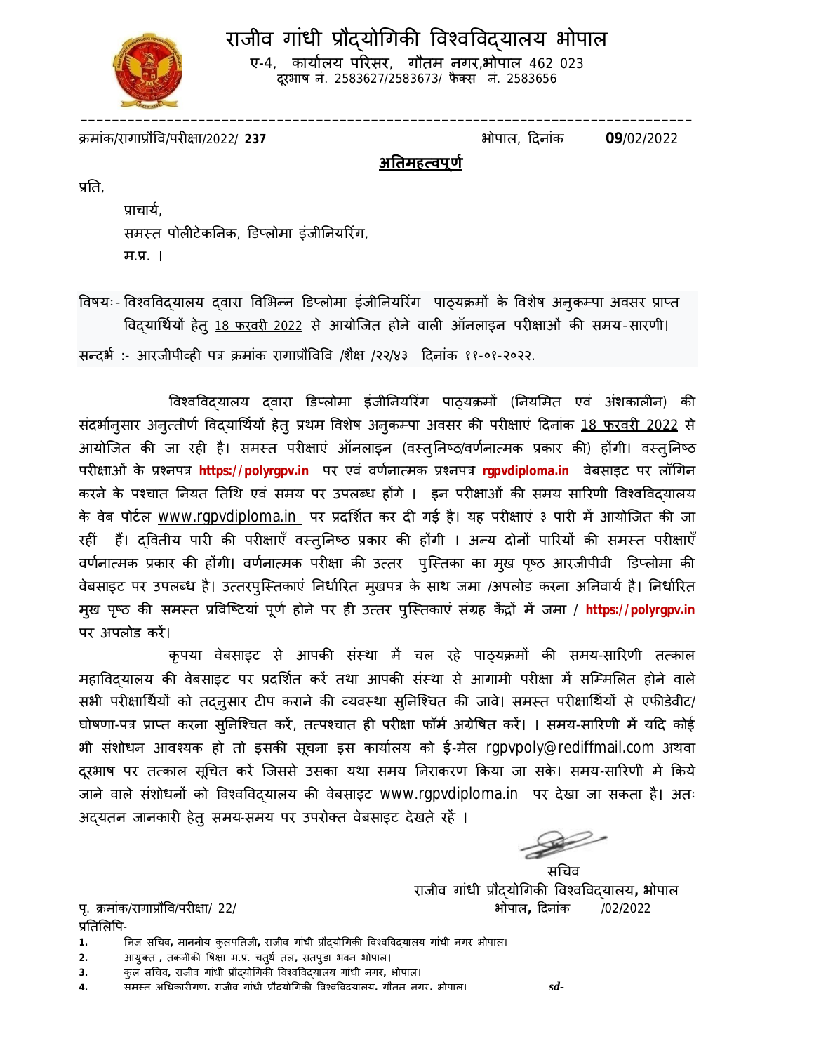# राजीव गांधी प्रौद्योगिकी विश्वविद्यालय भोपाल

ए-4, कार्यालय परिसर, गौतम नगर,भोपाल 462 023

दूरभाष नं. 2583627/2583673/ फैक्स नं. 2583656

---

क्रमांक/रागाप्रौवि/परीक्षा/2022/ **237** भोपाल, दिनांक **09**/02/2022

**<u>अतिमहत्वपूर्ण</u>**

प्रति,

प्राचार्य,
समस्त पोलीटेकनिक, डिप्लोमा इंजीनियरिंग,
म.प्र. ।

विषयः- विश्वविद्यालय द्वारा विभिन्न डिप्लोमा इंजीनियरिंग पाठ्यक्रमों के विशेष अनुकम्पा अवसर प्राप्त विद्यार्थियों हेतु <u>18 फरवरी 2022</u> से आयोजित होने वाली ऑनलाइन परीक्षाओं की समय-सारणी।

सन्दर्भ :- आरजीपीव्ही पत्र क्रमांक रागाप्रौविवि /शैक्ष /२२/४३ दिनांक ११-०१-२०२२.

विश्वविद्यालय द्वारा डिप्लोमा इंजीनियरिंग पाठ्यक्रमों (नियमित एवं अंशकालीन) की संदर्भानुसार अनुत्तीर्ण विद्यार्थियों हेतु प्रथम विशेष अनुकम्पा अवसर की परीक्षाएं दिनांक <u>18 फरवरी 2022</u> से आयोजित की जा रही है। समस्त परीक्षाएं ऑनलाइन (वस्तुनिष्ठ/वर्णनात्मक प्रकार की) होंगी। वस्तुनिष्ठ परीक्षाओं के प्रश्नपत्र **https://polyrgpv.in** पर एवं वर्णनात्मक प्रश्नपत्र **rgpvdiploma.in** वेबसाइट पर लॉगिन करने के पश्चात नियत तिथि एवं समय पर उपलब्ध होंगे । इन परीक्षाओं की समय सारिणी विश्वविद्यालय के वेब पोर्टल <u>www.rgpvdiploma.in</u> पर प्रदर्शित कर दी गई है। यह परीक्षाएं ३ पारी में आयोजित की जा रहीं हैं। द्वितीय पारी की परीक्षाएँ वस्तुनिष्ठ प्रकार की होंगी । अन्य दोनों पारियों की समस्त परीक्षाएँ वर्णनात्मक प्रकार की होंगी। वर्णनात्मक परीक्षा की उत्तर पुस्तिका का मुख पृष्ठ आरजीपीवी डिप्लोमा की वेबसाइट पर उपलब्ध है। उत्तरपुस्तिकाएं निर्धारित मुखपत्र के साथ जमा /अपलोड करना अनिवार्य है। निर्धारित मुख पृष्ठ की समस्त प्रविष्टियां पूर्ण होने पर ही उत्तर पुस्तिकाएं संग्रह केंद्रों में जमा / **https://polyrgpv.in** पर अपलोड करें।

कृपया वेबसाइट से आपकी संस्था में चल रहे पाठ्यक्रमों की समय-सारिणी तत्काल महाविद्यालय की वेबसाइट पर प्रदर्शित करें तथा आपकी संस्था से आगामी परीक्षा में सम्मिलित होने वाले सभी परीक्षार्थियों को तदनुसार टीप कराने की व्यवस्था सुनिश्चित की जावे। समस्त परीक्षार्थियों से एफीडेवीट/ घोषणा-पत्र प्राप्त करना सुनिश्चित करें, तत्पश्चात ही परीक्षा फॉर्म अग्रेषित करें। । समय-सारिणी में यदि कोई भी संशोधन आवश्यक हो तो इसकी सूचना इस कार्यालय को ई-मेल rgpvpoly@rediffmail.com अथवा दूरभाष पर तत्काल सूचित करें जिससे उसका यथा समय निराकरण किया जा सके। समय-सारिणी में किये जाने वाले संशोधनों को विश्वविद्यालय की वेबसाइट www.rgpvdiploma.in पर देखा जा सकता है। अतः अद्यतन जानकारी हेतु समय-समय पर उपरोक्त वेबसाइट देखते रहें ।

सचिव
राजीव गांधी प्रौद्योगिकी विश्वविद्यालय, भोपाल

पृ. क्रमांक/रागाप्रौवि/परीक्षा/ 22/ भोपाल, दिनांक /02/2022

प्रतिलिपि-

1. निज सचिव, माननीय कुलपतिजी, राजीव गांधी प्रौद्योगिकी विश्वविद्यालय गांधी नगर भोपाल।
2. आयुक्त , तकनीकी षिक्षा म.प्र. चतुर्थ तल, सतपुडा भवन भोपाल।
3. कुल सचिव, राजीव गांधी प्रौद्योगिकी विश्वविद्यालय गांधी नगर, भोपाल।
4. समस्त अधिकारीगण, राजीव गांधी प्रौद्योगिकी विश्वविद्यालय, गौतम नगर, भोपाल। *sd-*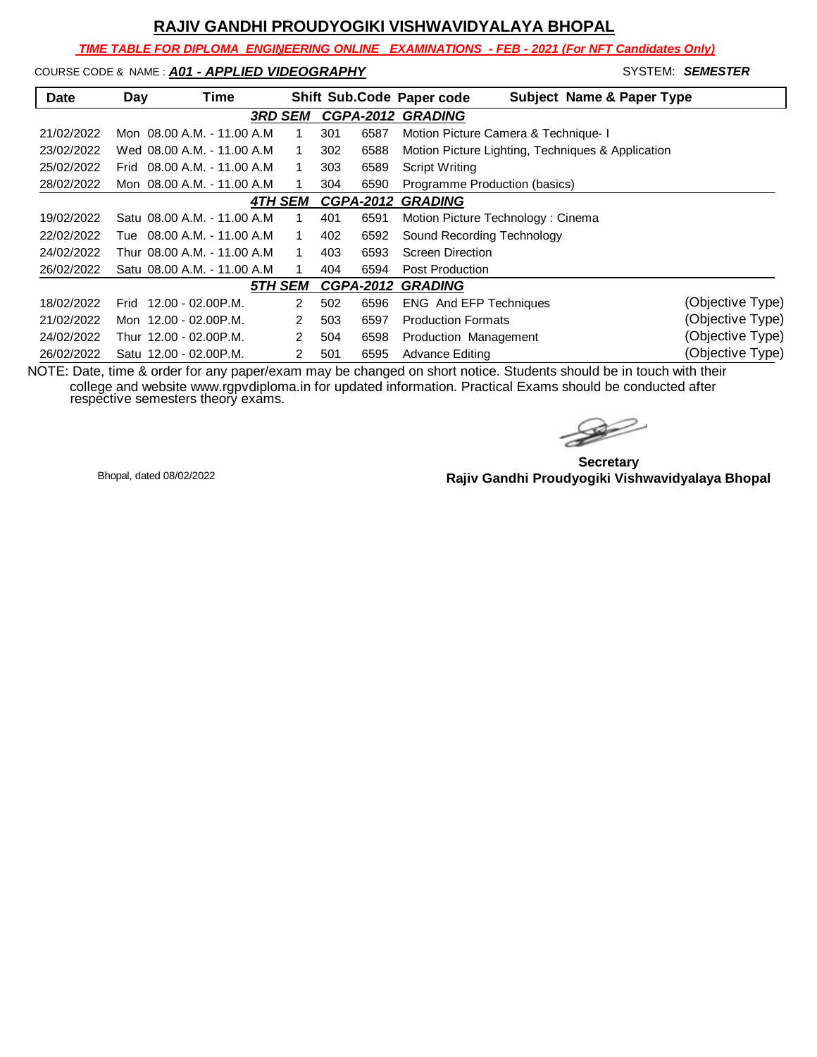# RAJIV GANDHI PROUDYOGIKI VISHWAVIDYALAYA BHOPAL

***TIME TABLE FOR DIPLOMA ENGINEERING ONLINE EXAMINATIONS - FEB - 2021 (For NFT Candidates Only)***

COURSE CODE & NAME : ***A01 - APPLIED VIDEOGRAPHY*** SYSTEM: ***SEMESTER***

| Date | Day | Time | Shift | Sub.Code | Paper code | Subject Name & Paper Type | |
|---|---|---|---|---|---|---|---|
| | | ***3RD SEM*** | ***CGPA-2012*** | ***GRADING*** | | | |
| 21/02/2022 | Mon | 08.00 A.M. - 11.00 A.M | 1 | 301 | 6587 | Motion Picture Camera & Technique- I | |
| 23/02/2022 | Wed | 08.00 A.M. - 11.00 A.M | 1 | 302 | 6588 | Motion Picture Lighting, Techniques & Application | |
| 25/02/2022 | Frid | 08.00 A.M. - 11.00 A.M | 1 | 303 | 6589 | Script Writing | |
| 28/02/2022 | Mon | 08.00 A.M. - 11.00 A.M | 1 | 304 | 6590 | Programme Production (basics) | |
| | | ***4TH SEM*** | ***CGPA-2012*** | ***GRADING*** | | | |
| 19/02/2022 | Satu | 08.00 A.M. - 11.00 A.M | 1 | 401 | 6591 | Motion Picture Technology : Cinema | |
| 22/02/2022 | Tue | 08.00 A.M. - 11.00 A.M | 1 | 402 | 6592 | Sound Recording Technology | |
| 24/02/2022 | Thur | 08.00 A.M. - 11.00 A.M | 1 | 403 | 6593 | Screen Direction | |
| 26/02/2022 | Satu | 08.00 A.M. - 11.00 A.M | 1 | 404 | 6594 | Post Production | |
| | | ***5TH SEM*** | ***CGPA-2012*** | ***GRADING*** | | | |
| 18/02/2022 | Frid | 12.00 - 02.00P.M. | 2 | 502 | 6596 | ENG And EFP Techniques | (Objective Type) |
| 21/02/2022 | Mon | 12.00 - 02.00P.M. | 2 | 503 | 6597 | Production Formats | (Objective Type) |
| 24/02/2022 | Thur | 12.00 - 02.00P.M. | 2 | 504 | 6598 | Production Management | (Objective Type) |
| 26/02/2022 | Satu | 12.00 - 02.00P.M. | 2 | 501 | 6595 | Advance Editing | (Objective Type) |

NOTE: Date, time & order for any paper/exam may be changed on short notice. Students should be in touch with their college and website www.rgpvdiploma.in for updated information. Practical Exams should be conducted after respective semesters theory exams.

Bhopal, dated 08/02/2022

**Secretary**
**Rajiv Gandhi Proudyogiki Vishwavidyalaya Bhopal**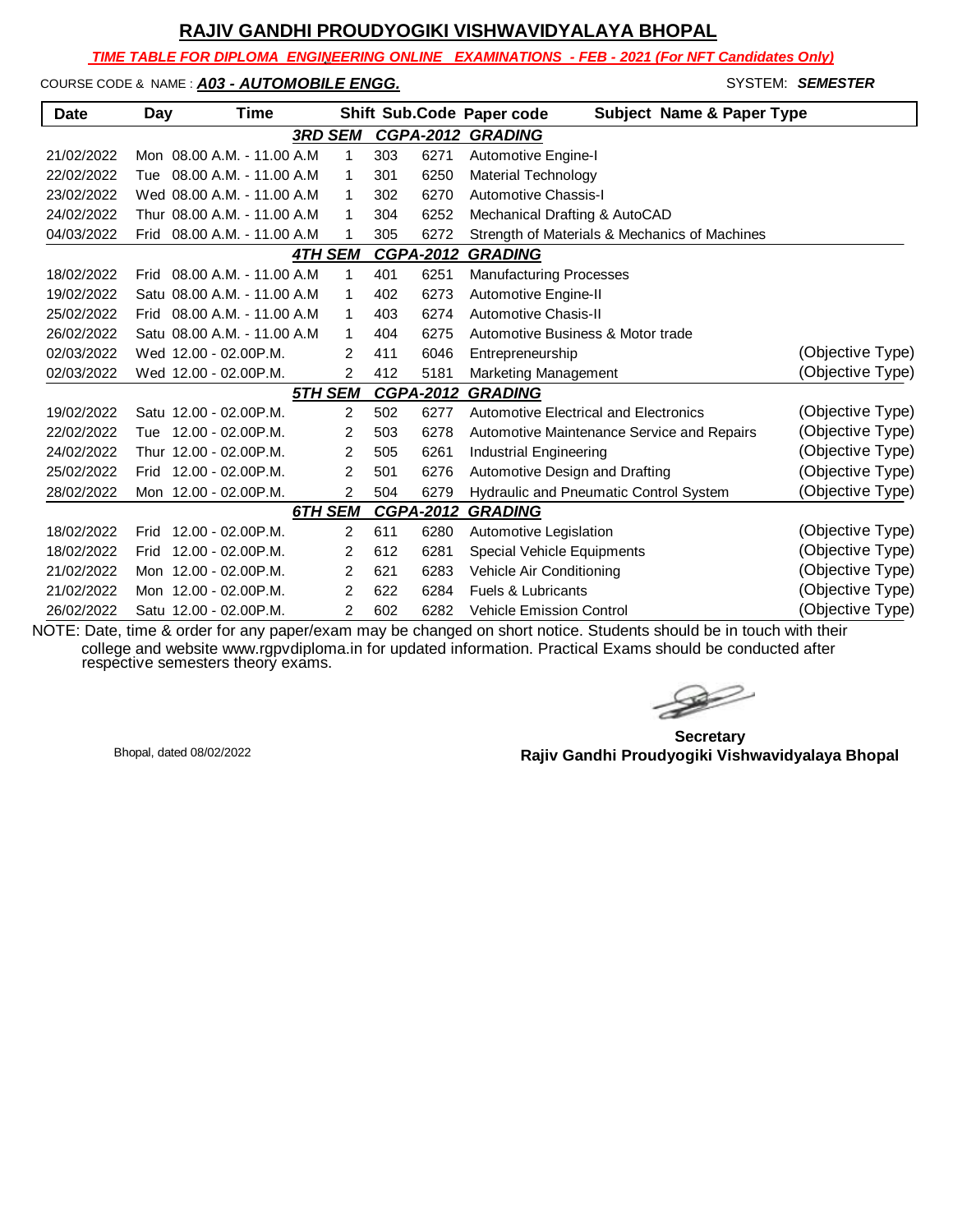# RAJIV GANDHI PROUDYOGIKI VISHWAVIDYALAYA BHOPAL

***TIME TABLE FOR DIPLOMA ENGINEERING ONLINE EXAMINATIONS - FEB - 2021 (For NFT Candidates Only)***

COURSE CODE & NAME : ***A03 - AUTOMOBILE ENGG.*** SYSTEM: ***SEMESTER***

| Date | Day | Time | Shift | Sub.Code | Paper code | Subject Name & Paper Type | |
|---|---|---|---|---|---|---|---|
| | | | ***3RD SEM*** | ***CGPA-2012*** | ***GRADING*** | | |
| 21/02/2022 | Mon | 08.00 A.M. - 11.00 A.M | 1 | 303 | 6271 | Automotive Engine-I | |
| 22/02/2022 | Tue | 08.00 A.M. - 11.00 A.M | 1 | 301 | 6250 | Material Technology | |
| 23/02/2022 | Wed | 08.00 A.M. - 11.00 A.M | 1 | 302 | 6270 | Automotive Chassis-I | |
| 24/02/2022 | Thur | 08.00 A.M. - 11.00 A.M | 1 | 304 | 6252 | Mechanical Drafting & AutoCAD | |
| 04/03/2022 | Frid | 08.00 A.M. - 11.00 A.M | 1 | 305 | 6272 | Strength of Materials & Mechanics of Machines | |
| | | | ***4TH SEM*** | ***CGPA-2012*** | ***GRADING*** | | |
| 18/02/2022 | Frid | 08.00 A.M. - 11.00 A.M | 1 | 401 | 6251 | Manufacturing Processes | |
| 19/02/2022 | Satu | 08.00 A.M. - 11.00 A.M | 1 | 402 | 6273 | Automotive Engine-II | |
| 25/02/2022 | Frid | 08.00 A.M. - 11.00 A.M | 1 | 403 | 6274 | Automotive Chasis-II | |
| 26/02/2022 | Satu | 08.00 A.M. - 11.00 A.M | 1 | 404 | 6275 | Automotive Business & Motor trade | |
| 02/03/2022 | Wed | 12.00 - 02.00P.M. | 2 | 411 | 6046 | Entrepreneurship | (Objective Type) |
| 02/03/2022 | Wed | 12.00 - 02.00P.M. | 2 | 412 | 5181 | Marketing Management | (Objective Type) |
| | | | ***5TH SEM*** | ***CGPA-2012*** | ***GRADING*** | | |
| 19/02/2022 | Satu | 12.00 - 02.00P.M. | 2 | 502 | 6277 | Automotive Electrical and Electronics | (Objective Type) |
| 22/02/2022 | Tue | 12.00 - 02.00P.M. | 2 | 503 | 6278 | Automotive Maintenance Service and Repairs | (Objective Type) |
| 24/02/2022 | Thur | 12.00 - 02.00P.M. | 2 | 505 | 6261 | Industrial Engineering | (Objective Type) |
| 25/02/2022 | Frid | 12.00 - 02.00P.M. | 2 | 501 | 6276 | Automotive Design and Drafting | (Objective Type) |
| 28/02/2022 | Mon | 12.00 - 02.00P.M. | 2 | 504 | 6279 | Hydraulic and Pneumatic Control System | (Objective Type) |
| | | | ***6TH SEM*** | ***CGPA-2012*** | ***GRADING*** | | |
| 18/02/2022 | Frid | 12.00 - 02.00P.M. | 2 | 611 | 6280 | Automotive Legislation | (Objective Type) |
| 18/02/2022 | Frid | 12.00 - 02.00P.M. | 2 | 612 | 6281 | Special Vehicle Equipments | (Objective Type) |
| 21/02/2022 | Mon | 12.00 - 02.00P.M. | 2 | 621 | 6283 | Vehicle Air Conditioning | (Objective Type) |
| 21/02/2022 | Mon | 12.00 - 02.00P.M. | 2 | 622 | 6284 | Fuels & Lubricants | (Objective Type) |
| 26/02/2022 | Satu | 12.00 - 02.00P.M. | 2 | 602 | 6282 | Vehicle Emission Control | (Objective Type) |

NOTE: Date, time & order for any paper/exam may be changed on short notice. Students should be in touch with their college and website www.rgpvdiploma.in for updated information. Practical Exams should be conducted after respective semesters theory exams.

Bhopal, dated 08/02/2022

**Secretary**
**Rajiv Gandhi Proudyogiki Vishwavidyalaya Bhopal**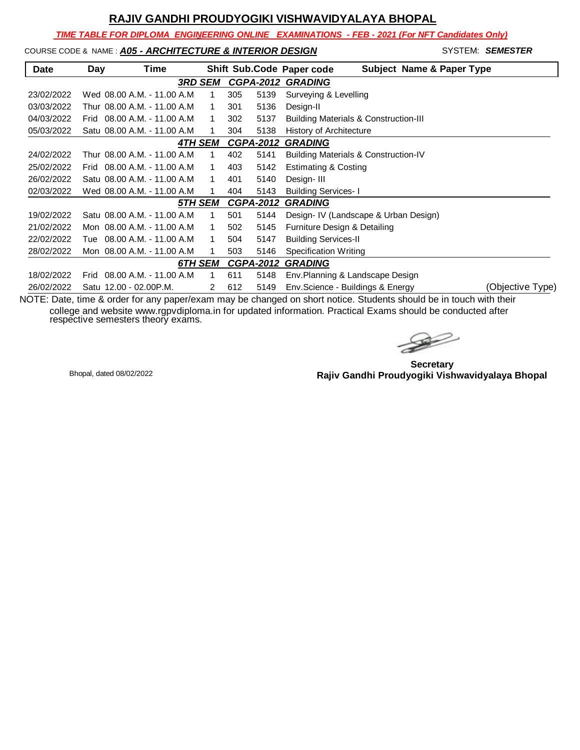# RAJIV GANDHI PROUDYOGIKI VISHWAVIDYALAYA BHOPAL

***TIME TABLE FOR DIPLOMA ENGINEERING ONLINE EXAMINATIONS - FEB - 2021 (For NFT Candidates Only)***

COURSE CODE & NAME : ***A05 - ARCHITECTURE & INTERIOR DESIGN*** SYSTEM: ***SEMESTER***

| Date | Day | Time | Shift | Sub.Code | Paper code | Subject Name & Paper Type | |
|---|---|---|---|---|---|---|---|
| | | | ***3RD SEM*** | ***CGPA-2012*** | ***GRADING*** | | |
| 23/02/2022 | Wed | 08.00 A.M. - 11.00 A.M | 1 | 305 | 5139 | Surveying & Levelling | |
| 03/03/2022 | Thur | 08.00 A.M. - 11.00 A.M | 1 | 301 | 5136 | Design-II | |
| 04/03/2022 | Frid | 08.00 A.M. - 11.00 A.M | 1 | 302 | 5137 | Building Materials & Construction-III | |
| 05/03/2022 | Satu | 08.00 A.M. - 11.00 A.M | 1 | 304 | 5138 | History of Architecture | |
| | | | ***4TH SEM*** | ***CGPA-2012*** | ***GRADING*** | | |
| 24/02/2022 | Thur | 08.00 A.M. - 11.00 A.M | 1 | 402 | 5141 | Building Materials & Construction-IV | |
| 25/02/2022 | Frid | 08.00 A.M. - 11.00 A.M | 1 | 403 | 5142 | Estimating & Costing | |
| 26/02/2022 | Satu | 08.00 A.M. - 11.00 A.M | 1 | 401 | 5140 | Design- III | |
| 02/03/2022 | Wed | 08.00 A.M. - 11.00 A.M | 1 | 404 | 5143 | Building Services- I | |
| | | | ***5TH SEM*** | ***CGPA-2012*** | ***GRADING*** | | |
| 19/02/2022 | Satu | 08.00 A.M. - 11.00 A.M | 1 | 501 | 5144 | Design- IV (Landscape & Urban Design) | |
| 21/02/2022 | Mon | 08.00 A.M. - 11.00 A.M | 1 | 502 | 5145 | Furniture Design & Detailing | |
| 22/02/2022 | Tue | 08.00 A.M. - 11.00 A.M | 1 | 504 | 5147 | Building Services-II | |
| 28/02/2022 | Mon | 08.00 A.M. - 11.00 A.M | 1 | 503 | 5146 | Specification Writing | |
| | | | ***6TH SEM*** | ***CGPA-2012*** | ***GRADING*** | | |
| 18/02/2022 | Frid | 08.00 A.M. - 11.00 A.M | 1 | 611 | 5148 | Env.Planning & Landscape Design | |
| 26/02/2022 | Satu | 12.00 - 02.00P.M. | 2 | 612 | 5149 | Env.Science - Buildings & Energy | (Objective Type) |

NOTE: Date, time & order for any paper/exam may be changed on short notice. Students should be in touch with their college and website www.rgpvdiploma.in for updated information. Practical Exams should be conducted after respective semesters theory exams.

Bhopal, dated 08/02/2022

**Secretary**
**Rajiv Gandhi Proudyogiki Vishwavidyalaya Bhopal**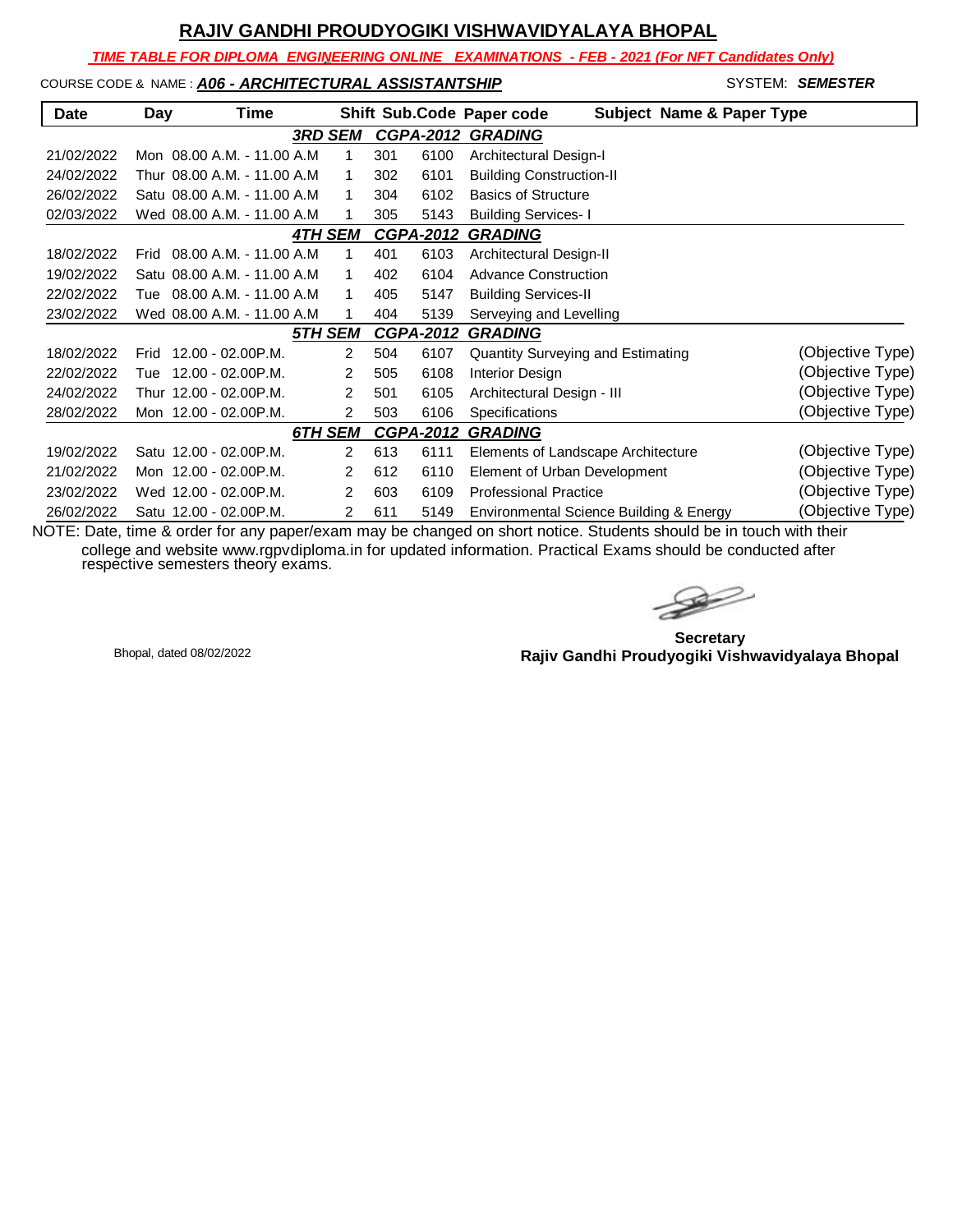# RAJIV GANDHI PROUDYOGIKI VISHWAVIDYALAYA BHOPAL

***TIME TABLE FOR DIPLOMA ENGINEERING ONLINE EXAMINATIONS - FEB - 2021 (For NFT Candidates Only)***

COURSE CODE & NAME : ***A06 - ARCHITECTURAL ASSISTANTSHIP*** SYSTEM: ***SEMESTER***

| Date | Day | Time | Shift | Sub.Code | Paper code | Subject Name & Paper Type | |
|---|---|---|---|---|---|---|---|
| | | ***3RD SEM*** | | ***CGPA-2012*** | ***GRADING*** | | |
| 21/02/2022 | Mon | 08.00 A.M. - 11.00 A.M | 1 | 301 | 6100 | Architectural Design-I | |
| 24/02/2022 | Thur | 08.00 A.M. - 11.00 A.M | 1 | 302 | 6101 | Building Construction-II | |
| 26/02/2022 | Satu | 08.00 A.M. - 11.00 A.M | 1 | 304 | 6102 | Basics of Structure | |
| 02/03/2022 | Wed | 08.00 A.M. - 11.00 A.M | 1 | 305 | 5143 | Building Services- I | |
| | | ***4TH SEM*** | | ***CGPA-2012*** | ***GRADING*** | | |
| 18/02/2022 | Frid | 08.00 A.M. - 11.00 A.M | 1 | 401 | 6103 | Architectural Design-II | |
| 19/02/2022 | Satu | 08.00 A.M. - 11.00 A.M | 1 | 402 | 6104 | Advance Construction | |
| 22/02/2022 | Tue | 08.00 A.M. - 11.00 A.M | 1 | 405 | 5147 | Building Services-II | |
| 23/02/2022 | Wed | 08.00 A.M. - 11.00 A.M | 1 | 404 | 5139 | Serveying and Levelling | |
| | | ***5TH SEM*** | | ***CGPA-2012*** | ***GRADING*** | | |
| 18/02/2022 | Frid | 12.00 - 02.00P.M. | 2 | 504 | 6107 | Quantity Surveying and Estimating | (Objective Type) |
| 22/02/2022 | Tue | 12.00 - 02.00P.M. | 2 | 505 | 6108 | Interior Design | (Objective Type) |
| 24/02/2022 | Thur | 12.00 - 02.00P.M. | 2 | 501 | 6105 | Architectural Design - III | (Objective Type) |
| 28/02/2022 | Mon | 12.00 - 02.00P.M. | 2 | 503 | 6106 | Specifications | (Objective Type) |
| | | ***6TH SEM*** | | ***CGPA-2012*** | ***GRADING*** | | |
| 19/02/2022 | Satu | 12.00 - 02.00P.M. | 2 | 613 | 6111 | Elements of Landscape Architecture | (Objective Type) |
| 21/02/2022 | Mon | 12.00 - 02.00P.M. | 2 | 612 | 6110 | Element of Urban Development | (Objective Type) |
| 23/02/2022 | Wed | 12.00 - 02.00P.M. | 2 | 603 | 6109 | Professional Practice | (Objective Type) |
| 26/02/2022 | Satu | 12.00 - 02.00P.M. | 2 | 611 | 5149 | Environmental Science Building & Energy | (Objective Type) |

NOTE: Date, time & order for any paper/exam may be changed on short notice. Students should be in touch with their college and website www.rgpvdiploma.in for updated information. Practical Exams should be conducted after respective semesters theory exams.

Bhopal, dated 08/02/2022

**Secretary**
**Rajiv Gandhi Proudyogiki Vishwavidyalaya Bhopal**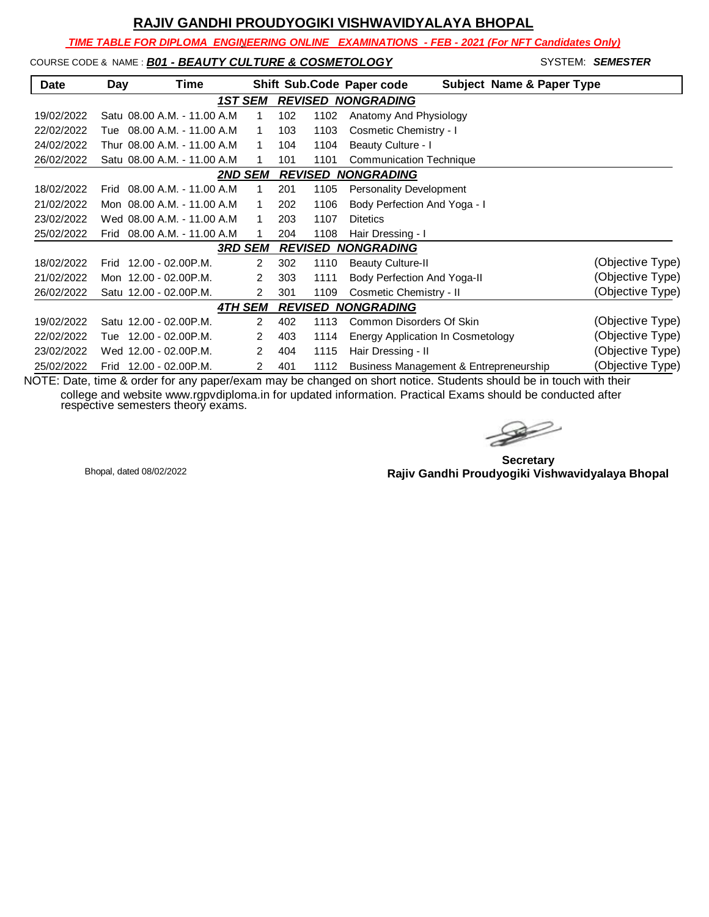# RAJIV GANDHI PROUDYOGIKI VISHWAVIDYALAYA BHOPAL

***TIME TABLE FOR DIPLOMA ENGINEERING ONLINE EXAMINATIONS - FEB - 2021 (For NFT Candidates Only)***

COURSE CODE & NAME : ***B01 - BEAUTY CULTURE & COSMETOLOGY*** SYSTEM: ***SEMESTER***

| Date | Day | Time | Shift | Sub.Code | Paper code | Subject Name & Paper Type | |
|---|---|---|---|---|---|---|---|
| | | | ***1ST SEM*** | ***REVISED*** | ***NONGRADING*** | | |
| 19/02/2022 | Satu | 08.00 A.M. - 11.00 A.M | 1 | 102 | 1102 | Anatomy And Physiology | |
| 22/02/2022 | Tue | 08.00 A.M. - 11.00 A.M | 1 | 103 | 1103 | Cosmetic Chemistry - I | |
| 24/02/2022 | Thur | 08.00 A.M. - 11.00 A.M | 1 | 104 | 1104 | Beauty Culture - I | |
| 26/02/2022 | Satu | 08.00 A.M. - 11.00 A.M | 1 | 101 | 1101 | Communication Technique | |
| | | | ***2ND SEM*** | ***REVISED*** | ***NONGRADING*** | | |
| 18/02/2022 | Frid | 08.00 A.M. - 11.00 A.M | 1 | 201 | 1105 | Personality Development | |
| 21/02/2022 | Mon | 08.00 A.M. - 11.00 A.M | 1 | 202 | 1106 | Body Perfection And Yoga - I | |
| 23/02/2022 | Wed | 08.00 A.M. - 11.00 A.M | 1 | 203 | 1107 | Ditetics | |
| 25/02/2022 | Frid | 08.00 A.M. - 11.00 A.M | 1 | 204 | 1108 | Hair Dressing - I | |
| | | | ***3RD SEM*** | ***REVISED*** | ***NONGRADING*** | | |
| 18/02/2022 | Frid | 12.00 - 02.00P.M. | 2 | 302 | 1110 | Beauty Culture-II | (Objective Type) |
| 21/02/2022 | Mon | 12.00 - 02.00P.M. | 2 | 303 | 1111 | Body Perfection And Yoga-II | (Objective Type) |
| 26/02/2022 | Satu | 12.00 - 02.00P.M. | 2 | 301 | 1109 | Cosmetic Chemistry - II | (Objective Type) |
| | | | ***4TH SEM*** | ***REVISED*** | ***NONGRADING*** | | |
| 19/02/2022 | Satu | 12.00 - 02.00P.M. | 2 | 402 | 1113 | Common Disorders Of Skin | (Objective Type) |
| 22/02/2022 | Tue | 12.00 - 02.00P.M. | 2 | 403 | 1114 | Energy Application In Cosmetology | (Objective Type) |
| 23/02/2022 | Wed | 12.00 - 02.00P.M. | 2 | 404 | 1115 | Hair Dressing - II | (Objective Type) |
| 25/02/2022 | Frid | 12.00 - 02.00P.M. | 2 | 401 | 1112 | Business Management & Entrepreneurship | (Objective Type) |

NOTE: Date, time & order for any paper/exam may be changed on short notice. Students should be in touch with their college and website www.rgpvdiploma.in for updated information. Practical Exams should be conducted after respective semesters theory exams.

Bhopal, dated 08/02/2022

**Secretary**
**Rajiv Gandhi Proudyogiki Vishwavidyalaya Bhopal**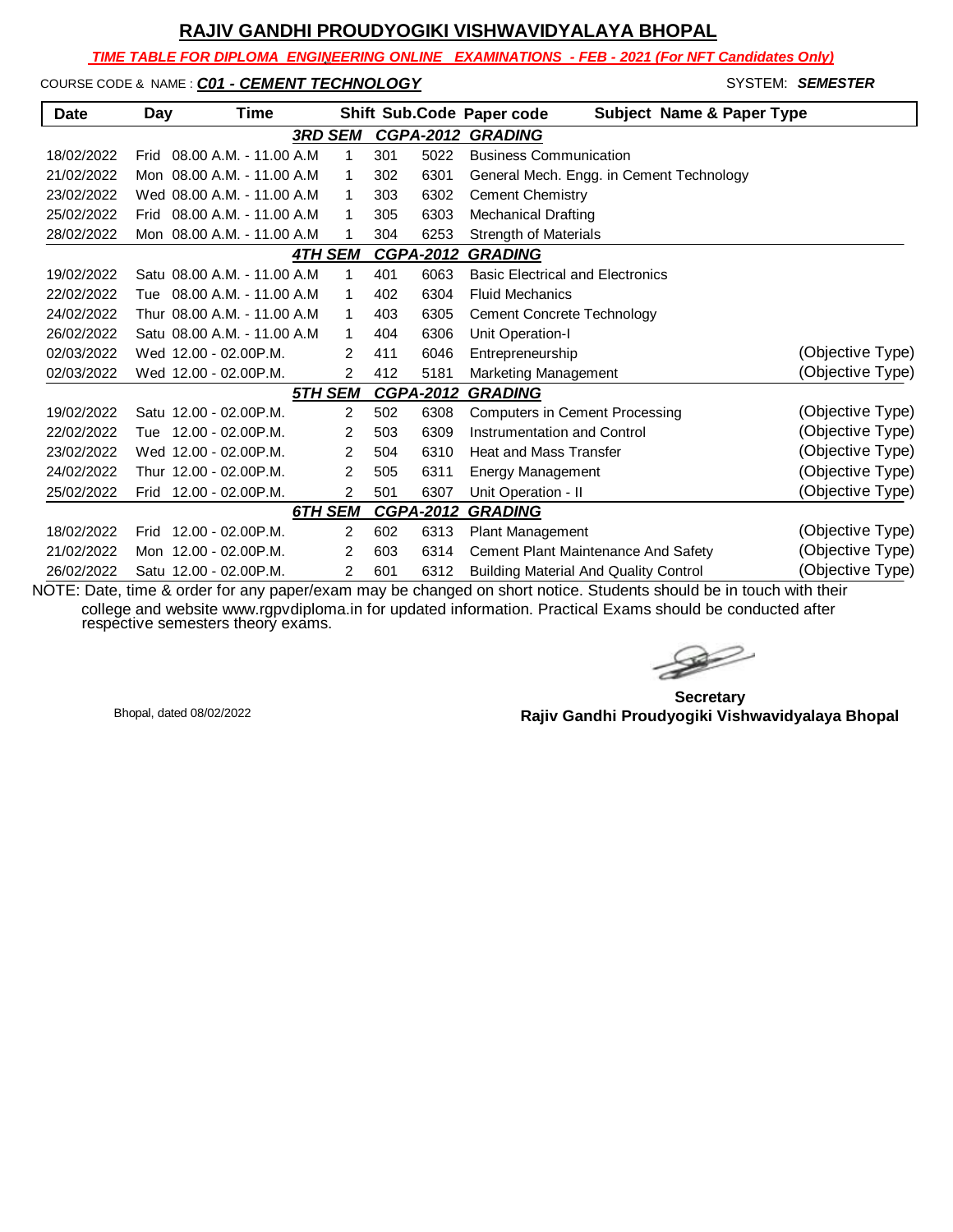# RAJIV GANDHI PROUDYOGIKI VISHWAVIDYALAYA BHOPAL

***TIME TABLE FOR DIPLOMA ENGINEERING ONLINE EXAMINATIONS - FEB - 2021 (For NFT Candidates Only)***

COURSE CODE & NAME : ***C01 - CEMENT TECHNOLOGY*** SYSTEM: ***SEMESTER***

| Date | Day | Time | Shift | Sub.Code | Paper code | Subject Name & Paper Type | |
|---|---|---|---|---|---|---|---|
| | | | ***3RD SEM*** | ***CGPA-2012*** | ***GRADING*** | | |
| 18/02/2022 | Frid | 08.00 A.M. - 11.00 A.M | 1 | 301 | 5022 | Business Communication | |
| 21/02/2022 | Mon | 08.00 A.M. - 11.00 A.M | 1 | 302 | 6301 | General Mech. Engg. in Cement Technology | |
| 23/02/2022 | Wed | 08.00 A.M. - 11.00 A.M | 1 | 303 | 6302 | Cement Chemistry | |
| 25/02/2022 | Frid | 08.00 A.M. - 11.00 A.M | 1 | 305 | 6303 | Mechanical Drafting | |
| 28/02/2022 | Mon | 08.00 A.M. - 11.00 A.M | 1 | 304 | 6253 | Strength of Materials | |
| | | | ***4TH SEM*** | ***CGPA-2012*** | ***GRADING*** | | |
| 19/02/2022 | Satu | 08.00 A.M. - 11.00 A.M | 1 | 401 | 6063 | Basic Electrical and Electronics | |
| 22/02/2022 | Tue | 08.00 A.M. - 11.00 A.M | 1 | 402 | 6304 | Fluid Mechanics | |
| 24/02/2022 | Thur | 08.00 A.M. - 11.00 A.M | 1 | 403 | 6305 | Cement Concrete Technology | |
| 26/02/2022 | Satu | 08.00 A.M. - 11.00 A.M | 1 | 404 | 6306 | Unit Operation-I | |
| 02/03/2022 | Wed | 12.00 - 02.00P.M. | 2 | 411 | 6046 | Entrepreneurship | (Objective Type) |
| 02/03/2022 | Wed | 12.00 - 02.00P.M. | 2 | 412 | 5181 | Marketing Management | (Objective Type) |
| | | | ***5TH SEM*** | ***CGPA-2012*** | ***GRADING*** | | |
| 19/02/2022 | Satu | 12.00 - 02.00P.M. | 2 | 502 | 6308 | Computers in Cement Processing | (Objective Type) |
| 22/02/2022 | Tue | 12.00 - 02.00P.M. | 2 | 503 | 6309 | Instrumentation and Control | (Objective Type) |
| 23/02/2022 | Wed | 12.00 - 02.00P.M. | 2 | 504 | 6310 | Heat and Mass Transfer | (Objective Type) |
| 24/02/2022 | Thur | 12.00 - 02.00P.M. | 2 | 505 | 6311 | Energy Management | (Objective Type) |
| 25/02/2022 | Frid | 12.00 - 02.00P.M. | 2 | 501 | 6307 | Unit Operation - II | (Objective Type) |
| | | | ***6TH SEM*** | ***CGPA-2012*** | ***GRADING*** | | |
| 18/02/2022 | Frid | 12.00 - 02.00P.M. | 2 | 602 | 6313 | Plant Management | (Objective Type) |
| 21/02/2022 | Mon | 12.00 - 02.00P.M. | 2 | 603 | 6314 | Cement Plant Maintenance And Safety | (Objective Type) |
| 26/02/2022 | Satu | 12.00 - 02.00P.M. | 2 | 601 | 6312 | Building Material And Quality Control | (Objective Type) |

NOTE: Date, time & order for any paper/exam may be changed on short notice. Students should be in touch with their college and website www.rgpvdiploma.in for updated information. Practical Exams should be conducted after respective semesters theory exams.

Bhopal, dated 08/02/2022

**Secretary**
**Rajiv Gandhi Proudyogiki Vishwavidyalaya Bhopal**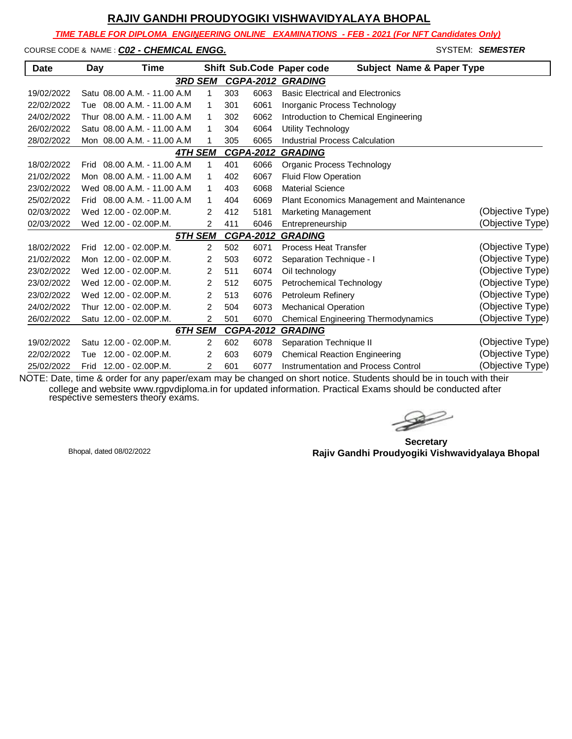# RAJIV GANDHI PROUDYOGIKI VISHWAVIDYALAYA BHOPAL

***TIME TABLE FOR DIPLOMA ENGINEERING ONLINE EXAMINATIONS - FEB - 2021 (For NFT Candidates Only)***

COURSE CODE & NAME : ***C02 - CHEMICAL ENGG.*** SYSTEM: ***SEMESTER***

| Date | Day | Time | Shift | Sub.Code | Paper code | Subject Name & Paper Type | |
|---|---|---|---|---|---|---|---|
| | | | ***3RD SEM*** | ***CGPA-2012*** | ***GRADING*** | | |
| 19/02/2022 | Satu | 08.00 A.M. - 11.00 A.M | 1 | 303 | 6063 | Basic Electrical and Electronics | |
| 22/02/2022 | Tue | 08.00 A.M. - 11.00 A.M | 1 | 301 | 6061 | Inorganic Process Technology | |
| 24/02/2022 | Thur | 08.00 A.M. - 11.00 A.M | 1 | 302 | 6062 | Introduction to Chemical Engineering | |
| 26/02/2022 | Satu | 08.00 A.M. - 11.00 A.M | 1 | 304 | 6064 | Utility Technology | |
| 28/02/2022 | Mon | 08.00 A.M. - 11.00 A.M | 1 | 305 | 6065 | Industrial Process Calculation | |
| | | | ***4TH SEM*** | ***CGPA-2012*** | ***GRADING*** | | |
| 18/02/2022 | Frid | 08.00 A.M. - 11.00 A.M | 1 | 401 | 6066 | Organic Process Technology | |
| 21/02/2022 | Mon | 08.00 A.M. - 11.00 A.M | 1 | 402 | 6067 | Fluid Flow Operation | |
| 23/02/2022 | Wed | 08.00 A.M. - 11.00 A.M | 1 | 403 | 6068 | Material Science | |
| 25/02/2022 | Frid | 08.00 A.M. - 11.00 A.M | 1 | 404 | 6069 | Plant Economics Management and Maintenance | |
| 02/03/2022 | Wed | 12.00 - 02.00P.M. | 2 | 412 | 5181 | Marketing Management | (Objective Type) |
| 02/03/2022 | Wed | 12.00 - 02.00P.M. | 2 | 411 | 6046 | Entrepreneurship | (Objective Type) |
| | | | ***5TH SEM*** | ***CGPA-2012*** | ***GRADING*** | | |
| 18/02/2022 | Frid | 12.00 - 02.00P.M. | 2 | 502 | 6071 | Process Heat Transfer | (Objective Type) |
| 21/02/2022 | Mon | 12.00 - 02.00P.M. | 2 | 503 | 6072 | Separation Technique - I | (Objective Type) |
| 23/02/2022 | Wed | 12.00 - 02.00P.M. | 2 | 511 | 6074 | Oil technology | (Objective Type) |
| 23/02/2022 | Wed | 12.00 - 02.00P.M. | 2 | 512 | 6075 | Petrochemical Technology | (Objective Type) |
| 23/02/2022 | Wed | 12.00 - 02.00P.M. | 2 | 513 | 6076 | Petroleum Refinery | (Objective Type) |
| 24/02/2022 | Thur | 12.00 - 02.00P.M. | 2 | 504 | 6073 | Mechanical Operation | (Objective Type) |
| 26/02/2022 | Satu | 12.00 - 02.00P.M. | 2 | 501 | 6070 | Chemical Engineering Thermodynamics | (Objective Type) |
| | | | ***6TH SEM*** | ***CGPA-2012*** | ***GRADING*** | | |
| 19/02/2022 | Satu | 12.00 - 02.00P.M. | 2 | 602 | 6078 | Separation Technique II | (Objective Type) |
| 22/02/2022 | Tue | 12.00 - 02.00P.M. | 2 | 603 | 6079 | Chemical Reaction Engineering | (Objective Type) |
| 25/02/2022 | Frid | 12.00 - 02.00P.M. | 2 | 601 | 6077 | Instrumentation and Process Control | (Objective Type) |

NOTE: Date, time & order for any paper/exam may be changed on short notice. Students should be in touch with their college and website www.rgpvdiploma.in for updated information. Practical Exams should be conducted after respective semesters theory exams.

Bhopal, dated 08/02/2022

**Secretary**
**Rajiv Gandhi Proudyogiki Vishwavidyalaya Bhopal**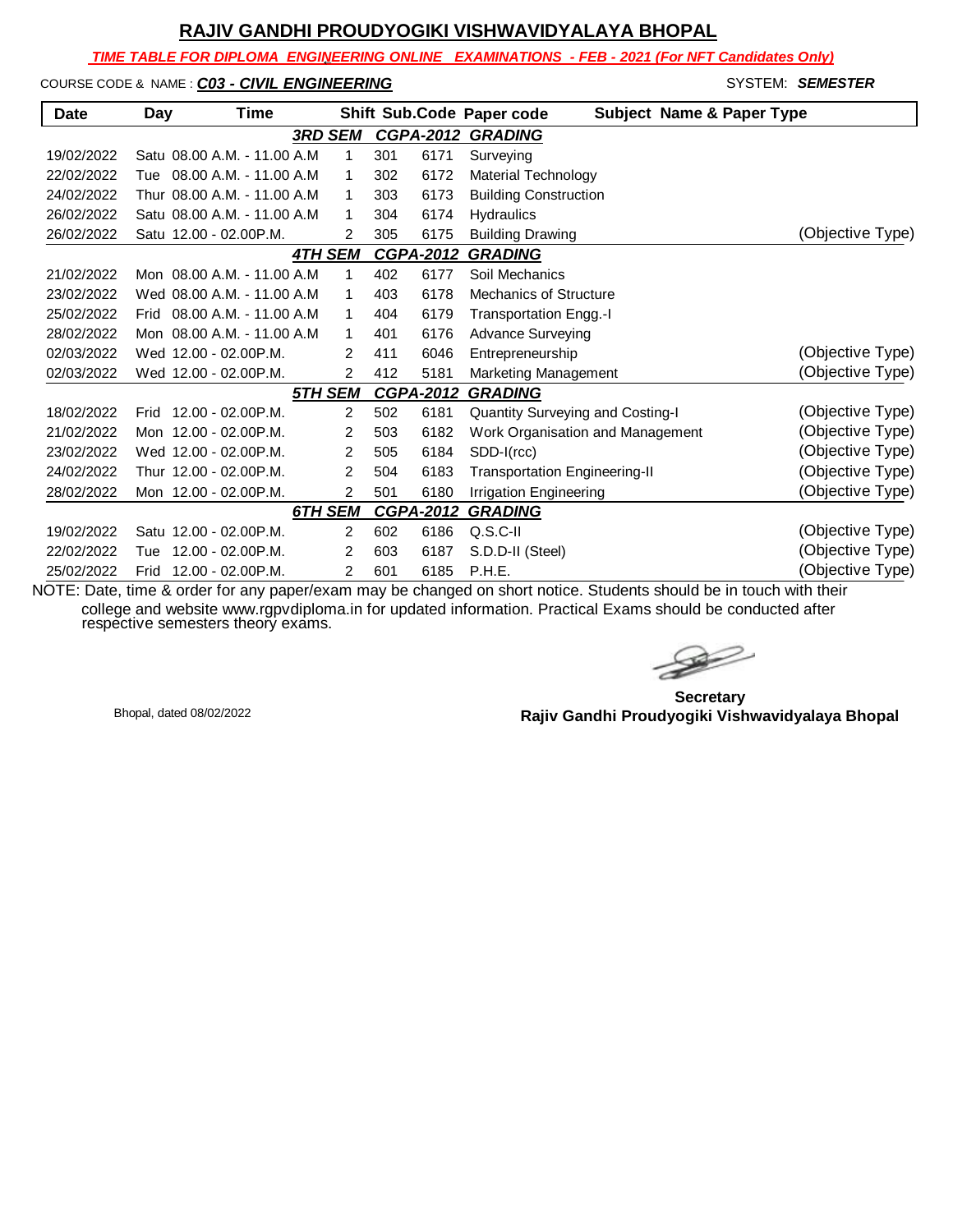# RAJIV GANDHI PROUDYOGIKI VISHWAVIDYALAYA BHOPAL

***TIME TABLE FOR DIPLOMA ENGINEERING ONLINE EXAMINATIONS - FEB - 2021 (For NFT Candidates Only)***

COURSE CODE & NAME : ***C03 - CIVIL ENGINEERING*** SYSTEM: ***SEMESTER***

| Date | Day | Time | Shift | Sub.Code | Paper code | Subject Name & Paper Type | |
|---|---|---|---|---|---|---|---|
| | | ***3RD SEM*** | | ***CGPA-2012*** | ***GRADING*** | | |
| 19/02/2022 | Satu | 08.00 A.M. - 11.00 A.M | 1 | 301 | 6171 | Surveying | |
| 22/02/2022 | Tue | 08.00 A.M. - 11.00 A.M | 1 | 302 | 6172 | Material Technology | |
| 24/02/2022 | Thur | 08.00 A.M. - 11.00 A.M | 1 | 303 | 6173 | Building Construction | |
| 26/02/2022 | Satu | 08.00 A.M. - 11.00 A.M | 1 | 304 | 6174 | Hydraulics | |
| 26/02/2022 | Satu | 12.00 - 02.00P.M. | 2 | 305 | 6175 | Building Drawing | (Objective Type) |
| | | ***4TH SEM*** | | ***CGPA-2012*** | ***GRADING*** | | |
| 21/02/2022 | Mon | 08.00 A.M. - 11.00 A.M | 1 | 402 | 6177 | Soil Mechanics | |
| 23/02/2022 | Wed | 08.00 A.M. - 11.00 A.M | 1 | 403 | 6178 | Mechanics of Structure | |
| 25/02/2022 | Frid | 08.00 A.M. - 11.00 A.M | 1 | 404 | 6179 | Transportation Engg.-I | |
| 28/02/2022 | Mon | 08.00 A.M. - 11.00 A.M | 1 | 401 | 6176 | Advance Surveying | |
| 02/03/2022 | Wed | 12.00 - 02.00P.M. | 2 | 411 | 6046 | Entrepreneurship | (Objective Type) |
| 02/03/2022 | Wed | 12.00 - 02.00P.M. | 2 | 412 | 5181 | Marketing Management | (Objective Type) |
| | | ***5TH SEM*** | | ***CGPA-2012*** | ***GRADING*** | | |
| 18/02/2022 | Frid | 12.00 - 02.00P.M. | 2 | 502 | 6181 | Quantity Surveying and Costing-I | (Objective Type) |
| 21/02/2022 | Mon | 12.00 - 02.00P.M. | 2 | 503 | 6182 | Work Organisation and Management | (Objective Type) |
| 23/02/2022 | Wed | 12.00 - 02.00P.M. | 2 | 505 | 6184 | SDD-I(rcc) | (Objective Type) |
| 24/02/2022 | Thur | 12.00 - 02.00P.M. | 2 | 504 | 6183 | Transportation Engineering-II | (Objective Type) |
| 28/02/2022 | Mon | 12.00 - 02.00P.M. | 2 | 501 | 6180 | Irrigation Engineering | (Objective Type) |
| | | ***6TH SEM*** | | ***CGPA-2012*** | ***GRADING*** | | |
| 19/02/2022 | Satu | 12.00 - 02.00P.M. | 2 | 602 | 6186 | Q.S.C-II | (Objective Type) |
| 22/02/2022 | Tue | 12.00 - 02.00P.M. | 2 | 603 | 6187 | S.D.D-II (Steel) | (Objective Type) |
| 25/02/2022 | Frid | 12.00 - 02.00P.M. | 2 | 601 | 6185 | P.H.E. | (Objective Type) |

NOTE: Date, time & order for any paper/exam may be changed on short notice. Students should be in touch with their college and website www.rgpvdiploma.in for updated information. Practical Exams should be conducted after respective semesters theory exams.

Bhopal, dated 08/02/2022

**Secretary**
**Rajiv Gandhi Proudyogiki Vishwavidyalaya Bhopal**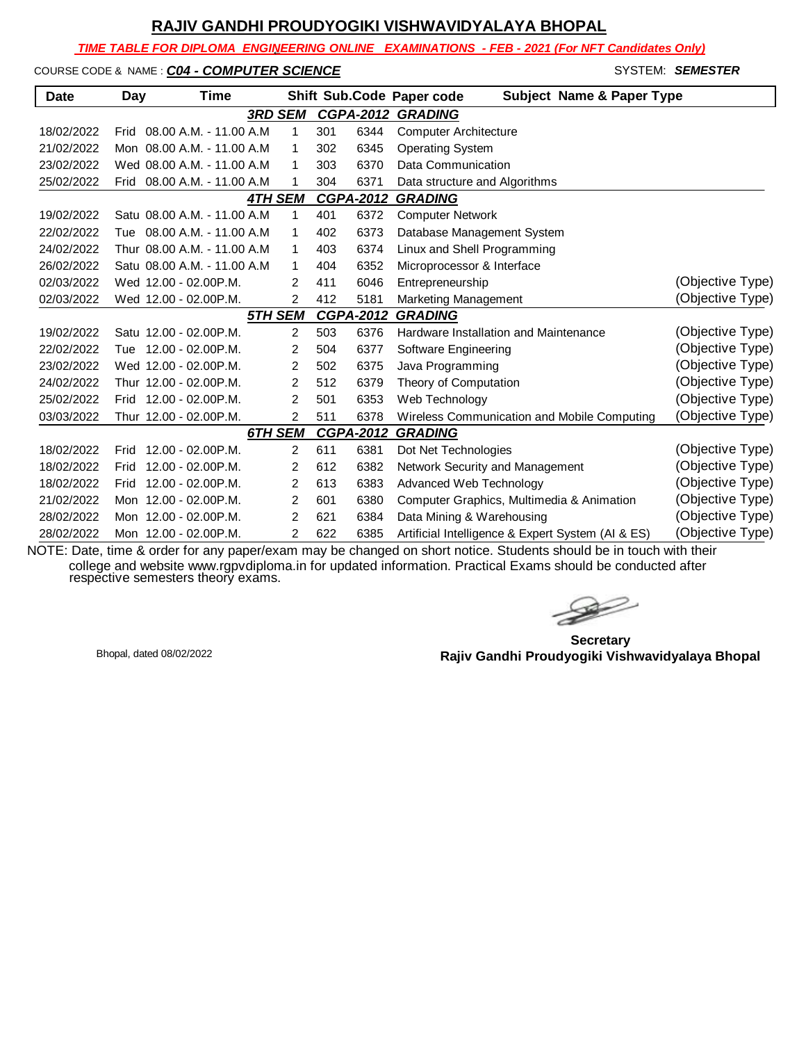# RAJIV GANDHI PROUDYOGIKI VISHWAVIDYALAYA BHOPAL

***TIME TABLE FOR DIPLOMA ENGINEERING ONLINE EXAMINATIONS - FEB - 2021 (For NFT Candidates Only)***

COURSE CODE & NAME : ***C04 - COMPUTER SCIENCE*** SYSTEM: ***SEMESTER***

| Date | Day | Time | Shift | Sub.Code | Paper code | Subject Name & Paper Type | |
|---|---|---|---|---|---|---|---|
| | | | ***3RD SEM*** | ***CGPA-2012*** | ***GRADING*** | | |
| 18/02/2022 | Frid | 08.00 A.M. - 11.00 A.M | 1 | 301 | 6344 | Computer Architecture | |
| 21/02/2022 | Mon | 08.00 A.M. - 11.00 A.M | 1 | 302 | 6345 | Operating System | |
| 23/02/2022 | Wed | 08.00 A.M. - 11.00 A.M | 1 | 303 | 6370 | Data Communication | |
| 25/02/2022 | Frid | 08.00 A.M. - 11.00 A.M | 1 | 304 | 6371 | Data structure and Algorithms | |
| | | | ***4TH SEM*** | ***CGPA-2012*** | ***GRADING*** | | |
| 19/02/2022 | Satu | 08.00 A.M. - 11.00 A.M | 1 | 401 | 6372 | Computer Network | |
| 22/02/2022 | Tue | 08.00 A.M. - 11.00 A.M | 1 | 402 | 6373 | Database Management System | |
| 24/02/2022 | Thur | 08.00 A.M. - 11.00 A.M | 1 | 403 | 6374 | Linux and Shell Programming | |
| 26/02/2022 | Satu | 08.00 A.M. - 11.00 A.M | 1 | 404 | 6352 | Microprocessor & Interface | |
| 02/03/2022 | Wed | 12.00 - 02.00P.M. | 2 | 411 | 6046 | Entrepreneurship | (Objective Type) |
| 02/03/2022 | Wed | 12.00 - 02.00P.M. | 2 | 412 | 5181 | Marketing Management | (Objective Type) |
| | | | ***5TH SEM*** | ***CGPA-2012*** | ***GRADING*** | | |
| 19/02/2022 | Satu | 12.00 - 02.00P.M. | 2 | 503 | 6376 | Hardware Installation and Maintenance | (Objective Type) |
| 22/02/2022 | Tue | 12.00 - 02.00P.M. | 2 | 504 | 6377 | Software Engineering | (Objective Type) |
| 23/02/2022 | Wed | 12.00 - 02.00P.M. | 2 | 502 | 6375 | Java Programming | (Objective Type) |
| 24/02/2022 | Thur | 12.00 - 02.00P.M. | 2 | 512 | 6379 | Theory of Computation | (Objective Type) |
| 25/02/2022 | Frid | 12.00 - 02.00P.M. | 2 | 501 | 6353 | Web Technology | (Objective Type) |
| 03/03/2022 | Thur | 12.00 - 02.00P.M. | 2 | 511 | 6378 | Wireless Communication and Mobile Computing | (Objective Type) |
| | | | ***6TH SEM*** | ***CGPA-2012*** | ***GRADING*** | | |
| 18/02/2022 | Frid | 12.00 - 02.00P.M. | 2 | 611 | 6381 | Dot Net Technologies | (Objective Type) |
| 18/02/2022 | Frid | 12.00 - 02.00P.M. | 2 | 612 | 6382 | Network Security and Management | (Objective Type) |
| 18/02/2022 | Frid | 12.00 - 02.00P.M. | 2 | 613 | 6383 | Advanced Web Technology | (Objective Type) |
| 21/02/2022 | Mon | 12.00 - 02.00P.M. | 2 | 601 | 6380 | Computer Graphics, Multimedia & Animation | (Objective Type) |
| 28/02/2022 | Mon | 12.00 - 02.00P.M. | 2 | 621 | 6384 | Data Mining & Warehousing | (Objective Type) |
| 28/02/2022 | Mon | 12.00 - 02.00P.M. | 2 | 622 | 6385 | Artificial Intelligence & Expert System (AI & ES) | (Objective Type) |

NOTE: Date, time & order for any paper/exam may be changed on short notice. Students should be in touch with their college and website www.rgpvdiploma.in for updated information. Practical Exams should be conducted after respective semesters theory exams.

Bhopal, dated 08/02/2022

**Secretary**
**Rajiv Gandhi Proudyogiki Vishwavidyalaya Bhopal**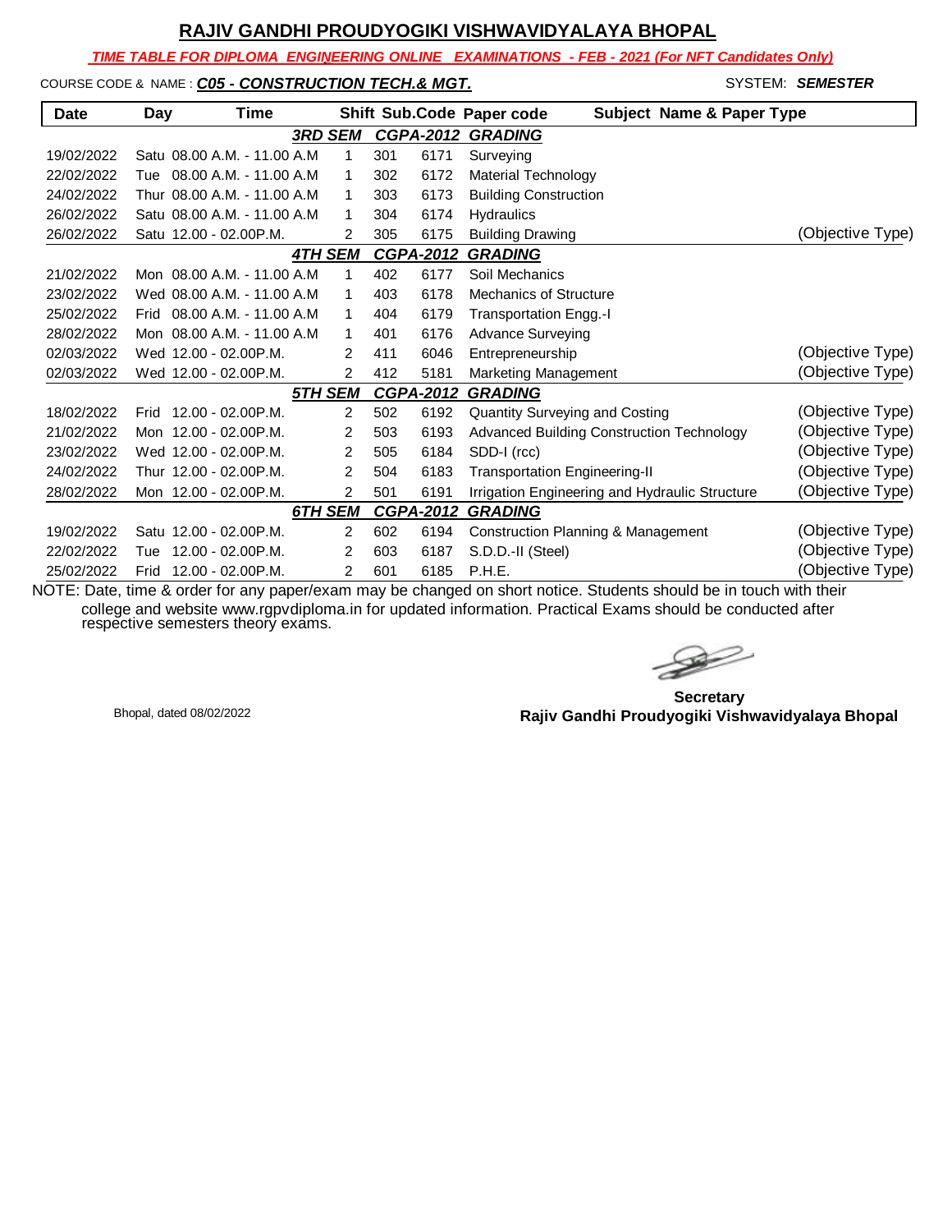# RAJIV GANDHI PROUDYOGIKI VISHWAVIDYALAYA BHOPAL

***TIME TABLE FOR DIPLOMA ENGINEERING ONLINE EXAMINATIONS - FEB - 2021 (For NFT Candidates Only)***

COURSE CODE & NAME : ***C05 - CONSTRUCTION TECH.& MGT.*** SYSTEM: ***SEMESTER***

| Date | Day | Time | Shift | Sub.Code | Paper code | Subject Name & Paper Type | |
|---|---|---|---|---|---|---|---|
| | | ***3RD SEM*** | | ***CGPA-2012*** | ***GRADING*** | | |
| 19/02/2022 | Satu | 08.00 A.M. - 11.00 A.M | 1 | 301 | 6171 | Surveying | |
| 22/02/2022 | Tue | 08.00 A.M. - 11.00 A.M | 1 | 302 | 6172 | Material Technology | |
| 24/02/2022 | Thur | 08.00 A.M. - 11.00 A.M | 1 | 303 | 6173 | Building Construction | |
| 26/02/2022 | Satu | 08.00 A.M. - 11.00 A.M | 1 | 304 | 6174 | Hydraulics | |
| 26/02/2022 | Satu | 12.00 - 02.00P.M. | 2 | 305 | 6175 | Building Drawing | (Objective Type) |
| | | ***4TH SEM*** | | ***CGPA-2012*** | ***GRADING*** | | |
| 21/02/2022 | Mon | 08.00 A.M. - 11.00 A.M | 1 | 402 | 6177 | Soil Mechanics | |
| 23/02/2022 | Wed | 08.00 A.M. - 11.00 A.M | 1 | 403 | 6178 | Mechanics of Structure | |
| 25/02/2022 | Frid | 08.00 A.M. - 11.00 A.M | 1 | 404 | 6179 | Transportation Engg.-I | |
| 28/02/2022 | Mon | 08.00 A.M. - 11.00 A.M | 1 | 401 | 6176 | Advance Surveying | |
| 02/03/2022 | Wed | 12.00 - 02.00P.M. | 2 | 411 | 6046 | Entrepreneurship | (Objective Type) |
| 02/03/2022 | Wed | 12.00 - 02.00P.M. | 2 | 412 | 5181 | Marketing Management | (Objective Type) |
| | | ***5TH SEM*** | | ***CGPA-2012*** | ***GRADING*** | | |
| 18/02/2022 | Frid | 12.00 - 02.00P.M. | 2 | 502 | 6192 | Quantity Surveying and Costing | (Objective Type) |
| 21/02/2022 | Mon | 12.00 - 02.00P.M. | 2 | 503 | 6193 | Advanced Building Construction Technology | (Objective Type) |
| 23/02/2022 | Wed | 12.00 - 02.00P.M. | 2 | 505 | 6184 | SDD-I (rcc) | (Objective Type) |
| 24/02/2022 | Thur | 12.00 - 02.00P.M. | 2 | 504 | 6183 | Transportation Engineering-II | (Objective Type) |
| 28/02/2022 | Mon | 12.00 - 02.00P.M. | 2 | 501 | 6191 | Irrigation Engineering and Hydraulic Structure | (Objective Type) |
| | | ***6TH SEM*** | | ***CGPA-2012*** | ***GRADING*** | | |
| 19/02/2022 | Satu | 12.00 - 02.00P.M. | 2 | 602 | 6194 | Construction Planning & Management | (Objective Type) |
| 22/02/2022 | Tue | 12.00 - 02.00P.M. | 2 | 603 | 6187 | S.D.D.-II (Steel) | (Objective Type) |
| 25/02/2022 | Frid | 12.00 - 02.00P.M. | 2 | 601 | 6185 | P.H.E. | (Objective Type) |

NOTE: Date, time & order for any paper/exam may be changed on short notice. Students should be in touch with their college and website www.rgpvdiploma.in for updated information. Practical Exams should be conducted after respective semesters theory exams.

Bhopal, dated 08/02/2022

**Secretary**
**Rajiv Gandhi Proudyogiki Vishwavidyalaya Bhopal**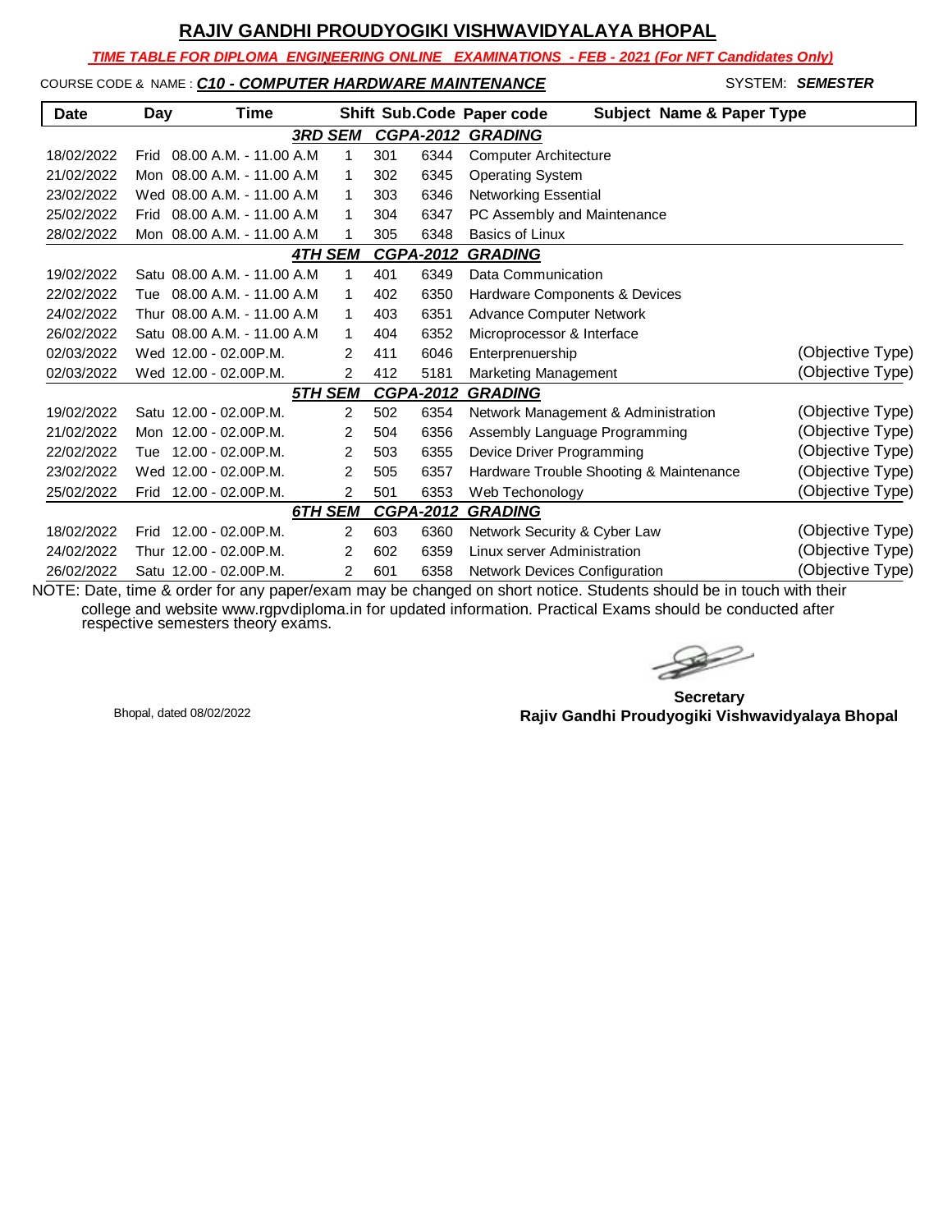# RAJIV GANDHI PROUDYOGIKI VISHWAVIDYALAYA BHOPAL

***TIME TABLE FOR DIPLOMA ENGINEERING ONLINE EXAMINATIONS - FEB - 2021 (For NFT Candidates Only)***

COURSE CODE & NAME : ***C10 - COMPUTER HARDWARE MAINTENANCE*** SYSTEM: ***SEMESTER***

| Date | Day | Time | Shift | Sub.Code | Paper code | Subject Name & Paper Type | |
|---|---|---|---|---|---|---|---|
| | | | ***3RD SEM*** | ***CGPA-2012*** | ***GRADING*** | | |
| 18/02/2022 | Frid | 08.00 A.M. - 11.00 A.M | 1 | 301 | 6344 | Computer Architecture | |
| 21/02/2022 | Mon | 08.00 A.M. - 11.00 A.M | 1 | 302 | 6345 | Operating System | |
| 23/02/2022 | Wed | 08.00 A.M. - 11.00 A.M | 1 | 303 | 6346 | Networking Essential | |
| 25/02/2022 | Frid | 08.00 A.M. - 11.00 A.M | 1 | 304 | 6347 | PC Assembly and Maintenance | |
| 28/02/2022 | Mon | 08.00 A.M. - 11.00 A.M | 1 | 305 | 6348 | Basics of Linux | |
| | | | ***4TH SEM*** | ***CGPA-2012*** | ***GRADING*** | | |
| 19/02/2022 | Satu | 08.00 A.M. - 11.00 A.M | 1 | 401 | 6349 | Data Communication | |
| 22/02/2022 | Tue | 08.00 A.M. - 11.00 A.M | 1 | 402 | 6350 | Hardware Components & Devices | |
| 24/02/2022 | Thur | 08.00 A.M. - 11.00 A.M | 1 | 403 | 6351 | Advance Computer Network | |
| 26/02/2022 | Satu | 08.00 A.M. - 11.00 A.M | 1 | 404 | 6352 | Microprocessor & Interface | |
| 02/03/2022 | Wed | 12.00 - 02.00P.M. | 2 | 411 | 6046 | Enterprenuership | (Objective Type) |
| 02/03/2022 | Wed | 12.00 - 02.00P.M. | 2 | 412 | 5181 | Marketing Management | (Objective Type) |
| | | | ***5TH SEM*** | ***CGPA-2012*** | ***GRADING*** | | |
| 19/02/2022 | Satu | 12.00 - 02.00P.M. | 2 | 502 | 6354 | Network Management & Administration | (Objective Type) |
| 21/02/2022 | Mon | 12.00 - 02.00P.M. | 2 | 504 | 6356 | Assembly Language Programming | (Objective Type) |
| 22/02/2022 | Tue | 12.00 - 02.00P.M. | 2 | 503 | 6355 | Device Driver Programming | (Objective Type) |
| 23/02/2022 | Wed | 12.00 - 02.00P.M. | 2 | 505 | 6357 | Hardware Trouble Shooting & Maintenance | (Objective Type) |
| 25/02/2022 | Frid | 12.00 - 02.00P.M. | 2 | 501 | 6353 | Web Techonology | (Objective Type) |
| | | | ***6TH SEM*** | ***CGPA-2012*** | ***GRADING*** | | |
| 18/02/2022 | Frid | 12.00 - 02.00P.M. | 2 | 603 | 6360 | Network Security & Cyber Law | (Objective Type) |
| 24/02/2022 | Thur | 12.00 - 02.00P.M. | 2 | 602 | 6359 | Linux server Administration | (Objective Type) |
| 26/02/2022 | Satu | 12.00 - 02.00P.M. | 2 | 601 | 6358 | Network Devices Configuration | (Objective Type) |

NOTE: Date, time & order for any paper/exam may be changed on short notice. Students should be in touch with their college and website www.rgpvdiploma.in for updated information. Practical Exams should be conducted after respective semesters theory exams.

Bhopal, dated 08/02/2022

**Secretary**
**Rajiv Gandhi Proudyogiki Vishwavidyalaya Bhopal**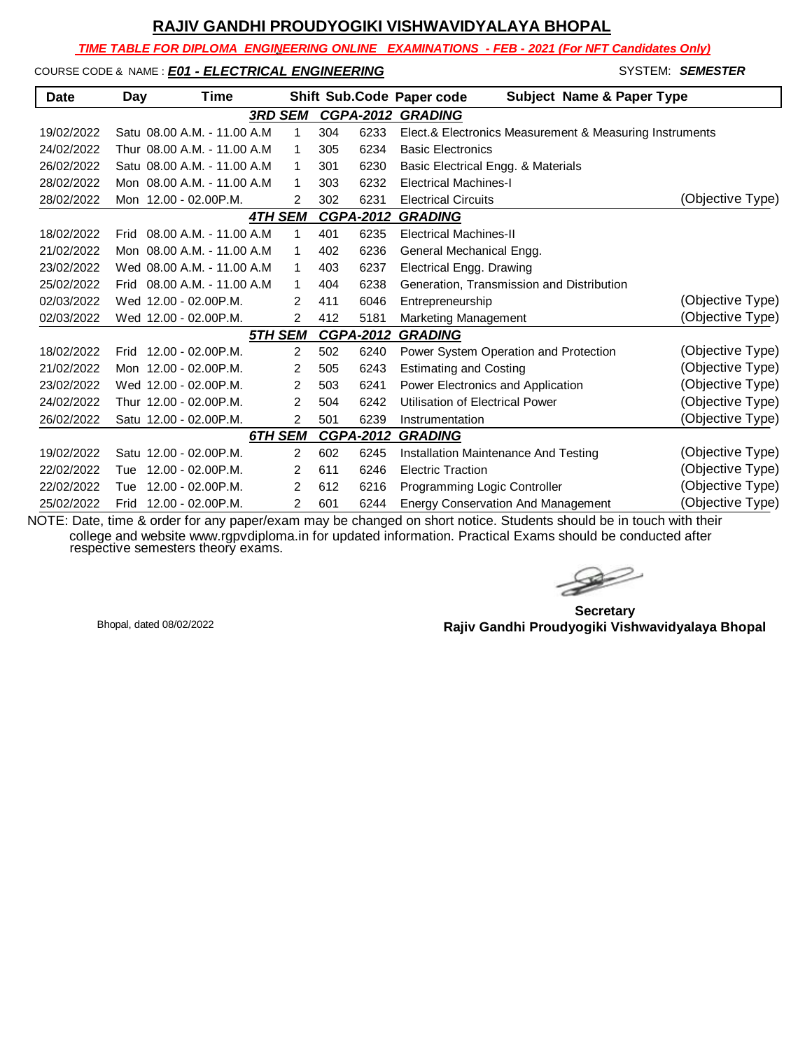# RAJIV GANDHI PROUDYOGIKI VISHWAVIDYALAYA BHOPAL

***TIME TABLE FOR DIPLOMA ENGINEERING ONLINE EXAMINATIONS - FEB - 2021 (For NFT Candidates Only)***

COURSE CODE & NAME : ***E01 - ELECTRICAL ENGINEERING*** SYSTEM: ***SEMESTER***

| Date | Day | Time | Shift | Sub.Code | Paper code | Subject Name & Paper Type | |
|---|---|---|---|---|---|---|---|
| | | ***3RD SEM*** | | ***CGPA-2012*** | ***GRADING*** | | |
| 19/02/2022 | Satu | 08.00 A.M. - 11.00 A.M | 1 | 304 | 6233 | Elect.& Electronics Measurement & Measuring Instruments | |
| 24/02/2022 | Thur | 08.00 A.M. - 11.00 A.M | 1 | 305 | 6234 | Basic Electronics | |
| 26/02/2022 | Satu | 08.00 A.M. - 11.00 A.M | 1 | 301 | 6230 | Basic Electrical Engg. & Materials | |
| 28/02/2022 | Mon | 08.00 A.M. - 11.00 A.M | 1 | 303 | 6232 | Electrical Machines-I | |
| 28/02/2022 | Mon | 12.00 - 02.00P.M. | 2 | 302 | 6231 | Electrical Circuits | (Objective Type) |
| | | ***4TH SEM*** | | ***CGPA-2012*** | ***GRADING*** | | |
| 18/02/2022 | Frid | 08.00 A.M. - 11.00 A.M | 1 | 401 | 6235 | Electrical Machines-II | |
| 21/02/2022 | Mon | 08.00 A.M. - 11.00 A.M | 1 | 402 | 6236 | General Mechanical Engg. | |
| 23/02/2022 | Wed | 08.00 A.M. - 11.00 A.M | 1 | 403 | 6237 | Electrical Engg. Drawing | |
| 25/02/2022 | Frid | 08.00 A.M. - 11.00 A.M | 1 | 404 | 6238 | Generation, Transmission and Distribution | |
| 02/03/2022 | Wed | 12.00 - 02.00P.M. | 2 | 411 | 6046 | Entrepreneurship | (Objective Type) |
| 02/03/2022 | Wed | 12.00 - 02.00P.M. | 2 | 412 | 5181 | Marketing Management | (Objective Type) |
| | | ***5TH SEM*** | | ***CGPA-2012*** | ***GRADING*** | | |
| 18/02/2022 | Frid | 12.00 - 02.00P.M. | 2 | 502 | 6240 | Power System Operation and Protection | (Objective Type) |
| 21/02/2022 | Mon | 12.00 - 02.00P.M. | 2 | 505 | 6243 | Estimating and Costing | (Objective Type) |
| 23/02/2022 | Wed | 12.00 - 02.00P.M. | 2 | 503 | 6241 | Power Electronics and Application | (Objective Type) |
| 24/02/2022 | Thur | 12.00 - 02.00P.M. | 2 | 504 | 6242 | Utilisation of Electrical Power | (Objective Type) |
| 26/02/2022 | Satu | 12.00 - 02.00P.M. | 2 | 501 | 6239 | Instrumentation | (Objective Type) |
| | | ***6TH SEM*** | | ***CGPA-2012*** | ***GRADING*** | | |
| 19/02/2022 | Satu | 12.00 - 02.00P.M. | 2 | 602 | 6245 | Installation Maintenance And Testing | (Objective Type) |
| 22/02/2022 | Tue | 12.00 - 02.00P.M. | 2 | 611 | 6246 | Electric Traction | (Objective Type) |
| 22/02/2022 | Tue | 12.00 - 02.00P.M. | 2 | 612 | 6216 | Programming Logic Controller | (Objective Type) |
| 25/02/2022 | Frid | 12.00 - 02.00P.M. | 2 | 601 | 6244 | Energy Conservation And Management | (Objective Type) |

NOTE: Date, time & order for any paper/exam may be changed on short notice. Students should be in touch with their college and website www.rgpvdiploma.in for updated information. Practical Exams should be conducted after respective semesters theory exams.

Bhopal, dated 08/02/2022

**Secretary**
**Rajiv Gandhi Proudyogiki Vishwavidyalaya Bhopal**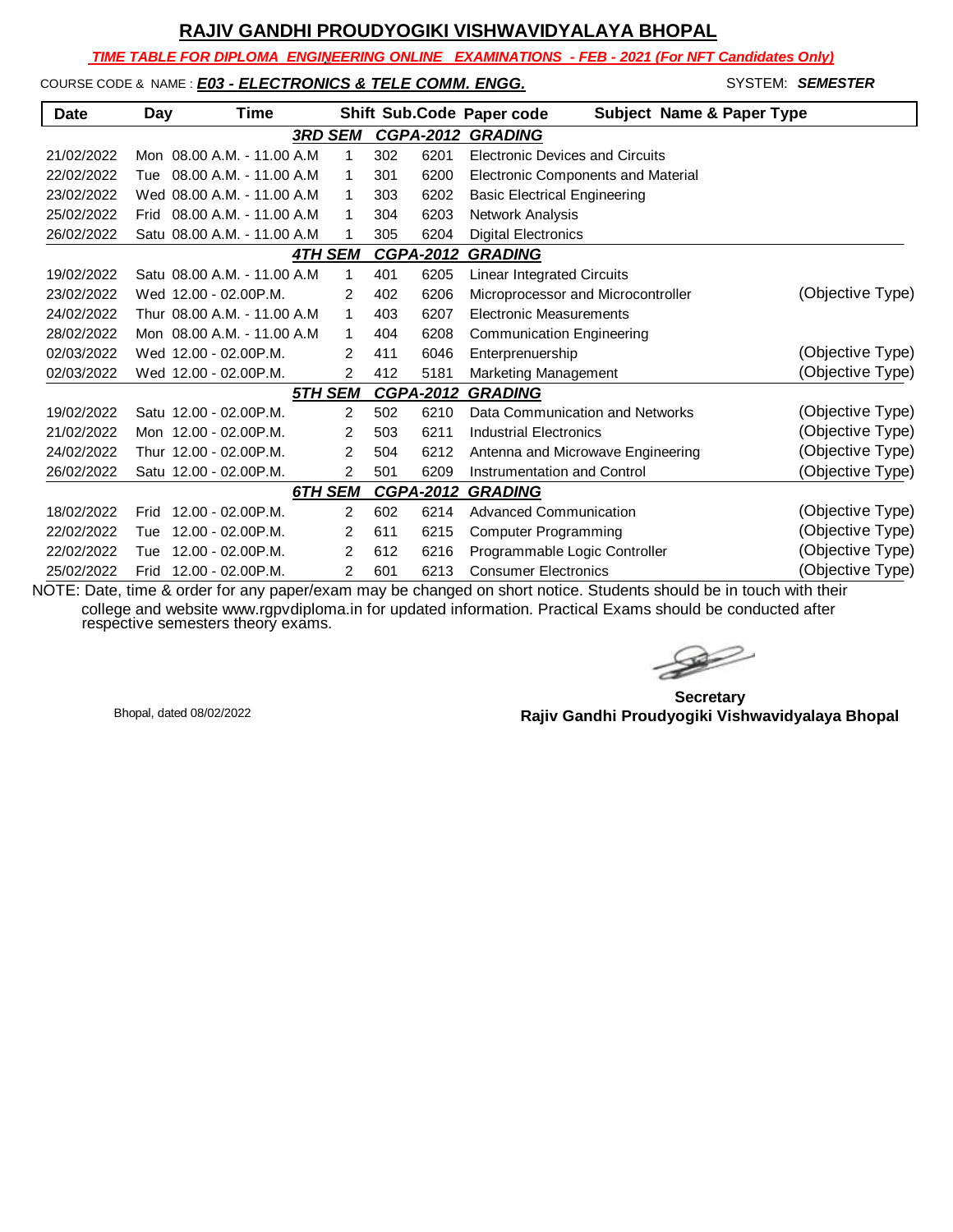# RAJIV GANDHI PROUDYOGIKI VISHWAVIDYALAYA BHOPAL

***TIME TABLE FOR DIPLOMA ENGINEERING ONLINE EXAMINATIONS - FEB - 2021 (For NFT Candidates Only)***

COURSE CODE & NAME : ***E03 - ELECTRONICS & TELE COMM. ENGG.*** SYSTEM: ***SEMESTER***

| Date | Day | Time | Shift | Sub.Code | Paper code | Subject Name & Paper Type | |
|---|---|---|---|---|---|---|---|
| | | | ***3RD SEM*** | ***CGPA-2012*** | ***GRADING*** | | |
| 21/02/2022 | Mon | 08.00 A.M. - 11.00 A.M | 1 | 302 | 6201 | Electronic Devices and Circuits | |
| 22/02/2022 | Tue | 08.00 A.M. - 11.00 A.M | 1 | 301 | 6200 | Electronic Components and Material | |
| 23/02/2022 | Wed | 08.00 A.M. - 11.00 A.M | 1 | 303 | 6202 | Basic Electrical Engineering | |
| 25/02/2022 | Frid | 08.00 A.M. - 11.00 A.M | 1 | 304 | 6203 | Network Analysis | |
| 26/02/2022 | Satu | 08.00 A.M. - 11.00 A.M | 1 | 305 | 6204 | Digital Electronics | |
| | | | ***4TH SEM*** | ***CGPA-2012*** | ***GRADING*** | | |
| 19/02/2022 | Satu | 08.00 A.M. - 11.00 A.M | 1 | 401 | 6205 | Linear Integrated Circuits | |
| 23/02/2022 | Wed | 12.00 - 02.00P.M. | 2 | 402 | 6206 | Microprocessor and Microcontroller | (Objective Type) |
| 24/02/2022 | Thur | 08.00 A.M. - 11.00 A.M | 1 | 403 | 6207 | Electronic Measurements | |
| 28/02/2022 | Mon | 08.00 A.M. - 11.00 A.M | 1 | 404 | 6208 | Communication Engineering | |
| 02/03/2022 | Wed | 12.00 - 02.00P.M. | 2 | 411 | 6046 | Enterprenuership | (Objective Type) |
| 02/03/2022 | Wed | 12.00 - 02.00P.M. | 2 | 412 | 5181 | Marketing Management | (Objective Type) |
| | | | ***5TH SEM*** | ***CGPA-2012*** | ***GRADING*** | | |
| 19/02/2022 | Satu | 12.00 - 02.00P.M. | 2 | 502 | 6210 | Data Communication and Networks | (Objective Type) |
| 21/02/2022 | Mon | 12.00 - 02.00P.M. | 2 | 503 | 6211 | Industrial Electronics | (Objective Type) |
| 24/02/2022 | Thur | 12.00 - 02.00P.M. | 2 | 504 | 6212 | Antenna and Microwave Engineering | (Objective Type) |
| 26/02/2022 | Satu | 12.00 - 02.00P.M. | 2 | 501 | 6209 | Instrumentation and Control | (Objective Type) |
| | | | ***6TH SEM*** | ***CGPA-2012*** | ***GRADING*** | | |
| 18/02/2022 | Frid | 12.00 - 02.00P.M. | 2 | 602 | 6214 | Advanced Communication | (Objective Type) |
| 22/02/2022 | Tue | 12.00 - 02.00P.M. | 2 | 611 | 6215 | Computer Programming | (Objective Type) |
| 22/02/2022 | Tue | 12.00 - 02.00P.M. | 2 | 612 | 6216 | Programmable Logic Controller | (Objective Type) |
| 25/02/2022 | Frid | 12.00 - 02.00P.M. | 2 | 601 | 6213 | Consumer Electronics | (Objective Type) |

NOTE: Date, time & order for any paper/exam may be changed on short notice. Students should be in touch with their college and website www.rgpvdiploma.in for updated information. Practical Exams should be conducted after respective semesters theory exams.

Bhopal, dated 08/02/2022

**Secretary**
**Rajiv Gandhi Proudyogiki Vishwavidyalaya Bhopal**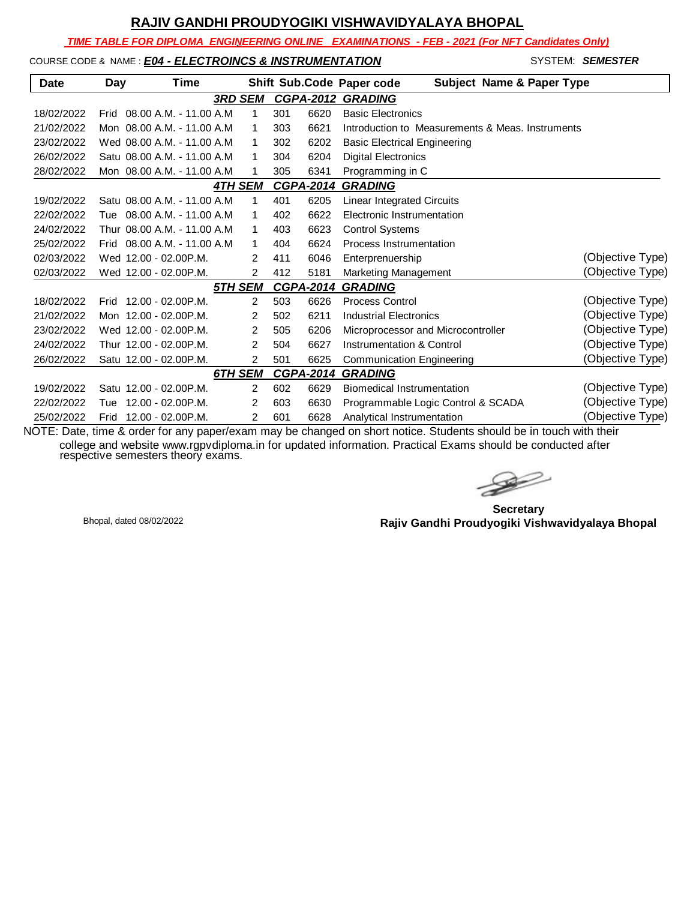# RAJIV GANDHI PROUDYOGIKI VISHWAVIDYALAYA BHOPAL

***TIME TABLE FOR DIPLOMA ENGINEERING ONLINE EXAMINATIONS - FEB - 2021 (For NFT Candidates Only)***

COURSE CODE & NAME : ***E04 - ELECTROINCS & INSTRUMENTATION*** SYSTEM: ***SEMESTER***

| Date | Day | Time | Shift | Sub.Code | Paper code | Subject Name & Paper Type | |
|---|---|---|---|---|---|---|---|
| | | | ***3RD SEM*** | ***CGPA-2012*** | ***GRADING*** | | |
| 18/02/2022 | Frid | 08.00 A.M. - 11.00 A.M | 1 | 301 | 6620 | Basic Electronics | |
| 21/02/2022 | Mon | 08.00 A.M. - 11.00 A.M | 1 | 303 | 6621 | Introduction to Measurements & Meas. Instruments | |
| 23/02/2022 | Wed | 08.00 A.M. - 11.00 A.M | 1 | 302 | 6202 | Basic Electrical Engineering | |
| 26/02/2022 | Satu | 08.00 A.M. - 11.00 A.M | 1 | 304 | 6204 | Digital Electronics | |
| 28/02/2022 | Mon | 08.00 A.M. - 11.00 A.M | 1 | 305 | 6341 | Programming in C | |
| | | | ***4TH SEM*** | ***CGPA-2014*** | ***GRADING*** | | |
| 19/02/2022 | Satu | 08.00 A.M. - 11.00 A.M | 1 | 401 | 6205 | Linear Integrated Circuits | |
| 22/02/2022 | Tue | 08.00 A.M. - 11.00 A.M | 1 | 402 | 6622 | Electronic Instrumentation | |
| 24/02/2022 | Thur | 08.00 A.M. - 11.00 A.M | 1 | 403 | 6623 | Control Systems | |
| 25/02/2022 | Frid | 08.00 A.M. - 11.00 A.M | 1 | 404 | 6624 | Process Instrumentation | |
| 02/03/2022 | Wed | 12.00 - 02.00P.M. | 2 | 411 | 6046 | Enterprenuership | (Objective Type) |
| 02/03/2022 | Wed | 12.00 - 02.00P.M. | 2 | 412 | 5181 | Marketing Management | (Objective Type) |
| | | | ***5TH SEM*** | ***CGPA-2014*** | ***GRADING*** | | |
| 18/02/2022 | Frid | 12.00 - 02.00P.M. | 2 | 503 | 6626 | Process Control | (Objective Type) |
| 21/02/2022 | Mon | 12.00 - 02.00P.M. | 2 | 502 | 6211 | Industrial Electronics | (Objective Type) |
| 23/02/2022 | Wed | 12.00 - 02.00P.M. | 2 | 505 | 6206 | Microprocessor and Microcontroller | (Objective Type) |
| 24/02/2022 | Thur | 12.00 - 02.00P.M. | 2 | 504 | 6627 | Instrumentation & Control | (Objective Type) |
| 26/02/2022 | Satu | 12.00 - 02.00P.M. | 2 | 501 | 6625 | Communication Engineering | (Objective Type) |
| | | | ***6TH SEM*** | ***CGPA-2014*** | ***GRADING*** | | |
| 19/02/2022 | Satu | 12.00 - 02.00P.M. | 2 | 602 | 6629 | Biomedical Instrumentation | (Objective Type) |
| 22/02/2022 | Tue | 12.00 - 02.00P.M. | 2 | 603 | 6630 | Programmable Logic Control & SCADA | (Objective Type) |
| 25/02/2022 | Frid | 12.00 - 02.00P.M. | 2 | 601 | 6628 | Analytical Instrumentation | (Objective Type) |

NOTE: Date, time & order for any paper/exam may be changed on short notice. Students should be in touch with their college and website www.rgpvdiploma.in for updated information. Practical Exams should be conducted after respective semesters theory exams.

Bhopal, dated 08/02/2022

**Secretary**
**Rajiv Gandhi Proudyogiki Vishwavidyalaya Bhopal**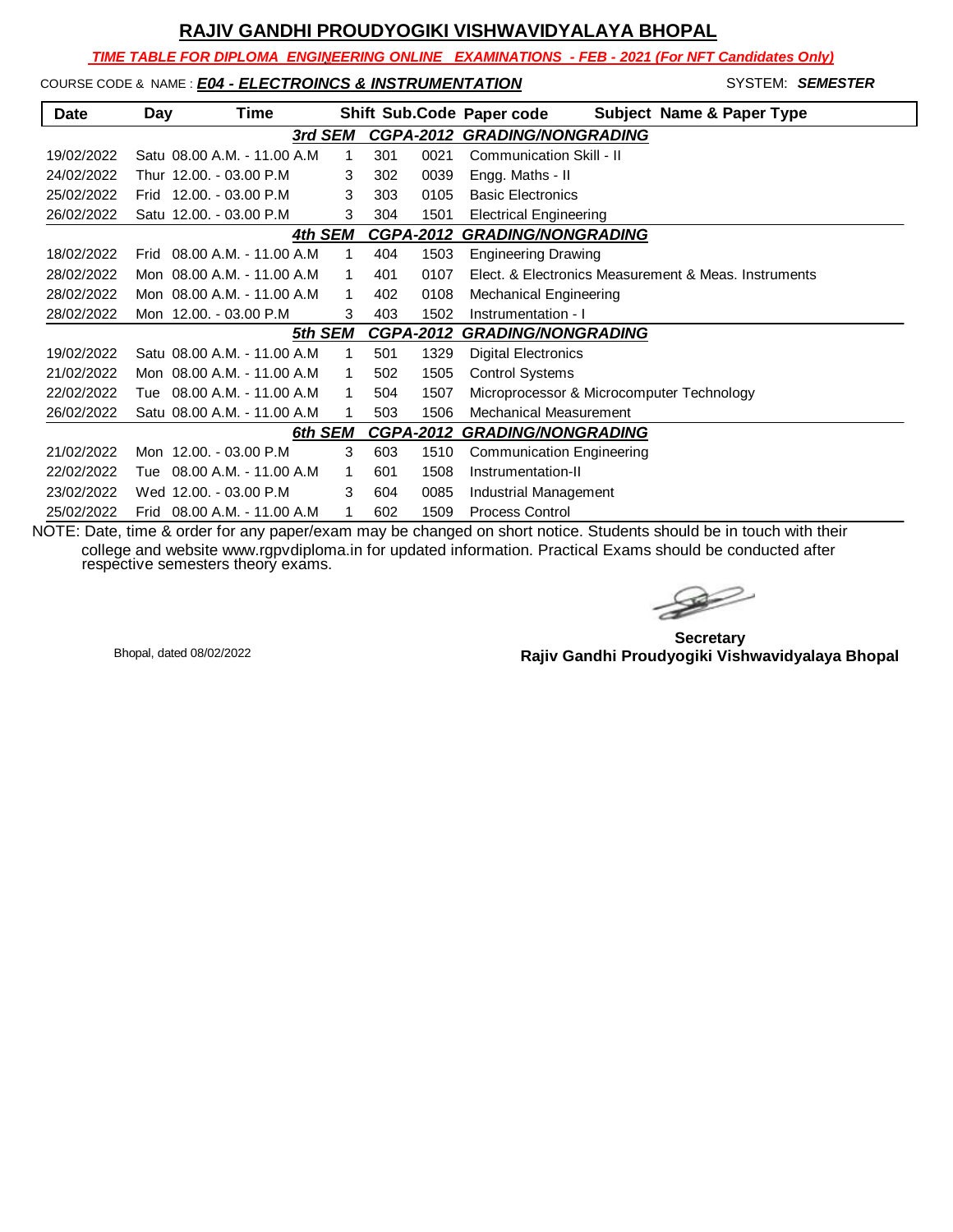# RAJIV GANDHI PROUDYOGIKI VISHWAVIDYALAYA BHOPAL

***TIME TABLE FOR DIPLOMA ENGINEERING ONLINE EXAMINATIONS - FEB - 2021 (For NFT Candidates Only)***

COURSE CODE & NAME : ***E04 - ELECTROINCS & INSTRUMENTATION*** SYSTEM: ***SEMESTER***

| Date | Day | Time | Shift | Sub.Code | Paper code | Subject Name & Paper Type |
|---|---|---|---|---|---|---|
| | | ***3rd SEM*** | ***CGPA-2012*** | ***GRADING/NONGRADING*** | | |
| 19/02/2022 | Satu | 08.00 A.M. - 11.00 A.M | 1 | 301 | 0021 | Communication Skill - II |
| 24/02/2022 | Thur | 12.00. - 03.00 P.M | 3 | 302 | 0039 | Engg. Maths - II |
| 25/02/2022 | Frid | 12.00. - 03.00 P.M | 3 | 303 | 0105 | Basic Electronics |
| 26/02/2022 | Satu | 12.00. - 03.00 P.M | 3 | 304 | 1501 | Electrical Engineering |
| | | ***4th SEM*** | ***CGPA-2012*** | ***GRADING/NONGRADING*** | | |
| 18/02/2022 | Frid | 08.00 A.M. - 11.00 A.M | 1 | 404 | 1503 | Engineering Drawing |
| 28/02/2022 | Mon | 08.00 A.M. - 11.00 A.M | 1 | 401 | 0107 | Elect. & Electronics Measurement & Meas. Instruments |
| 28/02/2022 | Mon | 08.00 A.M. - 11.00 A.M | 1 | 402 | 0108 | Mechanical Engineering |
| 28/02/2022 | Mon | 12.00. - 03.00 P.M | 3 | 403 | 1502 | Instrumentation - I |
| | | ***5th SEM*** | ***CGPA-2012*** | ***GRADING/NONGRADING*** | | |
| 19/02/2022 | Satu | 08.00 A.M. - 11.00 A.M | 1 | 501 | 1329 | Digital Electronics |
| 21/02/2022 | Mon | 08.00 A.M. - 11.00 A.M | 1 | 502 | 1505 | Control Systems |
| 22/02/2022 | Tue | 08.00 A.M. - 11.00 A.M | 1 | 504 | 1507 | Microprocessor & Microcomputer Technology |
| 26/02/2022 | Satu | 08.00 A.M. - 11.00 A.M | 1 | 503 | 1506 | Mechanical Measurement |
| | | ***6th SEM*** | ***CGPA-2012*** | ***GRADING/NONGRADING*** | | |
| 21/02/2022 | Mon | 12.00. - 03.00 P.M | 3 | 603 | 1510 | Communication Engineering |
| 22/02/2022 | Tue | 08.00 A.M. - 11.00 A.M | 1 | 601 | 1508 | Instrumentation-II |
| 23/02/2022 | Wed | 12.00. - 03.00 P.M | 3 | 604 | 0085 | Industrial Management |
| 25/02/2022 | Frid | 08.00 A.M. - 11.00 A.M | 1 | 602 | 1509 | Process Control |

NOTE: Date, time & order for any paper/exam may be changed on short notice. Students should be in touch with their college and website www.rgpvdiploma.in for updated information. Practical Exams should be conducted after respective semesters theory exams.

Bhopal, dated 08/02/2022

**Secretary**
**Rajiv Gandhi Proudyogiki Vishwavidyalaya Bhopal**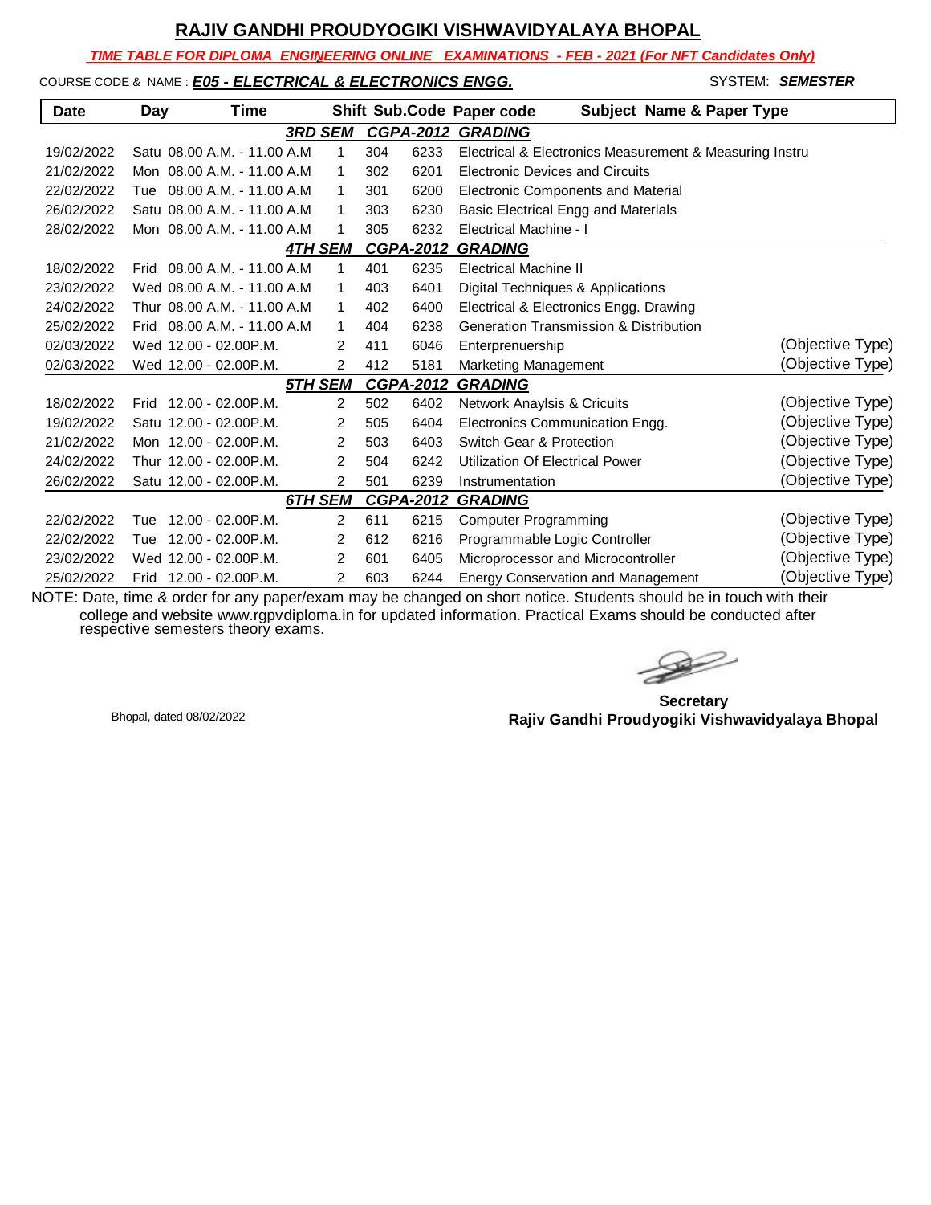# RAJIV GANDHI PROUDYOGIKI VISHWAVIDYALAYA BHOPAL

***TIME TABLE FOR DIPLOMA ENGINEERING ONLINE EXAMINATIONS - FEB - 2021 (For NFT Candidates Only)***

COURSE CODE & NAME : ***E05 - ELECTRICAL & ELECTRONICS ENGG.*** SYSTEM: ***SEMESTER***

| Date | Day | Time | Shift | Sub.Code | Paper code | Subject Name & Paper Type | |
|---|---|---|---|---|---|---|---|
| | | | ***3RD SEM*** | ***CGPA-2012*** | ***GRADING*** | | |
| 19/02/2022 | Satu | 08.00 A.M. - 11.00 A.M | 1 | 304 | 6233 | Electrical & Electronics Measurement & Measuring Instru | |
| 21/02/2022 | Mon | 08.00 A.M. - 11.00 A.M | 1 | 302 | 6201 | Electronic Devices and Circuits | |
| 22/02/2022 | Tue | 08.00 A.M. - 11.00 A.M | 1 | 301 | 6200 | Electronic Components and Material | |
| 26/02/2022 | Satu | 08.00 A.M. - 11.00 A.M | 1 | 303 | 6230 | Basic Electrical Engg and Materials | |
| 28/02/2022 | Mon | 08.00 A.M. - 11.00 A.M | 1 | 305 | 6232 | Electrical Machine - I | |
| | | | ***4TH SEM*** | ***CGPA-2012*** | ***GRADING*** | | |
| 18/02/2022 | Frid | 08.00 A.M. - 11.00 A.M | 1 | 401 | 6235 | Electrical Machine II | |
| 23/02/2022 | Wed | 08.00 A.M. - 11.00 A.M | 1 | 403 | 6401 | Digital Techniques & Applications | |
| 24/02/2022 | Thur | 08.00 A.M. - 11.00 A.M | 1 | 402 | 6400 | Electrical & Electronics Engg. Drawing | |
| 25/02/2022 | Frid | 08.00 A.M. - 11.00 A.M | 1 | 404 | 6238 | Generation Transmission & Distribution | |
| 02/03/2022 | Wed | 12.00 - 02.00P.M. | 2 | 411 | 6046 | Enterprenuership | (Objective Type) |
| 02/03/2022 | Wed | 12.00 - 02.00P.M. | 2 | 412 | 5181 | Marketing Management | (Objective Type) |
| | | | ***5TH SEM*** | ***CGPA-2012*** | ***GRADING*** | | |
| 18/02/2022 | Frid | 12.00 - 02.00P.M. | 2 | 502 | 6402 | Network Anaylsis & Cricuits | (Objective Type) |
| 19/02/2022 | Satu | 12.00 - 02.00P.M. | 2 | 505 | 6404 | Electronics Communication Engg. | (Objective Type) |
| 21/02/2022 | Mon | 12.00 - 02.00P.M. | 2 | 503 | 6403 | Switch Gear & Protection | (Objective Type) |
| 24/02/2022 | Thur | 12.00 - 02.00P.M. | 2 | 504 | 6242 | Utilization Of Electrical Power | (Objective Type) |
| 26/02/2022 | Satu | 12.00 - 02.00P.M. | 2 | 501 | 6239 | Instrumentation | (Objective Type) |
| | | | ***6TH SEM*** | ***CGPA-2012*** | ***GRADING*** | | |
| 22/02/2022 | Tue | 12.00 - 02.00P.M. | 2 | 611 | 6215 | Computer Programming | (Objective Type) |
| 22/02/2022 | Tue | 12.00 - 02.00P.M. | 2 | 612 | 6216 | Programmable Logic Controller | (Objective Type) |
| 23/02/2022 | Wed | 12.00 - 02.00P.M. | 2 | 601 | 6405 | Microprocessor and Microcontroller | (Objective Type) |
| 25/02/2022 | Frid | 12.00 - 02.00P.M. | 2 | 603 | 6244 | Energy Conservation and Management | (Objective Type) |

NOTE: Date, time & order for any paper/exam may be changed on short notice. Students should be in touch with their college and website www.rgpvdiploma.in for updated information. Practical Exams should be conducted after respective semesters theory exams.

Bhopal, dated 08/02/2022

**Secretary**
**Rajiv Gandhi Proudyogiki Vishwavidyalaya Bhopal**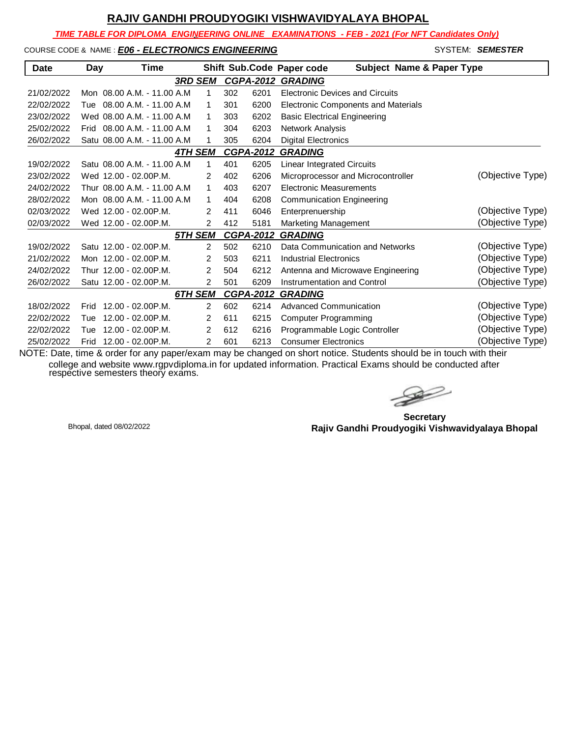# RAJIV GANDHI PROUDYOGIKI VISHWAVIDYALAYA BHOPAL

***TIME TABLE FOR DIPLOMA ENGINEERING ONLINE EXAMINATIONS - FEB - 2021 (For NFT Candidates Only)***

COURSE CODE & NAME : ***E06 - ELECTRONICS ENGINEERING*** SYSTEM: ***SEMESTER***

| Date | Day | Time | Shift | Sub.Code | Paper code | Subject Name & Paper Type | |
|---|---|---|---|---|---|---|---|
| | | | | ***3RD SEM*** | ***CGPA-2012*** | ***GRADING*** | |
| 21/02/2022 | Mon | 08.00 A.M. - 11.00 A.M | 1 | 302 | 6201 | Electronic Devices and Circuits | |
| 22/02/2022 | Tue | 08.00 A.M. - 11.00 A.M | 1 | 301 | 6200 | Electronic Components and Materials | |
| 23/02/2022 | Wed | 08.00 A.M. - 11.00 A.M | 1 | 303 | 6202 | Basic Electrical Engineering | |
| 25/02/2022 | Frid | 08.00 A.M. - 11.00 A.M | 1 | 304 | 6203 | Network Analysis | |
| 26/02/2022 | Satu | 08.00 A.M. - 11.00 A.M | 1 | 305 | 6204 | Digital Electronics | |
| | | | | ***4TH SEM*** | ***CGPA-2012*** | ***GRADING*** | |
| 19/02/2022 | Satu | 08.00 A.M. - 11.00 A.M | 1 | 401 | 6205 | Linear Integrated Circuits | |
| 23/02/2022 | Wed | 12.00 - 02.00P.M. | 2 | 402 | 6206 | Microprocessor and Microcontroller | (Objective Type) |
| 24/02/2022 | Thur | 08.00 A.M. - 11.00 A.M | 1 | 403 | 6207 | Electronic Measurements | |
| 28/02/2022 | Mon | 08.00 A.M. - 11.00 A.M | 1 | 404 | 6208 | Communication Engineering | |
| 02/03/2022 | Wed | 12.00 - 02.00P.M. | 2 | 411 | 6046 | Enterprenuership | (Objective Type) |
| 02/03/2022 | Wed | 12.00 - 02.00P.M. | 2 | 412 | 5181 | Marketing Management | (Objective Type) |
| | | | | ***5TH SEM*** | ***CGPA-2012*** | ***GRADING*** | |
| 19/02/2022 | Satu | 12.00 - 02.00P.M. | 2 | 502 | 6210 | Data Communication and Networks | (Objective Type) |
| 21/02/2022 | Mon | 12.00 - 02.00P.M. | 2 | 503 | 6211 | Industrial Electronics | (Objective Type) |
| 24/02/2022 | Thur | 12.00 - 02.00P.M. | 2 | 504 | 6212 | Antenna and Microwave Engineering | (Objective Type) |
| 26/02/2022 | Satu | 12.00 - 02.00P.M. | 2 | 501 | 6209 | Instrumentation and Control | (Objective Type) |
| | | | | ***6TH SEM*** | ***CGPA-2012*** | ***GRADING*** | |
| 18/02/2022 | Frid | 12.00 - 02.00P.M. | 2 | 602 | 6214 | Advanced Communication | (Objective Type) |
| 22/02/2022 | Tue | 12.00 - 02.00P.M. | 2 | 611 | 6215 | Computer Programming | (Objective Type) |
| 22/02/2022 | Tue | 12.00 - 02.00P.M. | 2 | 612 | 6216 | Programmable Logic Controller | (Objective Type) |
| 25/02/2022 | Frid | 12.00 - 02.00P.M. | 2 | 601 | 6213 | Consumer Electronics | (Objective Type) |

NOTE: Date, time & order for any paper/exam may be changed on short notice. Students should be in touch with their college and website www.rgpvdiploma.in for updated information. Practical Exams should be conducted after respective semesters theory exams.

Bhopal, dated 08/02/2022

**Secretary**
**Rajiv Gandhi Proudyogiki Vishwavidyalaya Bhopal**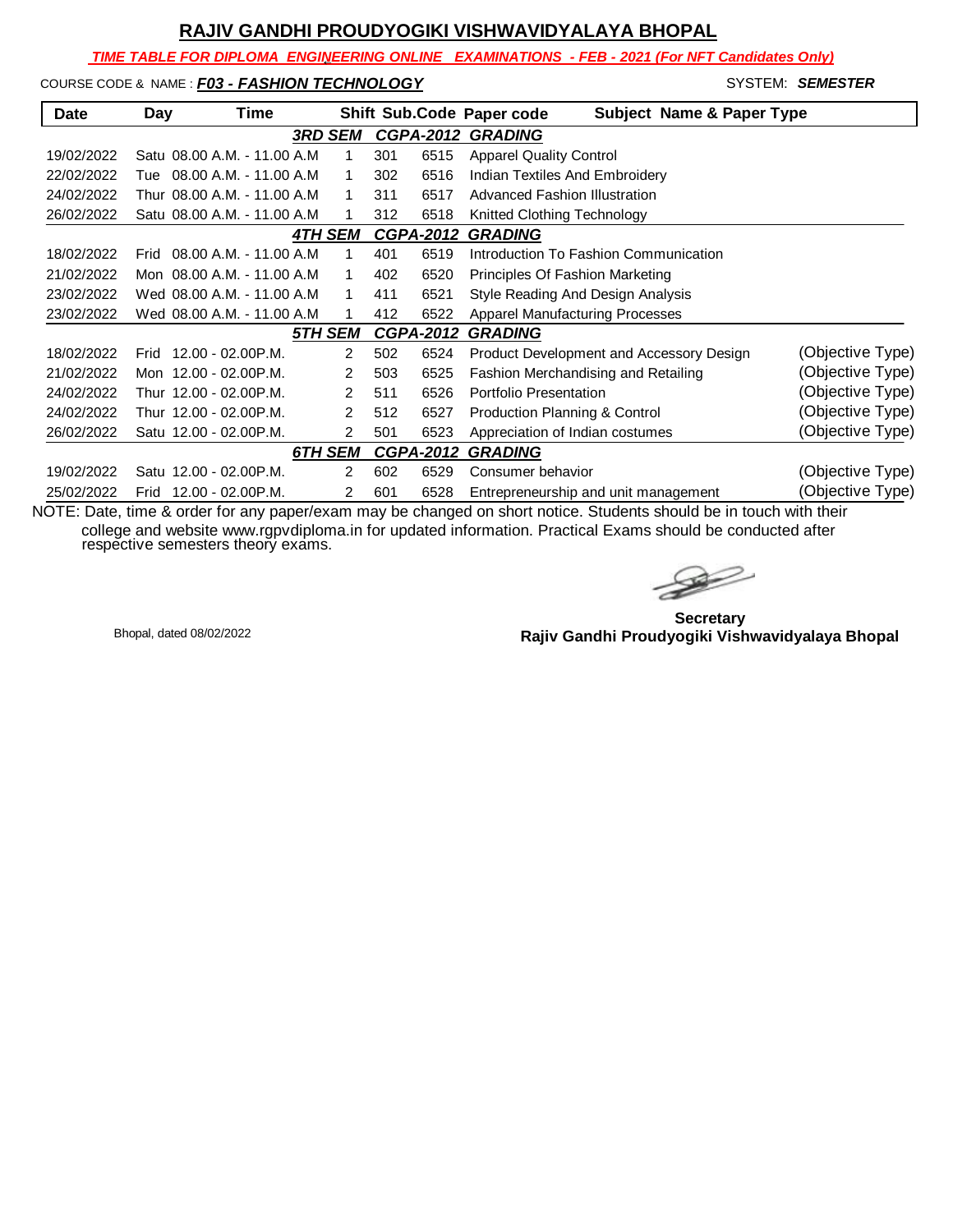## RAJIV GANDHI PROUDYOGIKI VISHWAVIDYALAYA BHOPAL

***TIME TABLE FOR DIPLOMA ENGINEERING ONLINE EXAMINATIONS - FEB - 2021 (For NFT Candidates Only)***

COURSE CODE & NAME : ***F03 - FASHION TECHNOLOGY*** SYSTEM: ***SEMESTER***

| Date | Day | Time | Shift | Sub.Code | Paper code | Subject Name & Paper Type | |
|---|---|---|---|---|---|---|---|
| | | | ***3RD SEM*** | ***CGPA-2012*** | ***GRADING*** | | |
| 19/02/2022 | Satu | 08.00 A.M. - 11.00 A.M | 1 | 301 | 6515 | Apparel Quality Control | |
| 22/02/2022 | Tue | 08.00 A.M. - 11.00 A.M | 1 | 302 | 6516 | Indian Textiles And Embroidery | |
| 24/02/2022 | Thur | 08.00 A.M. - 11.00 A.M | 1 | 311 | 6517 | Advanced Fashion Illustration | |
| 26/02/2022 | Satu | 08.00 A.M. - 11.00 A.M | 1 | 312 | 6518 | Knitted Clothing Technology | |
| | | | ***4TH SEM*** | ***CGPA-2012*** | ***GRADING*** | | |
| 18/02/2022 | Frid | 08.00 A.M. - 11.00 A.M | 1 | 401 | 6519 | Introduction To Fashion Communication | |
| 21/02/2022 | Mon | 08.00 A.M. - 11.00 A.M | 1 | 402 | 6520 | Principles Of Fashion Marketing | |
| 23/02/2022 | Wed | 08.00 A.M. - 11.00 A.M | 1 | 411 | 6521 | Style Reading And Design Analysis | |
| 23/02/2022 | Wed | 08.00 A.M. - 11.00 A.M | 1 | 412 | 6522 | Apparel Manufacturing Processes | |
| | | | ***5TH SEM*** | ***CGPA-2012*** | ***GRADING*** | | |
| 18/02/2022 | Frid | 12.00 - 02.00P.M. | 2 | 502 | 6524 | Product Development and Accessory Design | (Objective Type) |
| 21/02/2022 | Mon | 12.00 - 02.00P.M. | 2 | 503 | 6525 | Fashion Merchandising and Retailing | (Objective Type) |
| 24/02/2022 | Thur | 12.00 - 02.00P.M. | 2 | 511 | 6526 | Portfolio Presentation | (Objective Type) |
| 24/02/2022 | Thur | 12.00 - 02.00P.M. | 2 | 512 | 6527 | Production Planning & Control | (Objective Type) |
| 26/02/2022 | Satu | 12.00 - 02.00P.M. | 2 | 501 | 6523 | Appreciation of Indian costumes | (Objective Type) |
| | | | ***6TH SEM*** | ***CGPA-2012*** | ***GRADING*** | | |
| 19/02/2022 | Satu | 12.00 - 02.00P.M. | 2 | 602 | 6529 | Consumer behavior | (Objective Type) |
| 25/02/2022 | Frid | 12.00 - 02.00P.M. | 2 | 601 | 6528 | Entrepreneurship and unit management | (Objective Type) |

NOTE: Date, time & order for any paper/exam may be changed on short notice. Students should be in touch with their college and website www.rgpvdiploma.in for updated information. Practical Exams should be conducted after respective semesters theory exams.

Bhopal, dated 08/02/2022

**Secretary**
**Rajiv Gandhi Proudyogiki Vishwavidyalaya Bhopal**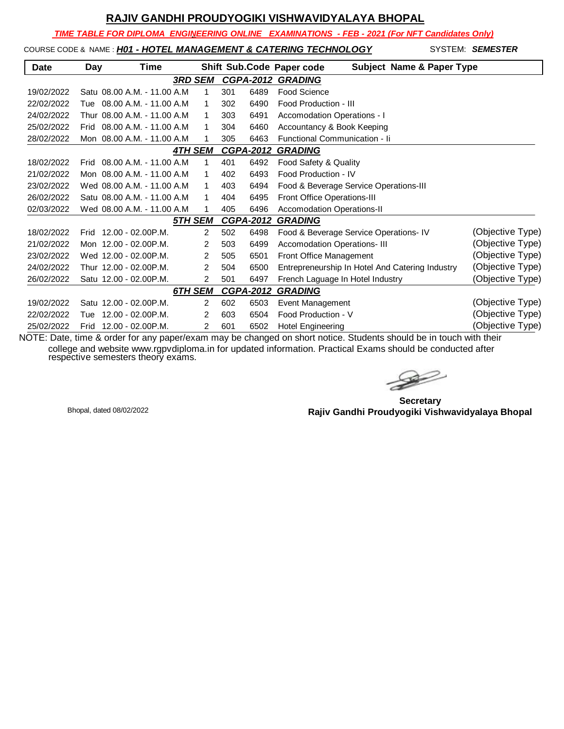# RAJIV GANDHI PROUDYOGIKI VISHWAVIDYALAYA BHOPAL

***TIME TABLE FOR DIPLOMA ENGINEERING ONLINE EXAMINATIONS - FEB - 2021 (For NFT Candidates Only)***

COURSE CODE & NAME : ***H01 - HOTEL MANAGEMENT & CATERING TECHNOLOGY*** SYSTEM: ***SEMESTER***

| Date | Day | Time | Shift | Sub.Code | Paper code | Subject Name & Paper Type | |
|---|---|---|---|---|---|---|---|
| | | | ***3RD SEM*** | ***CGPA-2012*** | ***GRADING*** | | |
| 19/02/2022 | Satu | 08.00 A.M. - 11.00 A.M | 1 | 301 | 6489 | Food Science | |
| 22/02/2022 | Tue | 08.00 A.M. - 11.00 A.M | 1 | 302 | 6490 | Food Production - III | |
| 24/02/2022 | Thur | 08.00 A.M. - 11.00 A.M | 1 | 303 | 6491 | Accomodation Operations - I | |
| 25/02/2022 | Frid | 08.00 A.M. - 11.00 A.M | 1 | 304 | 6460 | Accountancy & Book Keeping | |
| 28/02/2022 | Mon | 08.00 A.M. - 11.00 A.M | 1 | 305 | 6463 | Functional Communication - Ii | |
| | | | ***4TH SEM*** | ***CGPA-2012*** | ***GRADING*** | | |
| 18/02/2022 | Frid | 08.00 A.M. - 11.00 A.M | 1 | 401 | 6492 | Food Safety & Quality | |
| 21/02/2022 | Mon | 08.00 A.M. - 11.00 A.M | 1 | 402 | 6493 | Food Production - IV | |
| 23/02/2022 | Wed | 08.00 A.M. - 11.00 A.M | 1 | 403 | 6494 | Food & Beverage Service Operations-III | |
| 26/02/2022 | Satu | 08.00 A.M. - 11.00 A.M | 1 | 404 | 6495 | Front Office Operations-III | |
| 02/03/2022 | Wed | 08.00 A.M. - 11.00 A.M | 1 | 405 | 6496 | Accomodation Operations-II | |
| | | | ***5TH SEM*** | ***CGPA-2012*** | ***GRADING*** | | |
| 18/02/2022 | Frid | 12.00 - 02.00P.M. | 2 | 502 | 6498 | Food & Beverage Service Operations- IV | (Objective Type) |
| 21/02/2022 | Mon | 12.00 - 02.00P.M. | 2 | 503 | 6499 | Accomodation Operations- III | (Objective Type) |
| 23/02/2022 | Wed | 12.00 - 02.00P.M. | 2 | 505 | 6501 | Front Office Management | (Objective Type) |
| 24/02/2022 | Thur | 12.00 - 02.00P.M. | 2 | 504 | 6500 | Entrepreneurship In Hotel And Catering Industry | (Objective Type) |
| 26/02/2022 | Satu | 12.00 - 02.00P.M. | 2 | 501 | 6497 | French Laguage In Hotel Industry | (Objective Type) |
| | | | ***6TH SEM*** | ***CGPA-2012*** | ***GRADING*** | | |
| 19/02/2022 | Satu | 12.00 - 02.00P.M. | 2 | 602 | 6503 | Event Management | (Objective Type) |
| 22/02/2022 | Tue | 12.00 - 02.00P.M. | 2 | 603 | 6504 | Food Production - V | (Objective Type) |
| 25/02/2022 | Frid | 12.00 - 02.00P.M. | 2 | 601 | 6502 | Hotel Engineering | (Objective Type) |

NOTE: Date, time & order for any paper/exam may be changed on short notice. Students should be in touch with their college and website www.rgpvdiploma.in for updated information. Practical Exams should be conducted after respective semesters theory exams.

Bhopal, dated 08/02/2022

**Secretary**
**Rajiv Gandhi Proudyogiki Vishwavidyalaya Bhopal**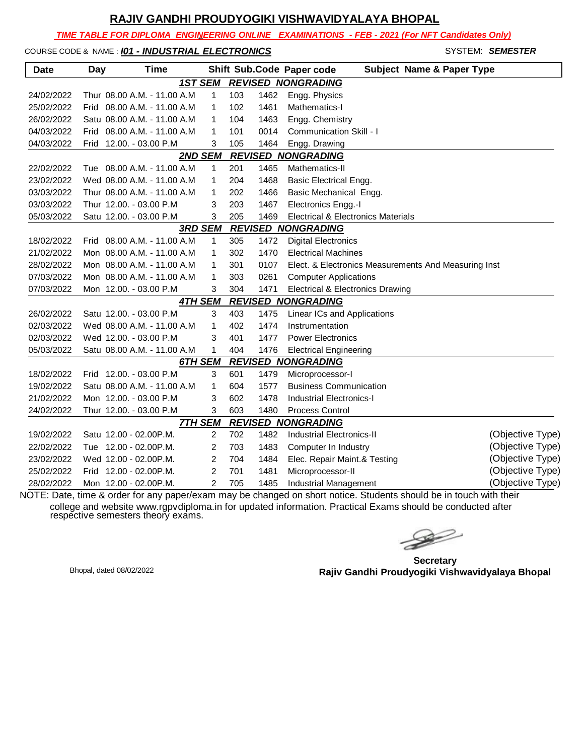# RAJIV GANDHI PROUDYOGIKI VISHWAVIDYALAYA BHOPAL

***TIME TABLE FOR DIPLOMA ENGINEERING ONLINE EXAMINATIONS - FEB - 2021 (For NFT Candidates Only)***

COURSE CODE & NAME : ***I01 - INDUSTRIAL ELECTRONICS*** SYSTEM: ***SEMESTER***

| Date | Day | Time | Shift | Sub.Code | Paper code | Subject Name & Paper Type | |
|---|---|---|---|---|---|---|---|
| | | | | ***1ST SEM REVISED NONGRADING*** | | | |
| 24/02/2022 | Thur | 08.00 A.M. - 11.00 A.M | 1 | 103 | 1462 | Engg. Physics | |
| 25/02/2022 | Frid | 08.00 A.M. - 11.00 A.M | 1 | 102 | 1461 | Mathematics-I | |
| 26/02/2022 | Satu | 08.00 A.M. - 11.00 A.M | 1 | 104 | 1463 | Engg. Chemistry | |
| 04/03/2022 | Frid | 08.00 A.M. - 11.00 A.M | 1 | 101 | 0014 | Communication Skill - I | |
| 04/03/2022 | Frid | 12.00. - 03.00 P.M | 3 | 105 | 1464 | Engg. Drawing | |
| | | | | ***2ND SEM REVISED NONGRADING*** | | | |
| 22/02/2022 | Tue | 08.00 A.M. - 11.00 A.M | 1 | 201 | 1465 | Mathematics-II | |
| 23/02/2022 | Wed | 08.00 A.M. - 11.00 A.M | 1 | 204 | 1468 | Basic Electrical Engg. | |
| 03/03/2022 | Thur | 08.00 A.M. - 11.00 A.M | 1 | 202 | 1466 | Basic Mechanical Engg. | |
| 03/03/2022 | Thur | 12.00. - 03.00 P.M | 3 | 203 | 1467 | Electronics Engg.-I | |
| 05/03/2022 | Satu | 12.00. - 03.00 P.M | 3 | 205 | 1469 | Electrical & Electronics Materials | |
| | | | | ***3RD SEM REVISED NONGRADING*** | | | |
| 18/02/2022 | Frid | 08.00 A.M. - 11.00 A.M | 1 | 305 | 1472 | Digital Electronics | |
| 21/02/2022 | Mon | 08.00 A.M. - 11.00 A.M | 1 | 302 | 1470 | Electrical Machines | |
| 28/02/2022 | Mon | 08.00 A.M. - 11.00 A.M | 1 | 301 | 0107 | Elect. & Electronics Measurements And Measuring Inst | |
| 07/03/2022 | Mon | 08.00 A.M. - 11.00 A.M | 1 | 303 | 0261 | Computer Applications | |
| 07/03/2022 | Mon | 12.00. - 03.00 P.M | 3 | 304 | 1471 | Electrical & Electronics Drawing | |
| | | | | ***4TH SEM REVISED NONGRADING*** | | | |
| 26/02/2022 | Satu | 12.00. - 03.00 P.M | 3 | 403 | 1475 | Linear ICs and Applications | |
| 02/03/2022 | Wed | 08.00 A.M. - 11.00 A.M | 1 | 402 | 1474 | Instrumentation | |
| 02/03/2022 | Wed | 12.00. - 03.00 P.M | 3 | 401 | 1477 | Power Electronics | |
| 05/03/2022 | Satu | 08.00 A.M. - 11.00 A.M | 1 | 404 | 1476 | Electrical Engineering | |
| | | | | ***6TH SEM REVISED NONGRADING*** | | | |
| 18/02/2022 | Frid | 12.00. - 03.00 P.M | 3 | 601 | 1479 | Microprocessor-I | |
| 19/02/2022 | Satu | 08.00 A.M. - 11.00 A.M | 1 | 604 | 1577 | Business Communication | |
| 21/02/2022 | Mon | 12.00. - 03.00 P.M | 3 | 602 | 1478 | Industrial Electronics-I | |
| 24/02/2022 | Thur | 12.00. - 03.00 P.M | 3 | 603 | 1480 | Process Control | |
| | | | | ***7TH SEM REVISED NONGRADING*** | | | |
| 19/02/2022 | Satu | 12.00 - 02.00P.M. | 2 | 702 | 1482 | Industrial Electronics-II | (Objective Type) |
| 22/02/2022 | Tue | 12.00 - 02.00P.M. | 2 | 703 | 1483 | Computer In Industry | (Objective Type) |
| 23/02/2022 | Wed | 12.00 - 02.00P.M. | 2 | 704 | 1484 | Elec. Repair Maint.& Testing | (Objective Type) |
| 25/02/2022 | Frid | 12.00 - 02.00P.M. | 2 | 701 | 1481 | Microprocessor-II | (Objective Type) |
| 28/02/2022 | Mon | 12.00 - 02.00P.M. | 2 | 705 | 1485 | Industrial Management | (Objective Type) |

NOTE: Date, time & order for any paper/exam may be changed on short notice. Students should be in touch with their college and website www.rgpvdiploma.in for updated information. Practical Exams should be conducted after respective semesters theory exams.

Bhopal, dated 08/02/2022

**Secretary**
**Rajiv Gandhi Proudyogiki Vishwavidyalaya Bhopal**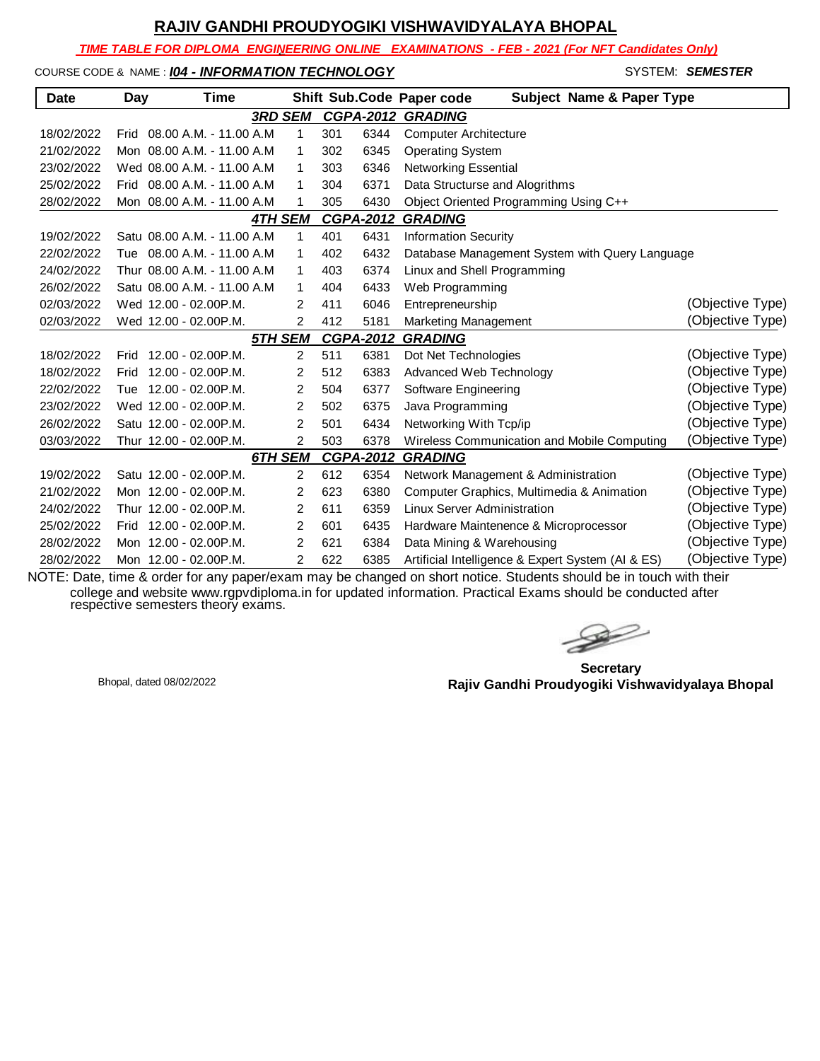# RAJIV GANDHI PROUDYOGIKI VISHWAVIDYALAYA BHOPAL

***TIME TABLE FOR DIPLOMA ENGINEERING ONLINE EXAMINATIONS - FEB - 2021 (For NFT Candidates Only)***

COURSE CODE & NAME : ***I04 - INFORMATION TECHNOLOGY*** SYSTEM: ***SEMESTER***

| Date | Day | Time | Shift | Sub.Code | Paper code | Subject Name & Paper Type | |
|---|---|---|---|---|---|---|---|
| | | | ***3RD SEM*** | ***CGPA-2012*** | ***GRADING*** | | |
| 18/02/2022 | Frid | 08.00 A.M. - 11.00 A.M | 1 | 301 | 6344 | Computer Architecture | |
| 21/02/2022 | Mon | 08.00 A.M. - 11.00 A.M | 1 | 302 | 6345 | Operating System | |
| 23/02/2022 | Wed | 08.00 A.M. - 11.00 A.M | 1 | 303 | 6346 | Networking Essential | |
| 25/02/2022 | Frid | 08.00 A.M. - 11.00 A.M | 1 | 304 | 6371 | Data Structure and Alogrithms | |
| 28/02/2022 | Mon | 08.00 A.M. - 11.00 A.M | 1 | 305 | 6430 | Object Oriented Programming Using C++ | |
| | | | ***4TH SEM*** | ***CGPA-2012*** | ***GRADING*** | | |
| 19/02/2022 | Satu | 08.00 A.M. - 11.00 A.M | 1 | 401 | 6431 | Information Security | |
| 22/02/2022 | Tue | 08.00 A.M. - 11.00 A.M | 1 | 402 | 6432 | Database Management System with Query Language | |
| 24/02/2022 | Thur | 08.00 A.M. - 11.00 A.M | 1 | 403 | 6374 | Linux and Shell Programming | |
| 26/02/2022 | Satu | 08.00 A.M. - 11.00 A.M | 1 | 404 | 6433 | Web Programming | |
| 02/03/2022 | Wed | 12.00 - 02.00P.M. | 2 | 411 | 6046 | Entrepreneurship | (Objective Type) |
| 02/03/2022 | Wed | 12.00 - 02.00P.M. | 2 | 412 | 5181 | Marketing Management | (Objective Type) |
| | | | ***5TH SEM*** | ***CGPA-2012*** | ***GRADING*** | | |
| 18/02/2022 | Frid | 12.00 - 02.00P.M. | 2 | 511 | 6381 | Dot Net Technologies | (Objective Type) |
| 18/02/2022 | Frid | 12.00 - 02.00P.M. | 2 | 512 | 6383 | Advanced Web Technology | (Objective Type) |
| 22/02/2022 | Tue | 12.00 - 02.00P.M. | 2 | 504 | 6377 | Software Engineering | (Objective Type) |
| 23/02/2022 | Wed | 12.00 - 02.00P.M. | 2 | 502 | 6375 | Java Programming | (Objective Type) |
| 26/02/2022 | Satu | 12.00 - 02.00P.M. | 2 | 501 | 6434 | Networking With Tcp/ip | (Objective Type) |
| 03/03/2022 | Thur | 12.00 - 02.00P.M. | 2 | 503 | 6378 | Wireless Communication and Mobile Computing | (Objective Type) |
| | | | ***6TH SEM*** | ***CGPA-2012*** | ***GRADING*** | | |
| 19/02/2022 | Satu | 12.00 - 02.00P.M. | 2 | 612 | 6354 | Network Management & Administration | (Objective Type) |
| 21/02/2022 | Mon | 12.00 - 02.00P.M. | 2 | 623 | 6380 | Computer Graphics, Multimedia & Animation | (Objective Type) |
| 24/02/2022 | Thur | 12.00 - 02.00P.M. | 2 | 611 | 6359 | Linux Server Administration | (Objective Type) |
| 25/02/2022 | Frid | 12.00 - 02.00P.M. | 2 | 601 | 6435 | Hardware Maintenence & Microprocessor | (Objective Type) |
| 28/02/2022 | Mon | 12.00 - 02.00P.M. | 2 | 621 | 6384 | Data Mining & Warehousing | (Objective Type) |
| 28/02/2022 | Mon | 12.00 - 02.00P.M. | 2 | 622 | 6385 | Artificial Intelligence & Expert System (AI & ES) | (Objective Type) |

NOTE: Date, time & order for any paper/exam may be changed on short notice. Students should be in touch with their college and website www.rgpvdiploma.in for updated information. Practical Exams should be conducted after respective semesters theory exams.

Bhopal, dated 08/02/2022

**Secretary**
**Rajiv Gandhi Proudyogiki Vishwavidyalaya Bhopal**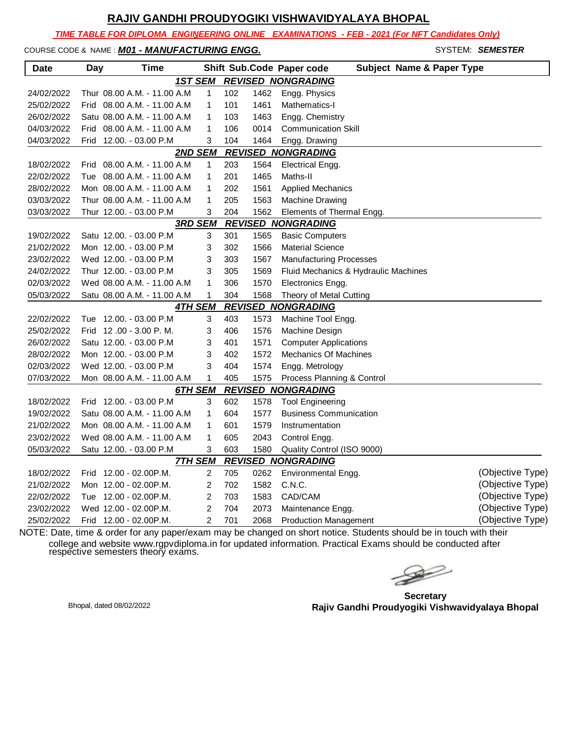# RAJIV GANDHI PROUDYOGIKI VISHWAVIDYALAYA BHOPAL

***TIME TABLE FOR DIPLOMA ENGINEERING ONLINE EXAMINATIONS - FEB - 2021 (For NFT Candidates Only)***

COURSE CODE & NAME : ***M01 - MANUFACTURING ENGG.*** SYSTEM: ***SEMESTER***

| Date | Day | Time | Shift | Sub.Code | Paper code | Subject Name & Paper Type | |
|---|---|---|---|---|---|---|---|
| | | | | **1ST SEM REVISED NONGRADING** | | | |
| 24/02/2022 | Thur | 08.00 A.M. - 11.00 A.M | 1 | 102 | 1462 | Engg. Physics | |
| 25/02/2022 | Frid | 08.00 A.M. - 11.00 A.M | 1 | 101 | 1461 | Mathematics-I | |
| 26/02/2022 | Satu | 08.00 A.M. - 11.00 A.M | 1 | 103 | 1463 | Engg. Chemistry | |
| 04/03/2022 | Frid | 08.00 A.M. - 11.00 A.M | 1 | 106 | 0014 | Communication Skill | |
| 04/03/2022 | Frid | 12.00. - 03.00 P.M | 3 | 104 | 1464 | Engg. Drawing | |
| | | | | **2ND SEM REVISED NONGRADING** | | | |
| 18/02/2022 | Frid | 08.00 A.M. - 11.00 A.M | 1 | 203 | 1564 | Electrical Engg. | |
| 22/02/2022 | Tue | 08.00 A.M. - 11.00 A.M | 1 | 201 | 1465 | Maths-II | |
| 28/02/2022 | Mon | 08.00 A.M. - 11.00 A.M | 1 | 202 | 1561 | Applied Mechanics | |
| 03/03/2022 | Thur | 08.00 A.M. - 11.00 A.M | 1 | 205 | 1563 | Machine Drawing | |
| 03/03/2022 | Thur | 12.00. - 03.00 P.M | 3 | 204 | 1562 | Elements of Thermal Engg. | |
| | | | | **3RD SEM REVISED NONGRADING** | | | |
| 19/02/2022 | Satu | 12.00. - 03.00 P.M | 3 | 301 | 1565 | Basic Computers | |
| 21/02/2022 | Mon | 12.00. - 03.00 P.M | 3 | 302 | 1566 | Material Science | |
| 23/02/2022 | Wed | 12.00. - 03.00 P.M | 3 | 303 | 1567 | Manufacturing Processes | |
| 24/02/2022 | Thur | 12.00. - 03.00 P.M | 3 | 305 | 1569 | Fluid Mechanics & Hydraulic Machines | |
| 02/03/2022 | Wed | 08.00 A.M. - 11.00 A.M | 1 | 306 | 1570 | Electronics Engg. | |
| 05/03/2022 | Satu | 08.00 A.M. - 11.00 A.M | 1 | 304 | 1568 | Theory of Metal Cutting | |
| | | | | **4TH SEM REVISED NONGRADING** | | | |
| 22/02/2022 | Tue | 12.00. - 03.00 P.M | 3 | 403 | 1573 | Machine Tool Engg. | |
| 25/02/2022 | Frid | 12 .00 - 3.00 P. M. | 3 | 406 | 1576 | Machine Design | |
| 26/02/2022 | Satu | 12.00. - 03.00 P.M | 3 | 401 | 1571 | Computer Applications | |
| 28/02/2022 | Mon | 12.00. - 03.00 P.M | 3 | 402 | 1572 | Mechanics Of Machines | |
| 02/03/2022 | Wed | 12.00. - 03.00 P.M | 3 | 404 | 1574 | Engg. Metrology | |
| 07/03/2022 | Mon | 08.00 A.M. - 11.00 A.M | 1 | 405 | 1575 | Process Planning & Control | |
| | | | | **6TH SEM REVISED NONGRADING** | | | |
| 18/02/2022 | Frid | 12.00. - 03.00 P.M | 3 | 602 | 1578 | Tool Engineering | |
| 19/02/2022 | Satu | 08.00 A.M. - 11.00 A.M | 1 | 604 | 1577 | Business Communication | |
| 21/02/2022 | Mon | 08.00 A.M. - 11.00 A.M | 1 | 601 | 1579 | Instrumentation | |
| 23/02/2022 | Wed | 08.00 A.M. - 11.00 A.M | 1 | 605 | 2043 | Control Engg. | |
| 05/03/2022 | Satu | 12.00. - 03.00 P.M | 3 | 603 | 1580 | Quality Control (ISO 9000) | |
| | | | | **7TH SEM REVISED NONGRADING** | | | |
| 18/02/2022 | Frid | 12.00 - 02.00P.M. | 2 | 705 | 0262 | Environmental Engg. | (Objective Type) |
| 21/02/2022 | Mon | 12.00 - 02.00P.M. | 2 | 702 | 1582 | C.N.C. | (Objective Type) |
| 22/02/2022 | Tue | 12.00 - 02.00P.M. | 2 | 703 | 1583 | CAD/CAM | (Objective Type) |
| 23/02/2022 | Wed | 12.00 - 02.00P.M. | 2 | 704 | 2073 | Maintenance Engg. | (Objective Type) |
| 25/02/2022 | Frid | 12.00 - 02.00P.M. | 2 | 701 | 2068 | Production Management | (Objective Type) |

NOTE: Date, time & order for any paper/exam may be changed on short notice. Students should be in touch with their college and website www.rgpvdiploma.in for updated information. Practical Exams should be conducted after respective semesters theory exams.

Bhopal, dated 08/02/2022

**Secretary**
**Rajiv Gandhi Proudyogiki Vishwavidyalaya Bhopal**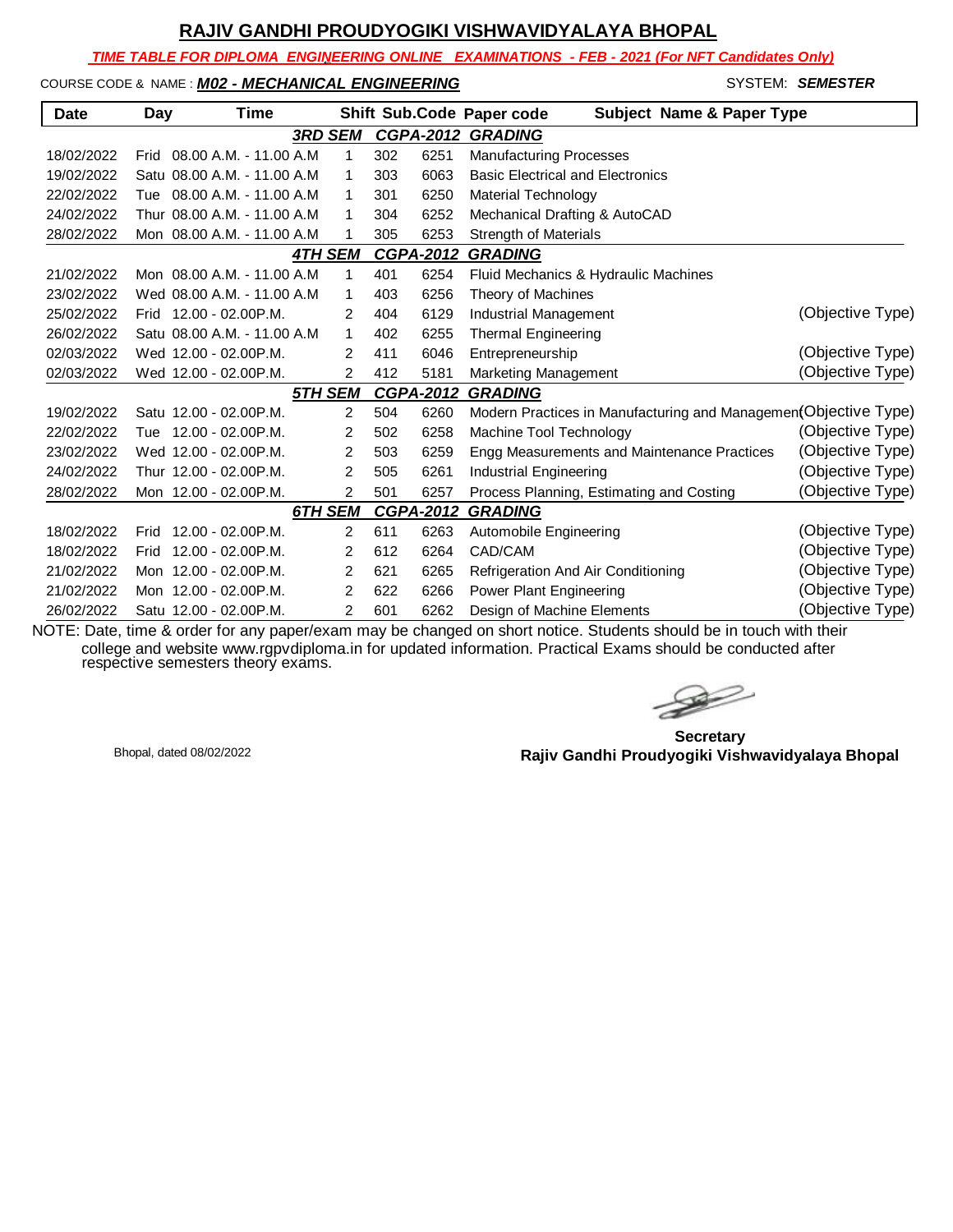# RAJIV GANDHI PROUDYOGIKI VISHWAVIDYALAYA BHOPAL

***TIME TABLE FOR DIPLOMA ENGINEERING ONLINE EXAMINATIONS - FEB - 2021 (For NFT Candidates Only)***

COURSE CODE & NAME : ***M02 - MECHANICAL ENGINEERING*** SYSTEM: ***SEMESTER***

| Date | Day | Time | Shift | Sub.Code | Paper code | Subject Name & Paper Type | |
|---|---|---|---|---|---|---|---|
| | | | ***3RD SEM*** | ***CGPA-2012*** | ***GRADING*** | | |
| 18/02/2022 | Frid | 08.00 A.M. - 11.00 A.M | 1 | 302 | 6251 | Manufacturing Processes | |
| 19/02/2022 | Satu | 08.00 A.M. - 11.00 A.M | 1 | 303 | 6063 | Basic Electrical and Electronics | |
| 22/02/2022 | Tue | 08.00 A.M. - 11.00 A.M | 1 | 301 | 6250 | Material Technology | |
| 24/02/2022 | Thur | 08.00 A.M. - 11.00 A.M | 1 | 304 | 6252 | Mechanical Drafting & AutoCAD | |
| 28/02/2022 | Mon | 08.00 A.M. - 11.00 A.M | 1 | 305 | 6253 | Strength of Materials | |
| | | | ***4TH SEM*** | ***CGPA-2012*** | ***GRADING*** | | |
| 21/02/2022 | Mon | 08.00 A.M. - 11.00 A.M | 1 | 401 | 6254 | Fluid Mechanics & Hydraulic Machines | |
| 23/02/2022 | Wed | 08.00 A.M. - 11.00 A.M | 1 | 403 | 6256 | Theory of Machines | |
| 25/02/2022 | Frid | 12.00 - 02.00P.M. | 2 | 404 | 6129 | Industrial Management | (Objective Type) |
| 26/02/2022 | Satu | 08.00 A.M. - 11.00 A.M | 1 | 402 | 6255 | Thermal Engineering | |
| 02/03/2022 | Wed | 12.00 - 02.00P.M. | 2 | 411 | 6046 | Entrepreneurship | (Objective Type) |
| 02/03/2022 | Wed | 12.00 - 02.00P.M. | 2 | 412 | 5181 | Marketing Management | (Objective Type) |
| | | | ***5TH SEM*** | ***CGPA-2012*** | ***GRADING*** | | |
| 19/02/2022 | Satu | 12.00 - 02.00P.M. | 2 | 504 | 6260 | Modern Practices in Manufacturing and Managemen | (Objective Type) |
| 22/02/2022 | Tue | 12.00 - 02.00P.M. | 2 | 502 | 6258 | Machine Tool Technology | (Objective Type) |
| 23/02/2022 | Wed | 12.00 - 02.00P.M. | 2 | 503 | 6259 | Engg Measurements and Maintenance Practices | (Objective Type) |
| 24/02/2022 | Thur | 12.00 - 02.00P.M. | 2 | 505 | 6261 | Industrial Engineering | (Objective Type) |
| 28/02/2022 | Mon | 12.00 - 02.00P.M. | 2 | 501 | 6257 | Process Planning, Estimating and Costing | (Objective Type) |
| | | | ***6TH SEM*** | ***CGPA-2012*** | ***GRADING*** | | |
| 18/02/2022 | Frid | 12.00 - 02.00P.M. | 2 | 611 | 6263 | Automobile Engineering | (Objective Type) |
| 18/02/2022 | Frid | 12.00 - 02.00P.M. | 2 | 612 | 6264 | CAD/CAM | (Objective Type) |
| 21/02/2022 | Mon | 12.00 - 02.00P.M. | 2 | 621 | 6265 | Refrigeration And Air Conditioning | (Objective Type) |
| 21/02/2022 | Mon | 12.00 - 02.00P.M. | 2 | 622 | 6266 | Power Plant Engineering | (Objective Type) |
| 26/02/2022 | Satu | 12.00 - 02.00P.M. | 2 | 601 | 6262 | Design of Machine Elements | (Objective Type) |

NOTE: Date, time & order for any paper/exam may be changed on short notice. Students should be in touch with their college and website www.rgpvdiploma.in for updated information. Practical Exams should be conducted after respective semesters theory exams.

Bhopal, dated 08/02/2022

**Secretary**
**Rajiv Gandhi Proudyogiki Vishwavidyalaya Bhopal**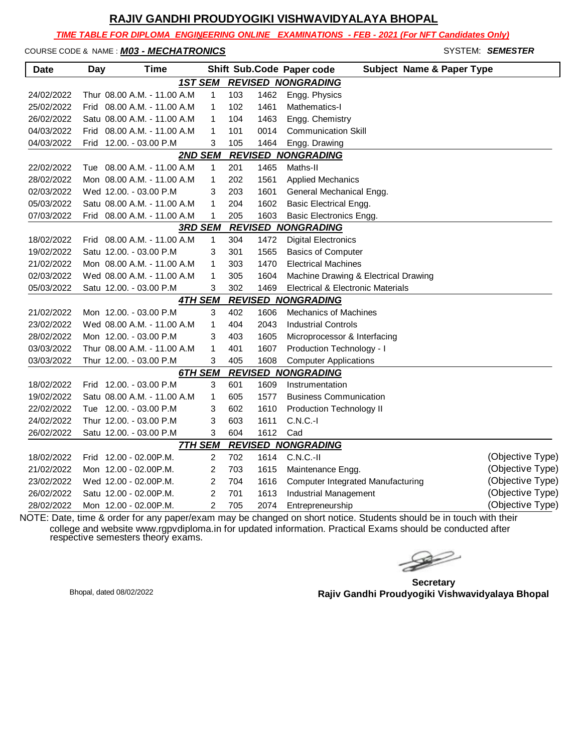# RAJIV GANDHI PROUDYOGIKI VISHWAVIDYALAYA BHOPAL

***TIME TABLE FOR DIPLOMA ENGINEERING ONLINE EXAMINATIONS - FEB - 2021 (For NFT Candidates Only)***

COURSE CODE & NAME : ***M03 - MECHATRONICS*** SYSTEM: ***SEMESTER***

| Date | Day | Time | Shift | Sub.Code | Paper code | Subject Name & Paper Type | |
|---|---|---|---|---|---|---|---|
| | | | ***1ST SEM REVISED NONGRADING*** | | | | |
| 24/02/2022 | Thur | 08.00 A.M. - 11.00 A.M | 1 | 103 | 1462 | Engg. Physics | |
| 25/02/2022 | Frid | 08.00 A.M. - 11.00 A.M | 1 | 102 | 1461 | Mathematics-I | |
| 26/02/2022 | Satu | 08.00 A.M. - 11.00 A.M | 1 | 104 | 1463 | Engg. Chemistry | |
| 04/03/2022 | Frid | 08.00 A.M. - 11.00 A.M | 1 | 101 | 0014 | Communication Skill | |
| 04/03/2022 | Frid | 12.00. - 03.00 P.M | 3 | 105 | 1464 | Engg. Drawing | |
| | | | ***2ND SEM REVISED NONGRADING*** | | | | |
| 22/02/2022 | Tue | 08.00 A.M. - 11.00 A.M | 1 | 201 | 1465 | Maths-II | |
| 28/02/2022 | Mon | 08.00 A.M. - 11.00 A.M | 1 | 202 | 1561 | Applied Mechanics | |
| 02/03/2022 | Wed | 12.00. - 03.00 P.M | 3 | 203 | 1601 | General Mechanical Engg. | |
| 05/03/2022 | Satu | 08.00 A.M. - 11.00 A.M | 1 | 204 | 1602 | Basic Electrical Engg. | |
| 07/03/2022 | Frid | 08.00 A.M. - 11.00 A.M | 1 | 205 | 1603 | Basic Electronics Engg. | |
| | | | ***3RD SEM REVISED NONGRADING*** | | | | |
| 18/02/2022 | Frid | 08.00 A.M. - 11.00 A.M | 1 | 304 | 1472 | Digital Electronics | |
| 19/02/2022 | Satu | 12.00. - 03.00 P.M | 3 | 301 | 1565 | Basics of Computer | |
| 21/02/2022 | Mon | 08.00 A.M. - 11.00 A.M | 1 | 303 | 1470 | Electrical Machines | |
| 02/03/2022 | Wed | 08.00 A.M. - 11.00 A.M | 1 | 305 | 1604 | Machine Drawing & Electrical Drawing | |
| 05/03/2022 | Satu | 12.00. - 03.00 P.M | 3 | 302 | 1469 | Electrical & Electronic Materials | |
| | | | ***4TH SEM REVISED NONGRADING*** | | | | |
| 21/02/2022 | Mon | 12.00. - 03.00 P.M | 3 | 402 | 1606 | Mechanics of Machines | |
| 23/02/2022 | Wed | 08.00 A.M. - 11.00 A.M | 1 | 404 | 2043 | Industrial Controls | |
| 28/02/2022 | Mon | 12.00. - 03.00 P.M | 3 | 403 | 1605 | Microprocessor & Interfacing | |
| 03/03/2022 | Thur | 08.00 A.M. - 11.00 A.M | 1 | 401 | 1607 | Production Technology - I | |
| 03/03/2022 | Thur | 12.00. - 03.00 P.M | 3 | 405 | 1608 | Computer Applications | |
| | | | ***6TH SEM REVISED NONGRADING*** | | | | |
| 18/02/2022 | Frid | 12.00. - 03.00 P.M | 3 | 601 | 1609 | Instrumentation | |
| 19/02/2022 | Satu | 08.00 A.M. - 11.00 A.M | 1 | 605 | 1577 | Business Communication | |
| 22/02/2022 | Tue | 12.00. - 03.00 P.M | 3 | 602 | 1610 | Production Technology II | |
| 24/02/2022 | Thur | 12.00. - 03.00 P.M | 3 | 603 | 1611 | C.N.C.-I | |
| 26/02/2022 | Satu | 12.00. - 03.00 P.M | 3 | 604 | 1612 | Cad | |
| | | | ***7TH SEM REVISED NONGRADING*** | | | | |
| 18/02/2022 | Frid | 12.00 - 02.00P.M. | 2 | 702 | 1614 | C.N.C.-II | (Objective Type) |
| 21/02/2022 | Mon | 12.00 - 02.00P.M. | 2 | 703 | 1615 | Maintenance Engg. | (Objective Type) |
| 23/02/2022 | Wed | 12.00 - 02.00P.M. | 2 | 704 | 1616 | Computer Integrated Manufacturing | (Objective Type) |
| 26/02/2022 | Satu | 12.00 - 02.00P.M. | 2 | 701 | 1613 | Industrial Management | (Objective Type) |
| 28/02/2022 | Mon | 12.00 - 02.00P.M. | 2 | 705 | 2074 | Entrepreneurship | (Objective Type) |

NOTE: Date, time & order for any paper/exam may be changed on short notice. Students should be in touch with their college and website www.rgpvdiploma.in for updated information. Practical Exams should be conducted after respective semesters theory exams.

Bhopal, dated 08/02/2022

**Secretary**
**Rajiv Gandhi Proudyogiki Vishwavidyalaya Bhopal**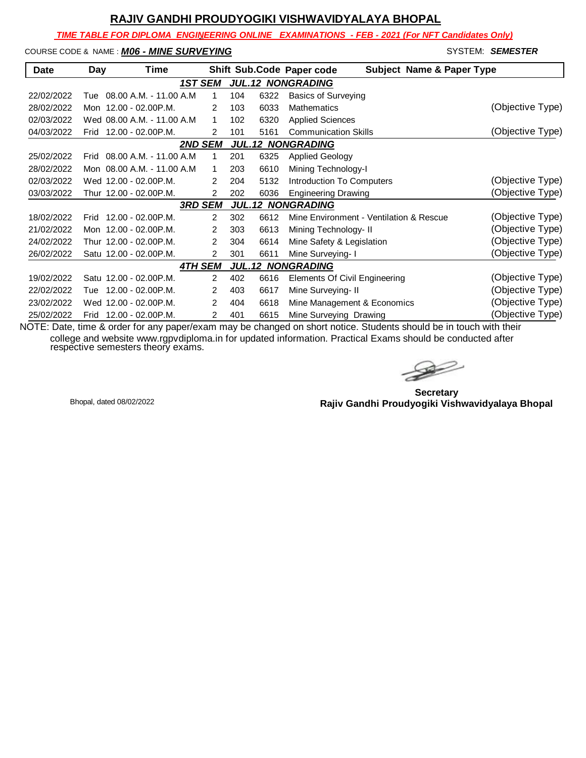# RAJIV GANDHI PROUDYOGIKI VISHWAVIDYALAYA BHOPAL

***TIME TABLE FOR DIPLOMA ENGINEERING ONLINE EXAMINATIONS - FEB - 2021 (For NFT Candidates Only)***

COURSE CODE & NAME : ***M06 - MINE SURVEYING*** SYSTEM: ***SEMESTER***

| Date | Day | Time | Shift | Sub.Code | Paper code | Subject Name & Paper Type | |
|---|---|---|---|---|---|---|---|
| | | | ***1ST SEM*** | ***JUL.12*** | ***NONGRADING*** | | |
| 22/02/2022 | Tue | 08.00 A.M. - 11.00 A.M | 1 | 104 | 6322 | Basics of Surveying | |
| 28/02/2022 | Mon | 12.00 - 02.00P.M. | 2 | 103 | 6033 | Mathematics | (Objective Type) |
| 02/03/2022 | Wed | 08.00 A.M. - 11.00 A.M | 1 | 102 | 6320 | Applied Sciences | |
| 04/03/2022 | Frid | 12.00 - 02.00P.M. | 2 | 101 | 5161 | Communication Skills | (Objective Type) |
| | | | ***2ND SEM*** | ***JUL.12*** | ***NONGRADING*** | | |
| 25/02/2022 | Frid | 08.00 A.M. - 11.00 A.M | 1 | 201 | 6325 | Applied Geology | |
| 28/02/2022 | Mon | 08.00 A.M. - 11.00 A.M | 1 | 203 | 6610 | Mining Technology-I | |
| 02/03/2022 | Wed | 12.00 - 02.00P.M. | 2 | 204 | 5132 | Introduction To Computers | (Objective Type) |
| 03/03/2022 | Thur | 12.00 - 02.00P.M. | 2 | 202 | 6036 | Engineering Drawing | (Objective Type) |
| | | | ***3RD SEM*** | ***JUL.12*** | ***NONGRADING*** | | |
| 18/02/2022 | Frid | 12.00 - 02.00P.M. | 2 | 302 | 6612 | Mine Environment - Ventilation & Rescue | (Objective Type) |
| 21/02/2022 | Mon | 12.00 - 02.00P.M. | 2 | 303 | 6613 | Mining Technology- II | (Objective Type) |
| 24/02/2022 | Thur | 12.00 - 02.00P.M. | 2 | 304 | 6614 | Mine Safety & Legislation | (Objective Type) |
| 26/02/2022 | Satu | 12.00 - 02.00P.M. | 2 | 301 | 6611 | Mine Surveying- I | (Objective Type) |
| | | | ***4TH SEM*** | ***JUL.12*** | ***NONGRADING*** | | |
| 19/02/2022 | Satu | 12.00 - 02.00P.M. | 2 | 402 | 6616 | Elements Of Civil Engineering | (Objective Type) |
| 22/02/2022 | Tue | 12.00 - 02.00P.M. | 2 | 403 | 6617 | Mine Surveying- II | (Objective Type) |
| 23/02/2022 | Wed | 12.00 - 02.00P.M. | 2 | 404 | 6618 | Mine Management & Economics | (Objective Type) |
| 25/02/2022 | Frid | 12.00 - 02.00P.M. | 2 | 401 | 6615 | Mine Surveying Drawing | (Objective Type) |

NOTE: Date, time & order for any paper/exam may be changed on short notice. Students should be in touch with their college and website www.rgpvdiploma.in for updated information. Practical Exams should be conducted after respective semesters theory exams.

Bhopal, dated 08/02/2022

**Secretary**
**Rajiv Gandhi Proudyogiki Vishwavidyalaya Bhopal**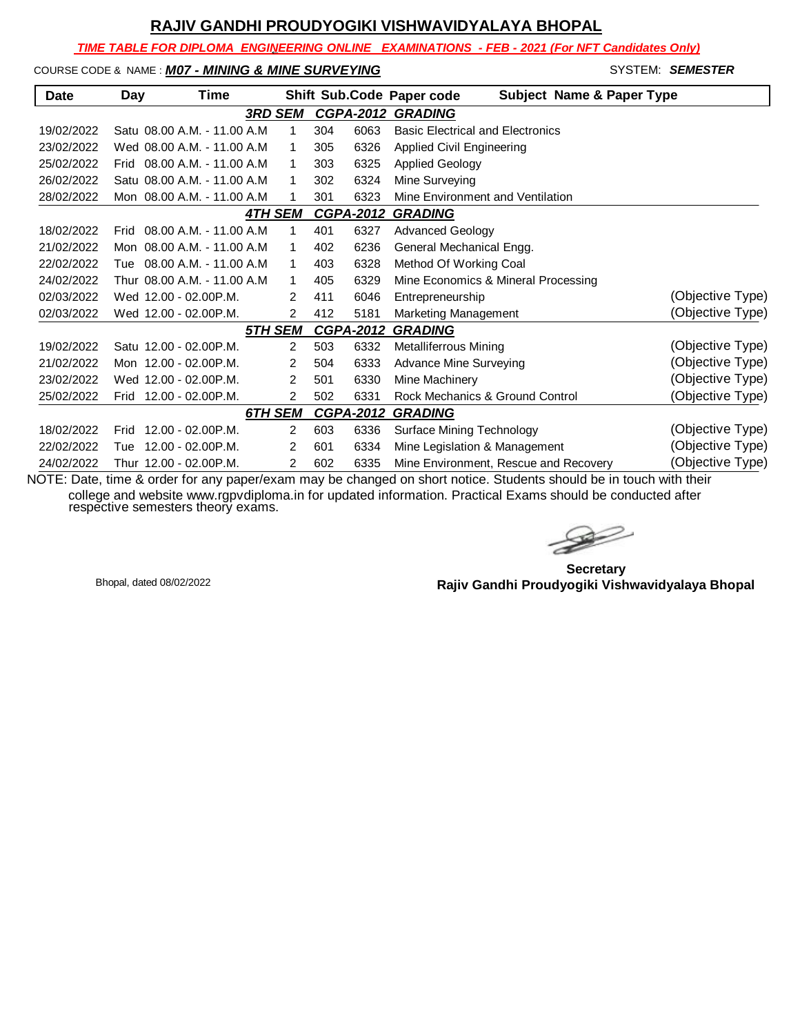# RAJIV GANDHI PROUDYOGIKI VISHWAVIDYALAYA BHOPAL

***TIME TABLE FOR DIPLOMA ENGINEERING ONLINE EXAMINATIONS - FEB - 2021 (For NFT Candidates Only)***

COURSE CODE & NAME : ***M07 - MINING & MINE SURVEYING*** SYSTEM: ***SEMESTER***

| Date | Day | Time | Shift | Sub.Code | Paper code | Subject Name & Paper Type | |
|---|---|---|---|---|---|---|---|
| | | | ***3RD SEM*** | ***CGPA-2012*** | ***GRADING*** | | |
| 19/02/2022 | Satu | 08.00 A.M. - 11.00 A.M | 1 | 304 | 6063 | Basic Electrical and Electronics | |
| 23/02/2022 | Wed | 08.00 A.M. - 11.00 A.M | 1 | 305 | 6326 | Applied Civil Engineering | |
| 25/02/2022 | Frid | 08.00 A.M. - 11.00 A.M | 1 | 303 | 6325 | Applied Geology | |
| 26/02/2022 | Satu | 08.00 A.M. - 11.00 A.M | 1 | 302 | 6324 | Mine Surveying | |
| 28/02/2022 | Mon | 08.00 A.M. - 11.00 A.M | 1 | 301 | 6323 | Mine Environment and Ventilation | |
| | | | ***4TH SEM*** | ***CGPA-2012*** | ***GRADING*** | | |
| 18/02/2022 | Frid | 08.00 A.M. - 11.00 A.M | 1 | 401 | 6327 | Advanced Geology | |
| 21/02/2022 | Mon | 08.00 A.M. - 11.00 A.M | 1 | 402 | 6236 | General Mechanical Engg. | |
| 22/02/2022 | Tue | 08.00 A.M. - 11.00 A.M | 1 | 403 | 6328 | Method Of Working Coal | |
| 24/02/2022 | Thur | 08.00 A.M. - 11.00 A.M | 1 | 405 | 6329 | Mine Economics & Mineral Processing | |
| 02/03/2022 | Wed | 12.00 - 02.00P.M. | 2 | 411 | 6046 | Entrepreneurship | (Objective Type) |
| 02/03/2022 | Wed | 12.00 - 02.00P.M. | 2 | 412 | 5181 | Marketing Management | (Objective Type) |
| | | | ***5TH SEM*** | ***CGPA-2012*** | ***GRADING*** | | |
| 19/02/2022 | Satu | 12.00 - 02.00P.M. | 2 | 503 | 6332 | Metalliferrous Mining | (Objective Type) |
| 21/02/2022 | Mon | 12.00 - 02.00P.M. | 2 | 504 | 6333 | Advance Mine Surveying | (Objective Type) |
| 23/02/2022 | Wed | 12.00 - 02.00P.M. | 2 | 501 | 6330 | Mine Machinery | (Objective Type) |
| 25/02/2022 | Frid | 12.00 - 02.00P.M. | 2 | 502 | 6331 | Rock Mechanics & Ground Control | (Objective Type) |
| | | | ***6TH SEM*** | ***CGPA-2012*** | ***GRADING*** | | |
| 18/02/2022 | Frid | 12.00 - 02.00P.M. | 2 | 603 | 6336 | Surface Mining Technology | (Objective Type) |
| 22/02/2022 | Tue | 12.00 - 02.00P.M. | 2 | 601 | 6334 | Mine Legislation & Management | (Objective Type) |
| 24/02/2022 | Thur | 12.00 - 02.00P.M. | 2 | 602 | 6335 | Mine Environment, Rescue and Recovery | (Objective Type) |

NOTE: Date, time & order for any paper/exam may be changed on short notice. Students should be in touch with their college and website www.rgpvdiploma.in for updated information. Practical Exams should be conducted after respective semesters theory exams.

Bhopal, dated 08/02/2022

**Secretary**
**Rajiv Gandhi Proudyogiki Vishwavidyalaya Bhopal**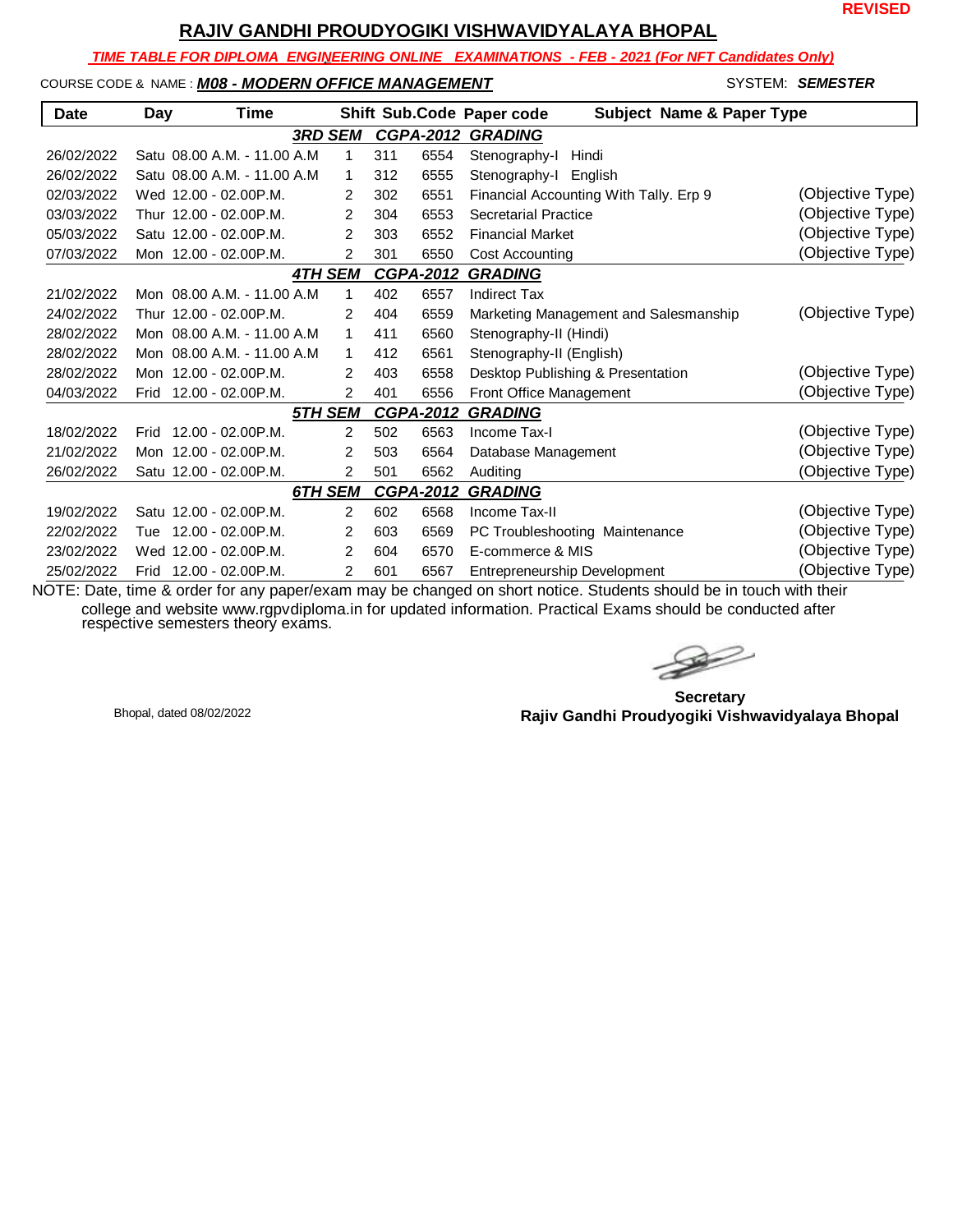REVISED

# RAJIV GANDHI PROUDYOGIKI VISHWAVIDYALAYA BHOPAL

***TIME TABLE FOR DIPLOMA ENGINEERING ONLINE EXAMINATIONS - FEB - 2021 (For NFT Candidates Only)***

COURSE CODE & NAME : ***M08 - MODERN OFFICE MANAGEMENT*** SYSTEM: ***SEMESTER***

| Date | Day | Time | Shift | Sub.Code | Paper code | Subject Name & Paper Type | |
|---|---|---|---|---|---|---|---|
| | | | **3RD SEM** | **CGPA-2012** | **GRADING** | | |
| 26/02/2022 | Satu | 08.00 A.M. - 11.00 A.M | 1 | 311 | 6554 | Stenography-I Hindi | |
| 26/02/2022 | Satu | 08.00 A.M. - 11.00 A.M | 1 | 312 | 6555 | Stenography-I English | |
| 02/03/2022 | Wed | 12.00 - 02.00P.M. | 2 | 302 | 6551 | Financial Accounting With Tally. Erp 9 | (Objective Type) |
| 03/03/2022 | Thur | 12.00 - 02.00P.M. | 2 | 304 | 6553 | Secretarial Practice | (Objective Type) |
| 05/03/2022 | Satu | 12.00 - 02.00P.M. | 2 | 303 | 6552 | Financial Market | (Objective Type) |
| 07/03/2022 | Mon | 12.00 - 02.00P.M. | 2 | 301 | 6550 | Cost Accounting | (Objective Type) |
| | | | **4TH SEM** | **CGPA-2012** | **GRADING** | | |
| 21/02/2022 | Mon | 08.00 A.M. - 11.00 A.M | 1 | 402 | 6557 | Indirect Tax | |
| 24/02/2022 | Thur | 12.00 - 02.00P.M. | 2 | 404 | 6559 | Marketing Management and Salesmanship | (Objective Type) |
| 28/02/2022 | Mon | 08.00 A.M. - 11.00 A.M | 1 | 411 | 6560 | Stenography-II (Hindi) | |
| 28/02/2022 | Mon | 08.00 A.M. - 11.00 A.M | 1 | 412 | 6561 | Stenography-II (English) | |
| 28/02/2022 | Mon | 12.00 - 02.00P.M. | 2 | 403 | 6558 | Desktop Publishing & Presentation | (Objective Type) |
| 04/03/2022 | Frid | 12.00 - 02.00P.M. | 2 | 401 | 6556 | Front Office Management | (Objective Type) |
| | | | **5TH SEM** | **CGPA-2012** | **GRADING** | | |
| 18/02/2022 | Frid | 12.00 - 02.00P.M. | 2 | 502 | 6563 | Income Tax-I | (Objective Type) |
| 21/02/2022 | Mon | 12.00 - 02.00P.M. | 2 | 503 | 6564 | Database Management | (Objective Type) |
| 26/02/2022 | Satu | 12.00 - 02.00P.M. | 2 | 501 | 6562 | Auditing | (Objective Type) |
| | | | **6TH SEM** | **CGPA-2012** | **GRADING** | | |
| 19/02/2022 | Satu | 12.00 - 02.00P.M. | 2 | 602 | 6568 | Income Tax-II | (Objective Type) |
| 22/02/2022 | Tue | 12.00 - 02.00P.M. | 2 | 603 | 6569 | PC Troubleshooting Maintenance | (Objective Type) |
| 23/02/2022 | Wed | 12.00 - 02.00P.M. | 2 | 604 | 6570 | E-commerce & MIS | (Objective Type) |
| 25/02/2022 | Frid | 12.00 - 02.00P.M. | 2 | 601 | 6567 | Entrepreneurship Development | (Objective Type) |

NOTE: Date, time & order for any paper/exam may be changed on short notice. Students should be in touch with their college and website www.rgpvdiploma.in for updated information. Practical Exams should be conducted after respective semesters theory exams.

Bhopal, dated 08/02/2022

**Secretary**
**Rajiv Gandhi Proudyogiki Vishwavidyalaya Bhopal**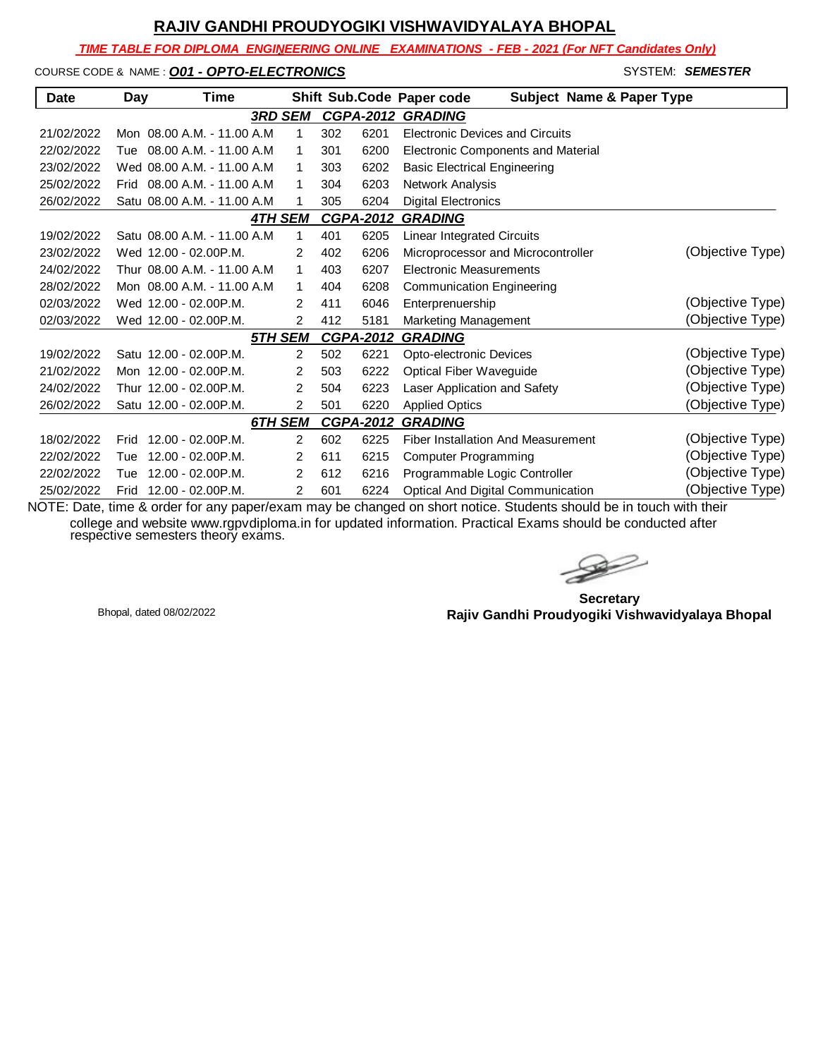# RAJIV GANDHI PROUDYOGIKI VISHWAVIDYALAYA BHOPAL

***TIME TABLE FOR DIPLOMA ENGINEERING ONLINE EXAMINATIONS - FEB - 2021 (For NFT Candidates Only)***

COURSE CODE & NAME : ***O01 - OPTO-ELECTRONICS*** SYSTEM: ***SEMESTER***

| Date | Day | Time | Shift | Sub.Code | Paper code | Subject Name & Paper Type | |
|---|---|---|---|---|---|---|---|
| | | | ***3RD SEM*** | ***CGPA-2012*** | ***GRADING*** | | |
| 21/02/2022 | Mon | 08.00 A.M. - 11.00 A.M | 1 | 302 | 6201 | Electronic Devices and Circuits | |
| 22/02/2022 | Tue | 08.00 A.M. - 11.00 A.M | 1 | 301 | 6200 | Electronic Components and Material | |
| 23/02/2022 | Wed | 08.00 A.M. - 11.00 A.M | 1 | 303 | 6202 | Basic Electrical Engineering | |
| 25/02/2022 | Frid | 08.00 A.M. - 11.00 A.M | 1 | 304 | 6203 | Network Analysis | |
| 26/02/2022 | Satu | 08.00 A.M. - 11.00 A.M | 1 | 305 | 6204 | Digital Electronics | |
| | | | ***4TH SEM*** | ***CGPA-2012*** | ***GRADING*** | | |
| 19/02/2022 | Satu | 08.00 A.M. - 11.00 A.M | 1 | 401 | 6205 | Linear Integrated Circuits | |
| 23/02/2022 | Wed | 12.00 - 02.00P.M. | 2 | 402 | 6206 | Microprocessor and Microcontroller | (Objective Type) |
| 24/02/2022 | Thur | 08.00 A.M. - 11.00 A.M | 1 | 403 | 6207 | Electronic Measurements | |
| 28/02/2022 | Mon | 08.00 A.M. - 11.00 A.M | 1 | 404 | 6208 | Communication Engineering | |
| 02/03/2022 | Wed | 12.00 - 02.00P.M. | 2 | 411 | 6046 | Enterprenuership | (Objective Type) |
| 02/03/2022 | Wed | 12.00 - 02.00P.M. | 2 | 412 | 5181 | Marketing Management | (Objective Type) |
| | | | ***5TH SEM*** | ***CGPA-2012*** | ***GRADING*** | | |
| 19/02/2022 | Satu | 12.00 - 02.00P.M. | 2 | 502 | 6221 | Opto-electronic Devices | (Objective Type) |
| 21/02/2022 | Mon | 12.00 - 02.00P.M. | 2 | 503 | 6222 | Optical Fiber Waveguide | (Objective Type) |
| 24/02/2022 | Thur | 12.00 - 02.00P.M. | 2 | 504 | 6223 | Laser Application and Safety | (Objective Type) |
| 26/02/2022 | Satu | 12.00 - 02.00P.M. | 2 | 501 | 6220 | Applied Optics | (Objective Type) |
| | | | ***6TH SEM*** | ***CGPA-2012*** | ***GRADING*** | | |
| 18/02/2022 | Frid | 12.00 - 02.00P.M. | 2 | 602 | 6225 | Fiber Installation And Measurement | (Objective Type) |
| 22/02/2022 | Tue | 12.00 - 02.00P.M. | 2 | 611 | 6215 | Computer Programming | (Objective Type) |
| 22/02/2022 | Tue | 12.00 - 02.00P.M. | 2 | 612 | 6216 | Programmable Logic Controller | (Objective Type) |
| 25/02/2022 | Frid | 12.00 - 02.00P.M. | 2 | 601 | 6224 | Optical And Digital Communication | (Objective Type) |

NOTE: Date, time & order for any paper/exam may be changed on short notice. Students should be in touch with their college and website www.rgpvdiploma.in for updated information. Practical Exams should be conducted after respective semesters theory exams.

Bhopal, dated 08/02/2022

**Secretary**
**Rajiv Gandhi Proudyogiki Vishwavidyalaya Bhopal**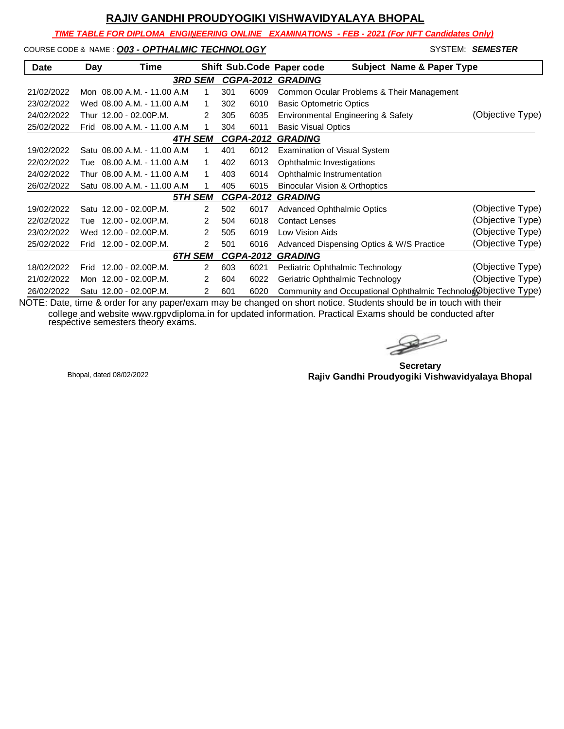# RAJIV GANDHI PROUDYOGIKI VISHWAVIDYALAYA BHOPAL

***TIME TABLE FOR DIPLOMA ENGINEERING ONLINE EXAMINATIONS - FEB - 2021 (For NFT Candidates Only)***

COURSE CODE & NAME : ***O03 - OPTHALMIC TECHNOLOGY*** SYSTEM: ***SEMESTER***

| Date | Day | Time | Shift | Sub.Code | Paper code | Subject Name & Paper Type | |
|---|---|---|---|---|---|---|---|
| | | ***3RD SEM*** | | ***CGPA-2012*** | ***GRADING*** | | |
| 21/02/2022 | Mon | 08.00 A.M. - 11.00 A.M | 1 | 301 | 6009 | Common Ocular Problems & Their Management | |
| 23/02/2022 | Wed | 08.00 A.M. - 11.00 A.M | 1 | 302 | 6010 | Basic Optometric Optics | |
| 24/02/2022 | Thur | 12.00 - 02.00P.M. | 2 | 305 | 6035 | Environmental Engineering & Safety | (Objective Type) |
| 25/02/2022 | Frid | 08.00 A.M. - 11.00 A.M | 1 | 304 | 6011 | Basic Visual Optics | |
| | | ***4TH SEM*** | | ***CGPA-2012*** | ***GRADING*** | | |
| 19/02/2022 | Satu | 08.00 A.M. - 11.00 A.M | 1 | 401 | 6012 | Examination of Visual System | |
| 22/02/2022 | Tue | 08.00 A.M. - 11.00 A.M | 1 | 402 | 6013 | Ophthalmic Investigations | |
| 24/02/2022 | Thur | 08.00 A.M. - 11.00 A.M | 1 | 403 | 6014 | Ophthalmic Instrumentation | |
| 26/02/2022 | Satu | 08.00 A.M. - 11.00 A.M | 1 | 405 | 6015 | Binocular Vision & Orthoptics | |
| | | ***5TH SEM*** | | ***CGPA-2012*** | ***GRADING*** | | |
| 19/02/2022 | Satu | 12.00 - 02.00P.M. | 2 | 502 | 6017 | Advanced Ophthalmic Optics | (Objective Type) |
| 22/02/2022 | Tue | 12.00 - 02.00P.M. | 2 | 504 | 6018 | Contact Lenses | (Objective Type) |
| 23/02/2022 | Wed | 12.00 - 02.00P.M. | 2 | 505 | 6019 | Low Vision Aids | (Objective Type) |
| 25/02/2022 | Frid | 12.00 - 02.00P.M. | 2 | 501 | 6016 | Advanced Dispensing Optics & W/S Practice | (Objective Type) |
| | | ***6TH SEM*** | | ***CGPA-2012*** | ***GRADING*** | | |
| 18/02/2022 | Frid | 12.00 - 02.00P.M. | 2 | 603 | 6021 | Pediatric Ophthalmic Technology | (Objective Type) |
| 21/02/2022 | Mon | 12.00 - 02.00P.M. | 2 | 604 | 6022 | Geriatric Ophthalmic Technology | (Objective Type) |
| 26/02/2022 | Satu | 12.00 - 02.00P.M. | 2 | 601 | 6020 | Community and Occupational Ophthalmic Technology | (Objective Type) |

NOTE: Date, time & order for any paper/exam may be changed on short notice. Students should be in touch with their college and website www.rgpvdiploma.in for updated information. Practical Exams should be conducted after respective semesters theory exams.

Bhopal, dated 08/02/2022

**Secretary**
**Rajiv Gandhi Proudyogiki Vishwavidyalaya Bhopal**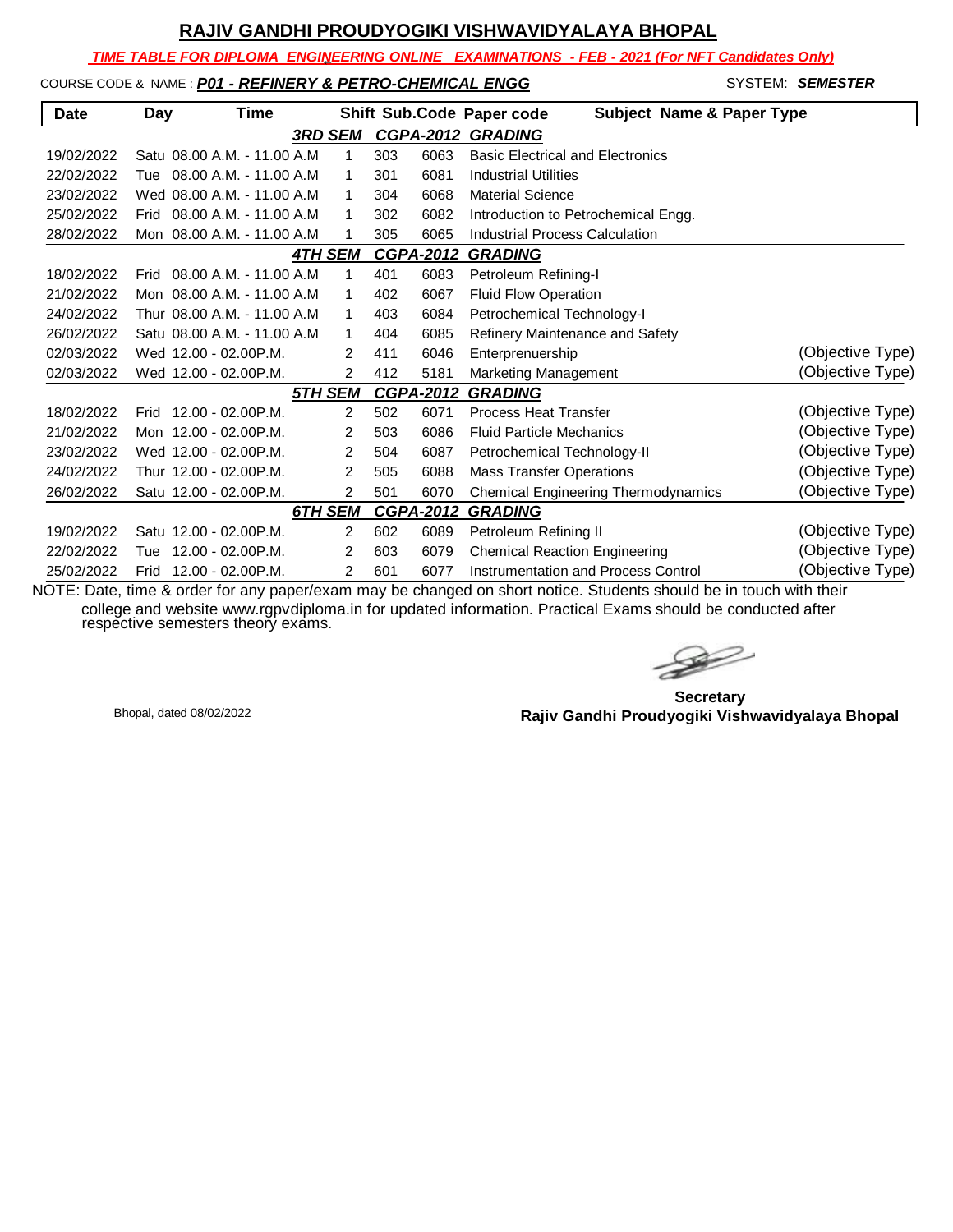# RAJIV GANDHI PROUDYOGIKI VISHWAVIDYALAYA BHOPAL

***TIME TABLE FOR DIPLOMA ENGINEERING ONLINE EXAMINATIONS - FEB - 2021 (For NFT Candidates Only)***

COURSE CODE & NAME : ***P01 - REFINERY & PETRO-CHEMICAL ENGG*** SYSTEM: ***SEMESTER***

| Date | Day | Time | Shift | Sub.Code | Paper code | Subject Name & Paper Type | |
|---|---|---|---|---|---|---|---|
| | | ***3RD SEM*** | | ***CGPA-2012*** | ***GRADING*** | | |
| 19/02/2022 | Satu | 08.00 A.M. - 11.00 A.M | 1 | 303 | 6063 | Basic Electrical and Electronics | |
| 22/02/2022 | Tue | 08.00 A.M. - 11.00 A.M | 1 | 301 | 6081 | Industrial Utilities | |
| 23/02/2022 | Wed | 08.00 A.M. - 11.00 A.M | 1 | 304 | 6068 | Material Science | |
| 25/02/2022 | Frid | 08.00 A.M. - 11.00 A.M | 1 | 302 | 6082 | Introduction to Petrochemical Engg. | |
| 28/02/2022 | Mon | 08.00 A.M. - 11.00 A.M | 1 | 305 | 6065 | Industrial Process Calculation | |
| | | ***4TH SEM*** | | ***CGPA-2012*** | ***GRADING*** | | |
| 18/02/2022 | Frid | 08.00 A.M. - 11.00 A.M | 1 | 401 | 6083 | Petroleum Refining-I | |
| 21/02/2022 | Mon | 08.00 A.M. - 11.00 A.M | 1 | 402 | 6067 | Fluid Flow Operation | |
| 24/02/2022 | Thur | 08.00 A.M. - 11.00 A.M | 1 | 403 | 6084 | Petrochemical Technology-I | |
| 26/02/2022 | Satu | 08.00 A.M. - 11.00 A.M | 1 | 404 | 6085 | Refinery Maintenance and Safety | |
| 02/03/2022 | Wed | 12.00 - 02.00P.M. | 2 | 411 | 6046 | Enterprenuership | (Objective Type) |
| 02/03/2022 | Wed | 12.00 - 02.00P.M. | 2 | 412 | 5181 | Marketing Management | (Objective Type) |
| | | ***5TH SEM*** | | ***CGPA-2012*** | ***GRADING*** | | |
| 18/02/2022 | Frid | 12.00 - 02.00P.M. | 2 | 502 | 6071 | Process Heat Transfer | (Objective Type) |
| 21/02/2022 | Mon | 12.00 - 02.00P.M. | 2 | 503 | 6086 | Fluid Particle Mechanics | (Objective Type) |
| 23/02/2022 | Wed | 12.00 - 02.00P.M. | 2 | 504 | 6087 | Petrochemical Technology-II | (Objective Type) |
| 24/02/2022 | Thur | 12.00 - 02.00P.M. | 2 | 505 | 6088 | Mass Transfer Operations | (Objective Type) |
| 26/02/2022 | Satu | 12.00 - 02.00P.M. | 2 | 501 | 6070 | Chemical Engineering Thermodynamics | (Objective Type) |
| | | ***6TH SEM*** | | ***CGPA-2012*** | ***GRADING*** | | |
| 19/02/2022 | Satu | 12.00 - 02.00P.M. | 2 | 602 | 6089 | Petroleum Refining II | (Objective Type) |
| 22/02/2022 | Tue | 12.00 - 02.00P.M. | 2 | 603 | 6079 | Chemical Reaction Engineering | (Objective Type) |
| 25/02/2022 | Frid | 12.00 - 02.00P.M. | 2 | 601 | 6077 | Instrumentation and Process Control | (Objective Type) |

NOTE: Date, time & order for any paper/exam may be changed on short notice. Students should be in touch with their college and website www.rgpvdiploma.in for updated information. Practical Exams should be conducted after respective semesters theory exams.

Bhopal, dated 08/02/2022

**Secretary**
**Rajiv Gandhi Proudyogiki Vishwavidyalaya Bhopal**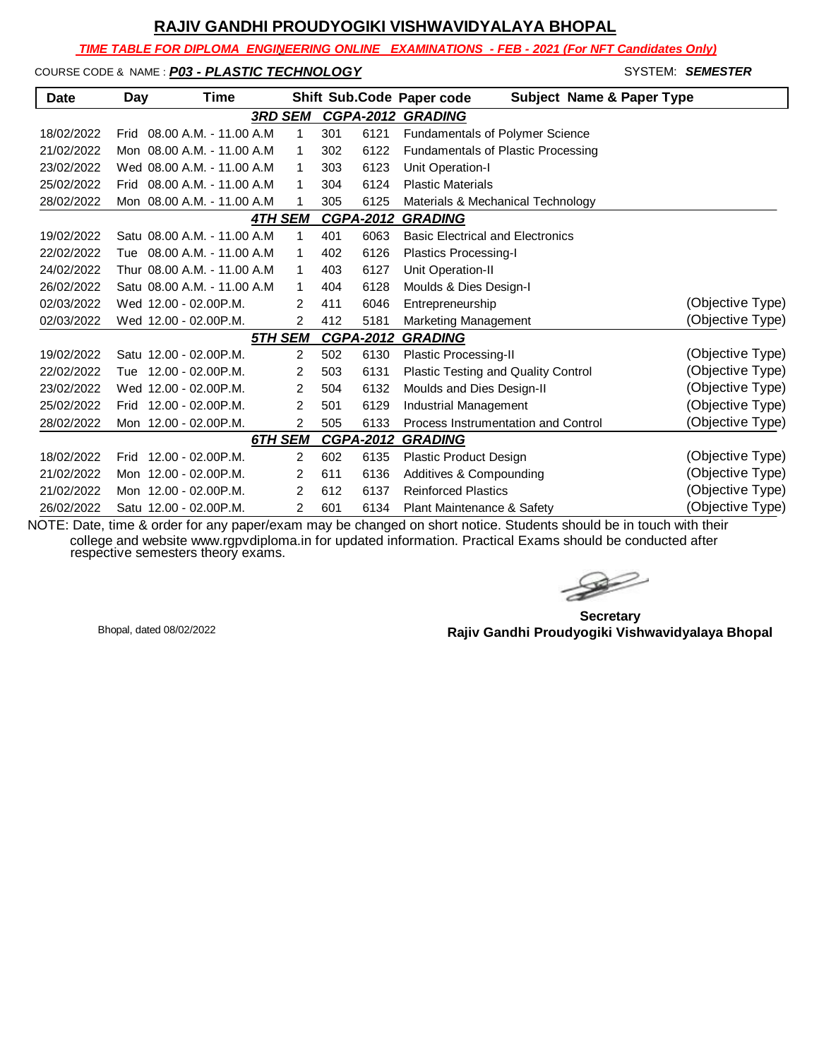# RAJIV GANDHI PROUDYOGIKI VISHWAVIDYALAYA BHOPAL

***TIME TABLE FOR DIPLOMA ENGINEERING ONLINE EXAMINATIONS - FEB - 2021 (For NFT Candidates Only)***

COURSE CODE & NAME : ***P03 - PLASTIC TECHNOLOGY*** SYSTEM: ***SEMESTER***

| Date | Day | Time | Shift | Sub.Code | Paper code | Subject Name & Paper Type | |
|---|---|---|---|---|---|---|---|
| | | ***3RD SEM*** | | ***CGPA-2012*** | ***GRADING*** | | |
| 18/02/2022 | Frid | 08.00 A.M. - 11.00 A.M | 1 | 301 | 6121 | Fundamentals of Polymer Science | |
| 21/02/2022 | Mon | 08.00 A.M. - 11.00 A.M | 1 | 302 | 6122 | Fundamentals of Plastic Processing | |
| 23/02/2022 | Wed | 08.00 A.M. - 11.00 A.M | 1 | 303 | 6123 | Unit Operation-I | |
| 25/02/2022 | Frid | 08.00 A.M. - 11.00 A.M | 1 | 304 | 6124 | Plastic Materials | |
| 28/02/2022 | Mon | 08.00 A.M. - 11.00 A.M | 1 | 305 | 6125 | Materials & Mechanical Technology | |
| | | ***4TH SEM*** | | ***CGPA-2012*** | ***GRADING*** | | |
| 19/02/2022 | Satu | 08.00 A.M. - 11.00 A.M | 1 | 401 | 6063 | Basic Electrical and Electronics | |
| 22/02/2022 | Tue | 08.00 A.M. - 11.00 A.M | 1 | 402 | 6126 | Plastics Processing-I | |
| 24/02/2022 | Thur | 08.00 A.M. - 11.00 A.M | 1 | 403 | 6127 | Unit Operation-II | |
| 26/02/2022 | Satu | 08.00 A.M. - 11.00 A.M | 1 | 404 | 6128 | Moulds & Dies Design-I | |
| 02/03/2022 | Wed | 12.00 - 02.00P.M. | 2 | 411 | 6046 | Entrepreneurship | (Objective Type) |
| 02/03/2022 | Wed | 12.00 - 02.00P.M. | 2 | 412 | 5181 | Marketing Management | (Objective Type) |
| | | ***5TH SEM*** | | ***CGPA-2012*** | ***GRADING*** | | |
| 19/02/2022 | Satu | 12.00 - 02.00P.M. | 2 | 502 | 6130 | Plastic Processing-II | (Objective Type) |
| 22/02/2022 | Tue | 12.00 - 02.00P.M. | 2 | 503 | 6131 | Plastic Testing and Quality Control | (Objective Type) |
| 23/02/2022 | Wed | 12.00 - 02.00P.M. | 2 | 504 | 6132 | Moulds and Dies Design-II | (Objective Type) |
| 25/02/2022 | Frid | 12.00 - 02.00P.M. | 2 | 501 | 6129 | Industrial Management | (Objective Type) |
| 28/02/2022 | Mon | 12.00 - 02.00P.M. | 2 | 505 | 6133 | Process Instrumentation and Control | (Objective Type) |
| | | ***6TH SEM*** | | ***CGPA-2012*** | ***GRADING*** | | |
| 18/02/2022 | Frid | 12.00 - 02.00P.M. | 2 | 602 | 6135 | Plastic Product Design | (Objective Type) |
| 21/02/2022 | Mon | 12.00 - 02.00P.M. | 2 | 611 | 6136 | Additives & Compounding | (Objective Type) |
| 21/02/2022 | Mon | 12.00 - 02.00P.M. | 2 | 612 | 6137 | Reinforced Plastics | (Objective Type) |
| 26/02/2022 | Satu | 12.00 - 02.00P.M. | 2 | 601 | 6134 | Plant Maintenance & Safety | (Objective Type) |

NOTE: Date, time & order for any paper/exam may be changed on short notice. Students should be in touch with their college and website www.rgpvdiploma.in for updated information. Practical Exams should be conducted after respective semesters theory exams.

Bhopal, dated 08/02/2022

**Secretary**
**Rajiv Gandhi Proudyogiki Vishwavidyalaya Bhopal**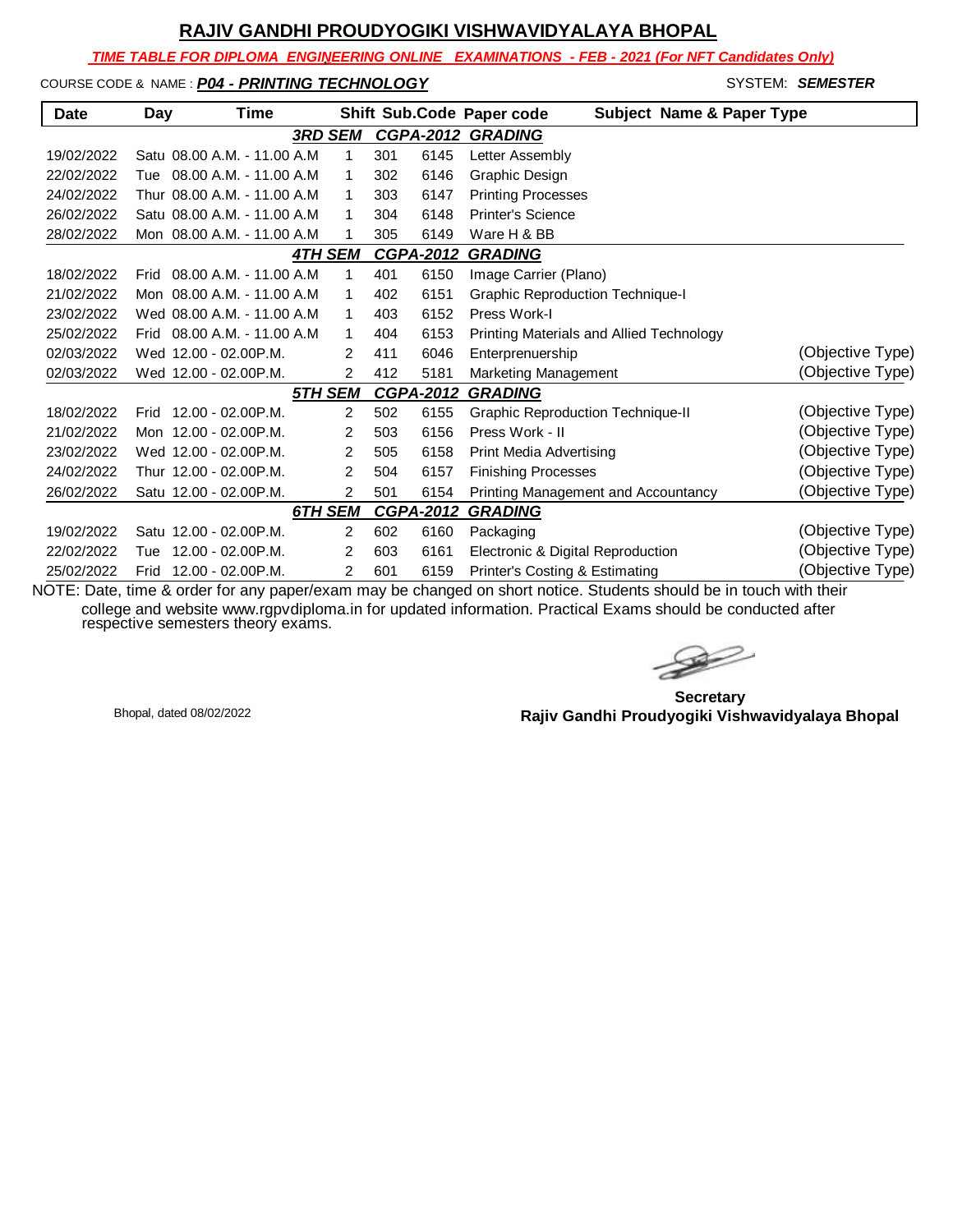# RAJIV GANDHI PROUDYOGIKI VISHWAVIDYALAYA BHOPAL

***TIME TABLE FOR DIPLOMA ENGINEERING ONLINE EXAMINATIONS - FEB - 2021 (For NFT Candidates Only)***

COURSE CODE & NAME : ***P04 - PRINTING TECHNOLOGY*** SYSTEM: ***SEMESTER***

| Date | Day | Time | Shift | Sub.Code | Paper code | Subject Name & Paper Type | |
|---|---|---|---|---|---|---|---|
| | | | ***3RD SEM*** | ***CGPA-2012*** | ***GRADING*** | | |
| 19/02/2022 | Satu | 08.00 A.M. - 11.00 A.M | 1 | 301 | 6145 | Letter Assembly | |
| 22/02/2022 | Tue | 08.00 A.M. - 11.00 A.M | 1 | 302 | 6146 | Graphic Design | |
| 24/02/2022 | Thur | 08.00 A.M. - 11.00 A.M | 1 | 303 | 6147 | Printing Processes | |
| 26/02/2022 | Satu | 08.00 A.M. - 11.00 A.M | 1 | 304 | 6148 | Printer's Science | |
| 28/02/2022 | Mon | 08.00 A.M. - 11.00 A.M | 1 | 305 | 6149 | Ware H & BB | |
| | | | ***4TH SEM*** | ***CGPA-2012*** | ***GRADING*** | | |
| 18/02/2022 | Frid | 08.00 A.M. - 11.00 A.M | 1 | 401 | 6150 | Image Carrier (Plano) | |
| 21/02/2022 | Mon | 08.00 A.M. - 11.00 A.M | 1 | 402 | 6151 | Graphic Reproduction Technique-I | |
| 23/02/2022 | Wed | 08.00 A.M. - 11.00 A.M | 1 | 403 | 6152 | Press Work-I | |
| 25/02/2022 | Frid | 08.00 A.M. - 11.00 A.M | 1 | 404 | 6153 | Printing Materials and Allied Technology | |
| 02/03/2022 | Wed | 12.00 - 02.00P.M. | 2 | 411 | 6046 | Enterprenuership | (Objective Type) |
| 02/03/2022 | Wed | 12.00 - 02.00P.M. | 2 | 412 | 5181 | Marketing Management | (Objective Type) |
| | | | ***5TH SEM*** | ***CGPA-2012*** | ***GRADING*** | | |
| 18/02/2022 | Frid | 12.00 - 02.00P.M. | 2 | 502 | 6155 | Graphic Reproduction Technique-II | (Objective Type) |
| 21/02/2022 | Mon | 12.00 - 02.00P.M. | 2 | 503 | 6156 | Press Work - II | (Objective Type) |
| 23/02/2022 | Wed | 12.00 - 02.00P.M. | 2 | 505 | 6158 | Print Media Advertising | (Objective Type) |
| 24/02/2022 | Thur | 12.00 - 02.00P.M. | 2 | 504 | 6157 | Finishing Processes | (Objective Type) |
| 26/02/2022 | Satu | 12.00 - 02.00P.M. | 2 | 501 | 6154 | Printing Management and Accountancy | (Objective Type) |
| | | | ***6TH SEM*** | ***CGPA-2012*** | ***GRADING*** | | |
| 19/02/2022 | Satu | 12.00 - 02.00P.M. | 2 | 602 | 6160 | Packaging | (Objective Type) |
| 22/02/2022 | Tue | 12.00 - 02.00P.M. | 2 | 603 | 6161 | Electronic & Digital Reproduction | (Objective Type) |
| 25/02/2022 | Frid | 12.00 - 02.00P.M. | 2 | 601 | 6159 | Printer's Costing & Estimating | (Objective Type) |

NOTE: Date, time & order for any paper/exam may be changed on short notice. Students should be in touch with their college and website www.rgpvdiploma.in for updated information. Practical Exams should be conducted after respective semesters theory exams.

Bhopal, dated 08/02/2022

**Secretary**
**Rajiv Gandhi Proudyogiki Vishwavidyalaya Bhopal**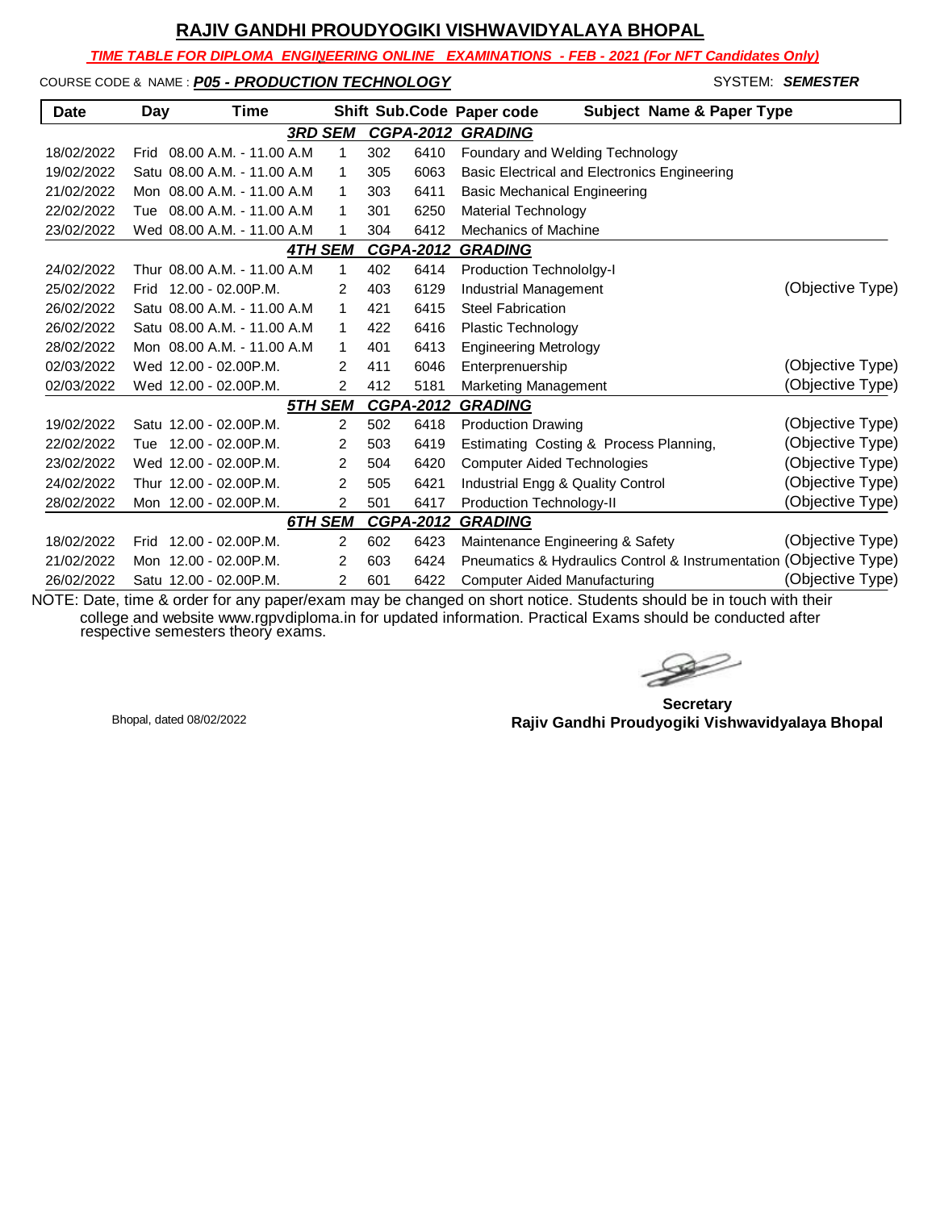# RAJIV GANDHI PROUDYOGIKI VISHWAVIDYALAYA BHOPAL

***TIME TABLE FOR DIPLOMA ENGINEERING ONLINE EXAMINATIONS - FEB - 2021 (For NFT Candidates Only)***

COURSE CODE & NAME : ***P05 - PRODUCTION TECHNOLOGY*** SYSTEM: ***SEMESTER***

| Date | Day | Time | Shift | Sub.Code | Paper code | Subject Name & Paper Type | |
|---|---|---|---|---|---|---|---|
| | | | ***3RD SEM*** | ***CGPA-2012*** | ***GRADING*** | | |
| 18/02/2022 | Frid | 08.00 A.M. - 11.00 A.M | 1 | 302 | 6410 | Foundary and Welding Technology | |
| 19/02/2022 | Satu | 08.00 A.M. - 11.00 A.M | 1 | 305 | 6063 | Basic Electrical and Electronics Engineering | |
| 21/02/2022 | Mon | 08.00 A.M. - 11.00 A.M | 1 | 303 | 6411 | Basic Mechanical Engineering | |
| 22/02/2022 | Tue | 08.00 A.M. - 11.00 A.M | 1 | 301 | 6250 | Material Technology | |
| 23/02/2022 | Wed | 08.00 A.M. - 11.00 A.M | 1 | 304 | 6412 | Mechanics of Machine | |
| | | | ***4TH SEM*** | ***CGPA-2012*** | ***GRADING*** | | |
| 24/02/2022 | Thur | 08.00 A.M. - 11.00 A.M | 1 | 402 | 6414 | Production Technololgy-I | |
| 25/02/2022 | Frid | 12.00 - 02.00P.M. | 2 | 403 | 6129 | Industrial Management | (Objective Type) |
| 26/02/2022 | Satu | 08.00 A.M. - 11.00 A.M | 1 | 421 | 6415 | Steel Fabrication | |
| 26/02/2022 | Satu | 08.00 A.M. - 11.00 A.M | 1 | 422 | 6416 | Plastic Technology | |
| 28/02/2022 | Mon | 08.00 A.M. - 11.00 A.M | 1 | 401 | 6413 | Engineering Metrology | |
| 02/03/2022 | Wed | 12.00 - 02.00P.M. | 2 | 411 | 6046 | Enterprenuership | (Objective Type) |
| 02/03/2022 | Wed | 12.00 - 02.00P.M. | 2 | 412 | 5181 | Marketing Management | (Objective Type) |
| | | | ***5TH SEM*** | ***CGPA-2012*** | ***GRADING*** | | |
| 19/02/2022 | Satu | 12.00 - 02.00P.M. | 2 | 502 | 6418 | Production Drawing | (Objective Type) |
| 22/02/2022 | Tue | 12.00 - 02.00P.M. | 2 | 503 | 6419 | Estimating Costing & Process Planning, | (Objective Type) |
| 23/02/2022 | Wed | 12.00 - 02.00P.M. | 2 | 504 | 6420 | Computer Aided Technologies | (Objective Type) |
| 24/02/2022 | Thur | 12.00 - 02.00P.M. | 2 | 505 | 6421 | Industrial Engg & Quality Control | (Objective Type) |
| 28/02/2022 | Mon | 12.00 - 02.00P.M. | 2 | 501 | 6417 | Production Technology-II | (Objective Type) |
| | | | ***6TH SEM*** | ***CGPA-2012*** | ***GRADING*** | | |
| 18/02/2022 | Frid | 12.00 - 02.00P.M. | 2 | 602 | 6423 | Maintenance Engineering & Safety | (Objective Type) |
| 21/02/2022 | Mon | 12.00 - 02.00P.M. | 2 | 603 | 6424 | Pneumatics & Hydraulics Control & Instrumentation | (Objective Type) |
| 26/02/2022 | Satu | 12.00 - 02.00P.M. | 2 | 601 | 6422 | Computer Aided Manufacturing | (Objective Type) |

NOTE: Date, time & order for any paper/exam may be changed on short notice. Students should be in touch with their college and website www.rgpvdiploma.in for updated information. Practical Exams should be conducted after respective semesters theory exams.

Bhopal, dated 08/02/2022

**Secretary**
**Rajiv Gandhi Proudyogiki Vishwavidyalaya Bhopal**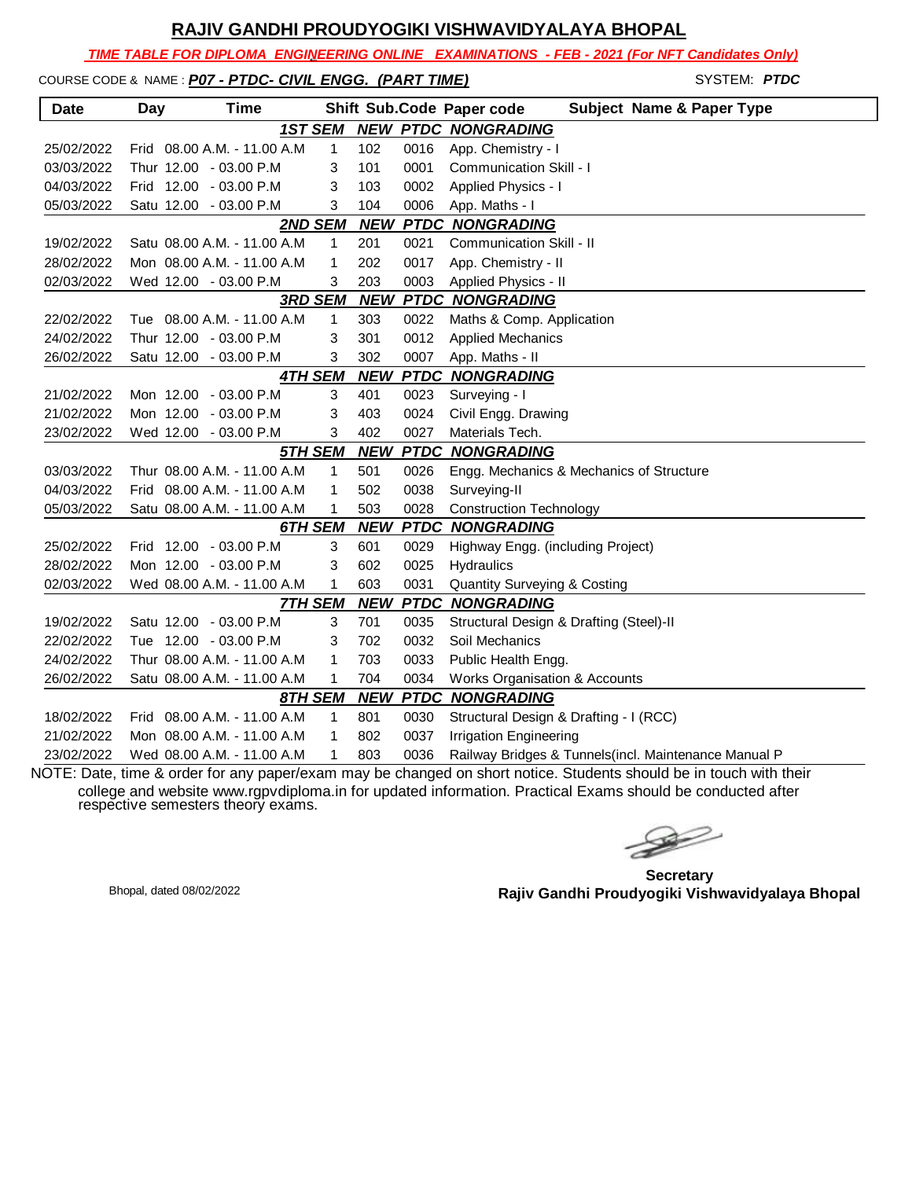# RAJIV GANDHI PROUDYOGIKI VISHWAVIDYALAYA BHOPAL

***TIME TABLE FOR DIPLOMA ENGINEERING ONLINE EXAMINATIONS - FEB - 2021 (For NFT Candidates Only)***

COURSE CODE & NAME : ***P07 - PTDC- CIVIL ENGG. (PART TIME)*** SYSTEM: ***PTDC***

| Date | Day | Time | Shift | Sub.Code | Paper code | Subject Name & Paper Type |
|---|---|---|---|---|---|---|
| | | | **1ST SEM** | **NEW** | **PTDC** | **NONGRADING** |
| 25/02/2022 | Frid | 08.00 A.M. - 11.00 A.M | 1 | 102 | 0016 | App. Chemistry - I |
| 03/03/2022 | Thur | 12.00 - 03.00 P.M | 3 | 101 | 0001 | Communication Skill - I |
| 04/03/2022 | Frid | 12.00 - 03.00 P.M | 3 | 103 | 0002 | Applied Physics - I |
| 05/03/2022 | Satu | 12.00 - 03.00 P.M | 3 | 104 | 0006 | App. Maths - I |
| | | | **2ND SEM** | **NEW** | **PTDC** | **NONGRADING** |
| 19/02/2022 | Satu | 08.00 A.M. - 11.00 A.M | 1 | 201 | 0021 | Communication Skill - II |
| 28/02/2022 | Mon | 08.00 A.M. - 11.00 A.M | 1 | 202 | 0017 | App. Chemistry - II |
| 02/03/2022 | Wed | 12.00 - 03.00 P.M | 3 | 203 | 0003 | Applied Physics - II |
| | | | **3RD SEM** | **NEW** | **PTDC** | **NONGRADING** |
| 22/02/2022 | Tue | 08.00 A.M. - 11.00 A.M | 1 | 303 | 0022 | Maths & Comp. Application |
| 24/02/2022 | Thur | 12.00 - 03.00 P.M | 3 | 301 | 0012 | Applied Mechanics |
| 26/02/2022 | Satu | 12.00 - 03.00 P.M | 3 | 302 | 0007 | App. Maths - II |
| | | | **4TH SEM** | **NEW** | **PTDC** | **NONGRADING** |
| 21/02/2022 | Mon | 12.00 - 03.00 P.M | 3 | 401 | 0023 | Surveying - I |
| 21/02/2022 | Mon | 12.00 - 03.00 P.M | 3 | 403 | 0024 | Civil Engg. Drawing |
| 23/02/2022 | Wed | 12.00 - 03.00 P.M | 3 | 402 | 0027 | Materials Tech. |
| | | | **5TH SEM** | **NEW** | **PTDC** | **NONGRADING** |
| 03/03/2022 | Thur | 08.00 A.M. - 11.00 A.M | 1 | 501 | 0026 | Engg. Mechanics & Mechanics of Structure |
| 04/03/2022 | Frid | 08.00 A.M. - 11.00 A.M | 1 | 502 | 0038 | Surveying-II |
| 05/03/2022 | Satu | 08.00 A.M. - 11.00 A.M | 1 | 503 | 0028 | Construction Technology |
| | | | **6TH SEM** | **NEW** | **PTDC** | **NONGRADING** |
| 25/02/2022 | Frid | 12.00 - 03.00 P.M | 3 | 601 | 0029 | Highway Engg. (including Project) |
| 28/02/2022 | Mon | 12.00 - 03.00 P.M | 3 | 602 | 0025 | Hydraulics |
| 02/03/2022 | Wed | 08.00 A.M. - 11.00 A.M | 1 | 603 | 0031 | Quantity Surveying & Costing |
| | | | **7TH SEM** | **NEW** | **PTDC** | **NONGRADING** |
| 19/02/2022 | Satu | 12.00 - 03.00 P.M | 3 | 701 | 0035 | Structural Design & Drafting (Steel)-II |
| 22/02/2022 | Tue | 12.00 - 03.00 P.M | 3 | 702 | 0032 | Soil Mechanics |
| 24/02/2022 | Thur | 08.00 A.M. - 11.00 A.M | 1 | 703 | 0033 | Public Health Engg. |
| 26/02/2022 | Satu | 08.00 A.M. - 11.00 A.M | 1 | 704 | 0034 | Works Organisation & Accounts |
| | | | **8TH SEM** | **NEW** | **PTDC** | **NONGRADING** |
| 18/02/2022 | Frid | 08.00 A.M. - 11.00 A.M | 1 | 801 | 0030 | Structural Design & Drafting - I (RCC) |
| 21/02/2022 | Mon | 08.00 A.M. - 11.00 A.M | 1 | 802 | 0037 | Irrigation Engineering |
| 23/02/2022 | Wed | 08.00 A.M. - 11.00 A.M | 1 | 803 | 0036 | Railway Bridges & Tunnels(incl. Maintenance Manual P |

NOTE: Date, time & order for any paper/exam may be changed on short notice. Students should be in touch with their college and website www.rgpvdiploma.in for updated information. Practical Exams should be conducted after respective semesters theory exams.

Bhopal, dated 08/02/2022

**Secretary**
**Rajiv Gandhi Proudyogiki Vishwavidyalaya Bhopal**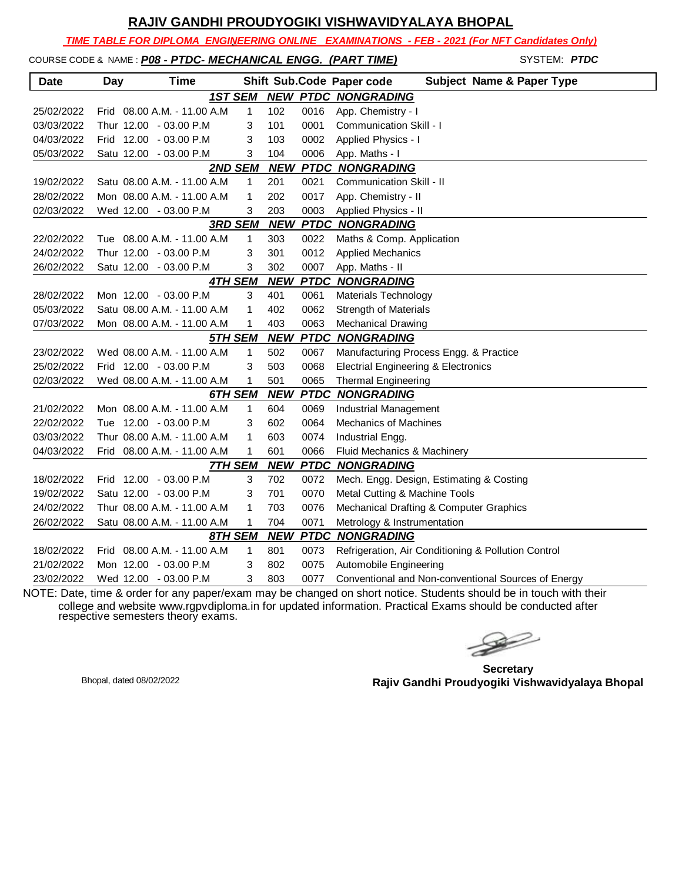## RAJIV GANDHI PROUDYOGIKI VISHWAVIDYALAYA BHOPAL

***TIME TABLE FOR DIPLOMA ENGINEERING ONLINE EXAMINATIONS - FEB - 2021 (For NFT Candidates Only)***

COURSE CODE & NAME : ***P08 - PTDC- MECHANICAL ENGG. (PART TIME)*** SYSTEM: ***PTDC***

| Date | Day | Time | Shift | Sub.Code | Paper code | Subject Name & Paper Type |
|---|---|---|---|---|---|---|
| | | | ***1ST SEM NEW PTDC NONGRADING*** | | | |
| 25/02/2022 | Frid | 08.00 A.M. - 11.00 A.M | 1 | 102 | 0016 | App. Chemistry - I |
| 03/03/2022 | Thur | 12.00 - 03.00 P.M | 3 | 101 | 0001 | Communication Skill - I |
| 04/03/2022 | Frid | 12.00 - 03.00 P.M | 3 | 103 | 0002 | Applied Physics - I |
| 05/03/2022 | Satu | 12.00 - 03.00 P.M | 3 | 104 | 0006 | App. Maths - I |
| | | | ***2ND SEM NEW PTDC NONGRADING*** | | | |
| 19/02/2022 | Satu | 08.00 A.M. - 11.00 A.M | 1 | 201 | 0021 | Communication Skill - II |
| 28/02/2022 | Mon | 08.00 A.M. - 11.00 A.M | 1 | 202 | 0017 | App. Chemistry - II |
| 02/03/2022 | Wed | 12.00 - 03.00 P.M | 3 | 203 | 0003 | Applied Physics - II |
| | | | ***3RD SEM NEW PTDC NONGRADING*** | | | |
| 22/02/2022 | Tue | 08.00 A.M. - 11.00 A.M | 1 | 303 | 0022 | Maths & Comp. Application |
| 24/02/2022 | Thur | 12.00 - 03.00 P.M | 3 | 301 | 0012 | Applied Mechanics |
| 26/02/2022 | Satu | 12.00 - 03.00 P.M | 3 | 302 | 0007 | App. Maths - II |
| | | | ***4TH SEM NEW PTDC NONGRADING*** | | | |
| 28/02/2022 | Mon | 12.00 - 03.00 P.M | 3 | 401 | 0061 | Materials Technology |
| 05/03/2022 | Satu | 08.00 A.M. - 11.00 A.M | 1 | 402 | 0062 | Strength of Materials |
| 07/03/2022 | Mon | 08.00 A.M. - 11.00 A.M | 1 | 403 | 0063 | Mechanical Drawing |
| | | | ***5TH SEM NEW PTDC NONGRADING*** | | | |
| 23/02/2022 | Wed | 08.00 A.M. - 11.00 A.M | 1 | 502 | 0067 | Manufacturing Process Engg. & Practice |
| 25/02/2022 | Frid | 12.00 - 03.00 P.M | 3 | 503 | 0068 | Electrial Engineering & Electronics |
| 02/03/2022 | Wed | 08.00 A.M. - 11.00 A.M | 1 | 501 | 0065 | Thermal Engineering |
| | | | ***6TH SEM NEW PTDC NONGRADING*** | | | |
| 21/02/2022 | Mon | 08.00 A.M. - 11.00 A.M | 1 | 604 | 0069 | Industrial Management |
| 22/02/2022 | Tue | 12.00 - 03.00 P.M | 3 | 602 | 0064 | Mechanics of Machines |
| 03/03/2022 | Thur | 08.00 A.M. - 11.00 A.M | 1 | 603 | 0074 | Industrial Engg. |
| 04/03/2022 | Frid | 08.00 A.M. - 11.00 A.M | 1 | 601 | 0066 | Fluid Mechanics & Machinery |
| | | | ***7TH SEM NEW PTDC NONGRADING*** | | | |
| 18/02/2022 | Frid | 12.00 - 03.00 P.M | 3 | 702 | 0072 | Mech. Engg. Design, Estimating & Costing |
| 19/02/2022 | Satu | 12.00 - 03.00 P.M | 3 | 701 | 0070 | Metal Cutting & Machine Tools |
| 24/02/2022 | Thur | 08.00 A.M. - 11.00 A.M | 1 | 703 | 0076 | Mechanical Drafting & Computer Graphics |
| 26/02/2022 | Satu | 08.00 A.M. - 11.00 A.M | 1 | 704 | 0071 | Metrology & Instrumentation |
| | | | ***8TH SEM NEW PTDC NONGRADING*** | | | |
| 18/02/2022 | Frid | 08.00 A.M. - 11.00 A.M | 1 | 801 | 0073 | Refrigeration, Air Conditioning & Pollution Control |
| 21/02/2022 | Mon | 12.00 - 03.00 P.M | 3 | 802 | 0075 | Automobile Engineering |
| 23/02/2022 | Wed | 12.00 - 03.00 P.M | 3 | 803 | 0077 | Conventional and Non-conventional Sources of Energy |

NOTE: Date, time & order for any paper/exam may be changed on short notice. Students should be in touch with their college and website www.rgpvdiploma.in for updated information. Practical Exams should be conducted after respective semesters theory exams.

Bhopal, dated 08/02/2022

**Secretary**
**Rajiv Gandhi Proudyogiki Vishwavidyalaya Bhopal**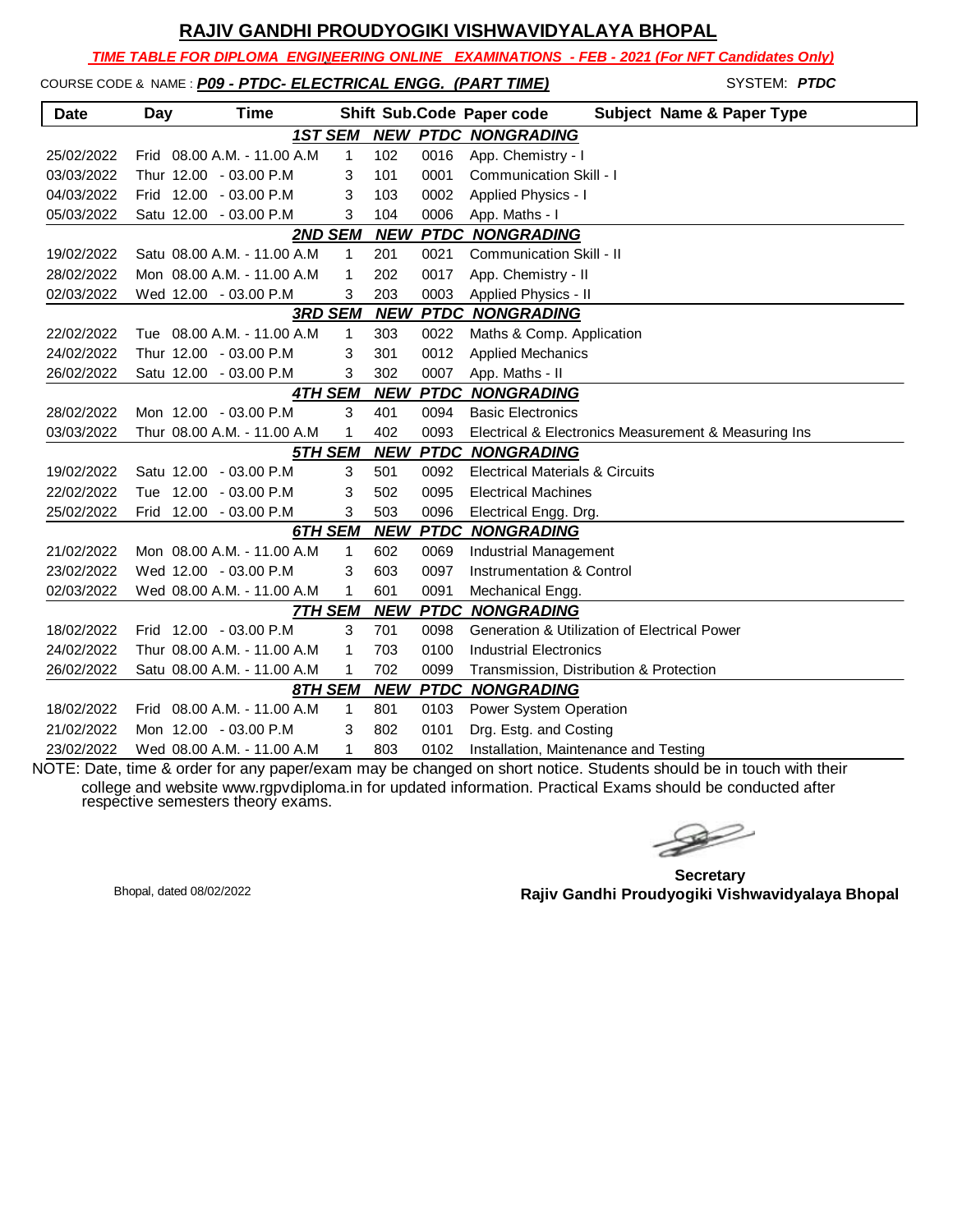# RAJIV GANDHI PROUDYOGIKI VISHWAVIDYALAYA BHOPAL

**_TIME TABLE FOR DIPLOMA ENGINEERING ONLINE EXAMINATIONS - FEB - 2021 (For NFT Candidates Only)_**

COURSE CODE & NAME : **_P09 - PTDC- ELECTRICAL ENGG. (PART TIME)_** SYSTEM: **_PTDC_**

| Date | Day | Time | Shift | Sub.Code | Paper code | Subject Name & Paper Type |
|---|---|---|---|---|---|---|
| | | **_1ST SEM_** | **_NEW_** | **_PTDC_** | **_NONGRADING_** | |
| 25/02/2022 | Frid | 08.00 A.M. - 11.00 A.M | 1 | 102 | 0016 | App. Chemistry - I |
| 03/03/2022 | Thur | 12.00 - 03.00 P.M | 3 | 101 | 0001 | Communication Skill - I |
| 04/03/2022 | Frid | 12.00 - 03.00 P.M | 3 | 103 | 0002 | Applied Physics - I |
| 05/03/2022 | Satu | 12.00 - 03.00 P.M | 3 | 104 | 0006 | App. Maths - I |
| | | **_2ND SEM_** | **_NEW_** | **_PTDC_** | **_NONGRADING_** | |
| 19/02/2022 | Satu | 08.00 A.M. - 11.00 A.M | 1 | 201 | 0021 | Communication Skill - II |
| 28/02/2022 | Mon | 08.00 A.M. - 11.00 A.M | 1 | 202 | 0017 | App. Chemistry - II |
| 02/03/2022 | Wed | 12.00 - 03.00 P.M | 3 | 203 | 0003 | Applied Physics - II |
| | | **_3RD SEM_** | **_NEW_** | **_PTDC_** | **_NONGRADING_** | |
| 22/02/2022 | Tue | 08.00 A.M. - 11.00 A.M | 1 | 303 | 0022 | Maths & Comp. Application |
| 24/02/2022 | Thur | 12.00 - 03.00 P.M | 3 | 301 | 0012 | Applied Mechanics |
| 26/02/2022 | Satu | 12.00 - 03.00 P.M | 3 | 302 | 0007 | App. Maths - II |
| | | **_4TH SEM_** | **_NEW_** | **_PTDC_** | **_NONGRADING_** | |
| 28/02/2022 | Mon | 12.00 - 03.00 P.M | 3 | 401 | 0094 | Basic Electronics |
| 03/03/2022 | Thur | 08.00 A.M. - 11.00 A.M | 1 | 402 | 0093 | Electrical & Electronics Measurement & Measuring Ins |
| | | **_5TH SEM_** | **_NEW_** | **_PTDC_** | **_NONGRADING_** | |
| 19/02/2022 | Satu | 12.00 - 03.00 P.M | 3 | 501 | 0092 | Electrical Materials & Circuits |
| 22/02/2022 | Tue | 12.00 - 03.00 P.M | 3 | 502 | 0095 | Electrical Machines |
| 25/02/2022 | Frid | 12.00 - 03.00 P.M | 3 | 503 | 0096 | Electrical Engg. Drg. |
| | | **_6TH SEM_** | **_NEW_** | **_PTDC_** | **_NONGRADING_** | |
| 21/02/2022 | Mon | 08.00 A.M. - 11.00 A.M | 1 | 602 | 0069 | Industrial Management |
| 23/02/2022 | Wed | 12.00 - 03.00 P.M | 3 | 603 | 0097 | Instrumentation & Control |
| 02/03/2022 | Wed | 08.00 A.M. - 11.00 A.M | 1 | 601 | 0091 | Mechanical Engg. |
| | | **_7TH SEM_** | **_NEW_** | **_PTDC_** | **_NONGRADING_** | |
| 18/02/2022 | Frid | 12.00 - 03.00 P.M | 3 | 701 | 0098 | Generation & Utilization of Electrical Power |
| 24/02/2022 | Thur | 08.00 A.M. - 11.00 A.M | 1 | 703 | 0100 | Industrial Electronics |
| 26/02/2022 | Satu | 08.00 A.M. - 11.00 A.M | 1 | 702 | 0099 | Transmission, Distribution & Protection |
| | | **_8TH SEM_** | **_NEW_** | **_PTDC_** | **_NONGRADING_** | |
| 18/02/2022 | Frid | 08.00 A.M. - 11.00 A.M | 1 | 801 | 0103 | Power System Operation |
| 21/02/2022 | Mon | 12.00 - 03.00 P.M | 3 | 802 | 0101 | Drg. Estg. and Costing |
| 23/02/2022 | Wed | 08.00 A.M. - 11.00 A.M | 1 | 803 | 0102 | Installation, Maintenance and Testing |

NOTE: Date, time & order for any paper/exam may be changed on short notice. Students should be in touch with their college and website www.rgpvdiploma.in for updated information. Practical Exams should be conducted after respective semesters theory exams.

Bhopal, dated 08/02/2022

**Secretary**
**Rajiv Gandhi Proudyogiki Vishwavidyalaya Bhopal**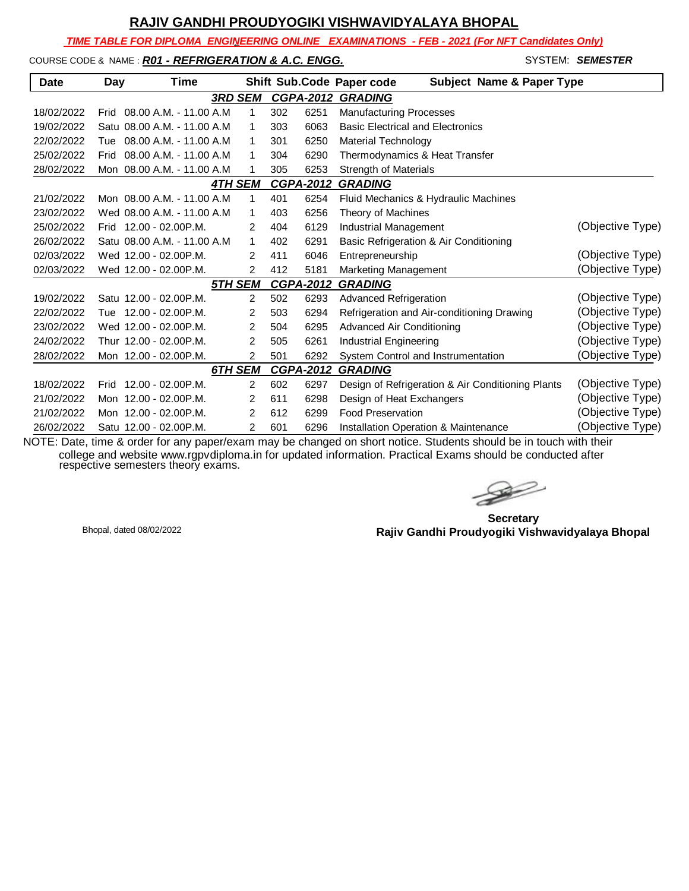# RAJIV GANDHI PROUDYOGIKI VISHWAVIDYALAYA BHOPAL

***TIME TABLE FOR DIPLOMA ENGINEERING ONLINE EXAMINATIONS - FEB - 2021 (For NFT Candidates Only)***

COURSE CODE & NAME : ***R01 - REFRIGERATION & A.C. ENGG.*** SYSTEM: ***SEMESTER***

| Date | Day | Time | Shift | Sub.Code | Paper code | Subject Name & Paper Type | |
|---|---|---|---|---|---|---|---|
| | | | ***3RD SEM*** | ***CGPA-2012*** | ***GRADING*** | | |
| 18/02/2022 | Frid | 08.00 A.M. - 11.00 A.M | 1 | 302 | 6251 | Manufacturing Processes | |
| 19/02/2022 | Satu | 08.00 A.M. - 11.00 A.M | 1 | 303 | 6063 | Basic Electrical and Electronics | |
| 22/02/2022 | Tue | 08.00 A.M. - 11.00 A.M | 1 | 301 | 6250 | Material Technology | |
| 25/02/2022 | Frid | 08.00 A.M. - 11.00 A.M | 1 | 304 | 6290 | Thermodynamics & Heat Transfer | |
| 28/02/2022 | Mon | 08.00 A.M. - 11.00 A.M | 1 | 305 | 6253 | Strength of Materials | |
| | | | ***4TH SEM*** | ***CGPA-2012*** | ***GRADING*** | | |
| 21/02/2022 | Mon | 08.00 A.M. - 11.00 A.M | 1 | 401 | 6254 | Fluid Mechanics & Hydraulic Machines | |
| 23/02/2022 | Wed | 08.00 A.M. - 11.00 A.M | 1 | 403 | 6256 | Theory of Machines | |
| 25/02/2022 | Frid | 12.00 - 02.00P.M. | 2 | 404 | 6129 | Industrial Management | (Objective Type) |
| 26/02/2022 | Satu | 08.00 A.M. - 11.00 A.M | 1 | 402 | 6291 | Basic Refrigeration & Air Conditioning | |
| 02/03/2022 | Wed | 12.00 - 02.00P.M. | 2 | 411 | 6046 | Entrepreneurship | (Objective Type) |
| 02/03/2022 | Wed | 12.00 - 02.00P.M. | 2 | 412 | 5181 | Marketing Management | (Objective Type) |
| | | | ***5TH SEM*** | ***CGPA-2012*** | ***GRADING*** | | |
| 19/02/2022 | Satu | 12.00 - 02.00P.M. | 2 | 502 | 6293 | Advanced Refrigeration | (Objective Type) |
| 22/02/2022 | Tue | 12.00 - 02.00P.M. | 2 | 503 | 6294 | Refrigeration and Air-conditioning Drawing | (Objective Type) |
| 23/02/2022 | Wed | 12.00 - 02.00P.M. | 2 | 504 | 6295 | Advanced Air Conditioning | (Objective Type) |
| 24/02/2022 | Thur | 12.00 - 02.00P.M. | 2 | 505 | 6261 | Industrial Engineering | (Objective Type) |
| 28/02/2022 | Mon | 12.00 - 02.00P.M. | 2 | 501 | 6292 | System Control and Instrumentation | (Objective Type) |
| | | | ***6TH SEM*** | ***CGPA-2012*** | ***GRADING*** | | |
| 18/02/2022 | Frid | 12.00 - 02.00P.M. | 2 | 602 | 6297 | Design of Refrigeration & Air Conditioning Plants | (Objective Type) |
| 21/02/2022 | Mon | 12.00 - 02.00P.M. | 2 | 611 | 6298 | Design of Heat Exchangers | (Objective Type) |
| 21/02/2022 | Mon | 12.00 - 02.00P.M. | 2 | 612 | 6299 | Food Preservation | (Objective Type) |
| 26/02/2022 | Satu | 12.00 - 02.00P.M. | 2 | 601 | 6296 | Installation Operation & Maintenance | (Objective Type) |

NOTE: Date, time & order for any paper/exam may be changed on short notice. Students should be in touch with their college and website www.rgpvdiploma.in for updated information. Practical Exams should be conducted after respective semesters theory exams.

Bhopal, dated 08/02/2022

**Secretary**
**Rajiv Gandhi Proudyogiki Vishwavidyalaya Bhopal**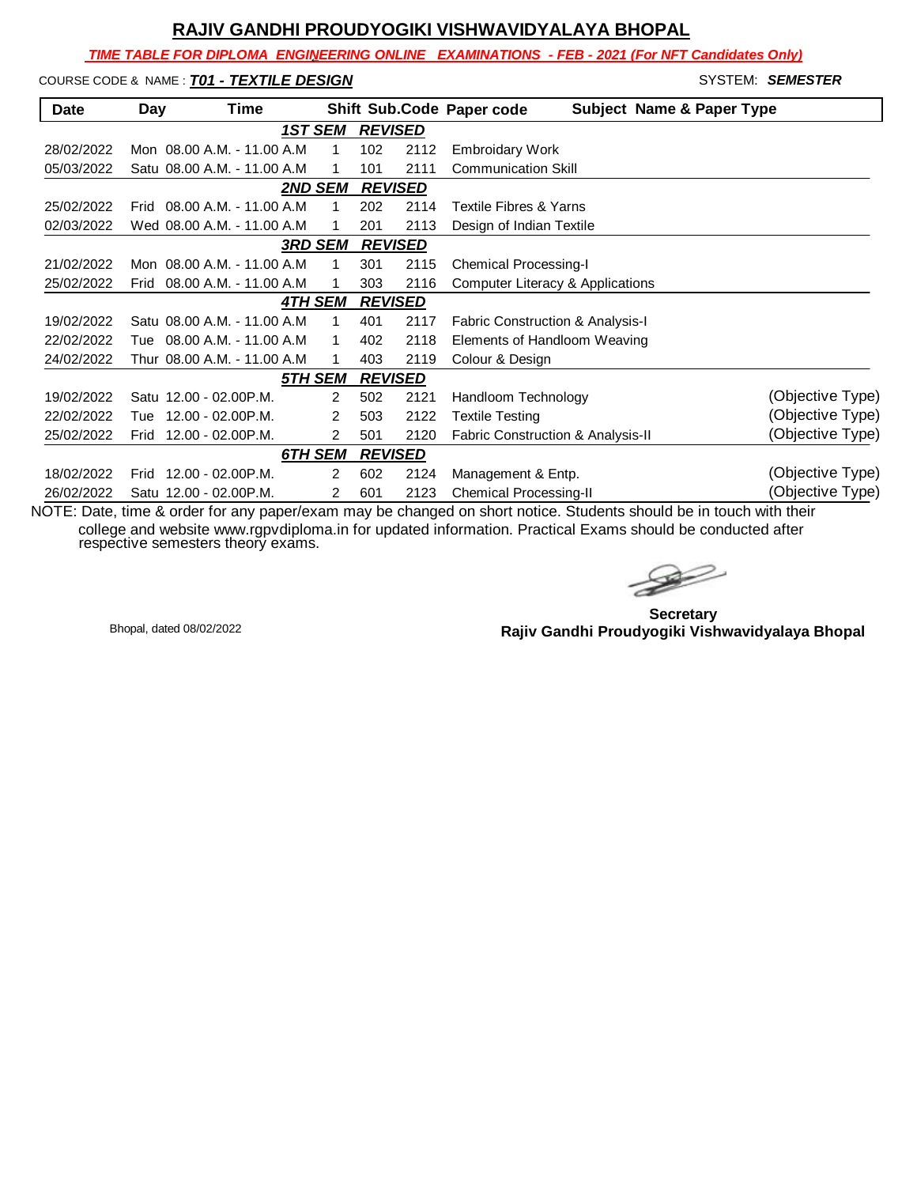# RAJIV GANDHI PROUDYOGIKI VISHWAVIDYALAYA BHOPAL

***TIME TABLE FOR DIPLOMA ENGINEERING ONLINE EXAMINATIONS - FEB - 2021 (For NFT Candidates Only)***

COURSE CODE & NAME : ***T01 - TEXTILE DESIGN*** SYSTEM: ***SEMESTER***

| Date | Day | Time | Shift | Sub.Code | Paper code | Subject Name & Paper Type | |
|---|---|---|---|---|---|---|---|
| | | | ***1ST SEM REVISED*** | | | | |
| 28/02/2022 | Mon | 08.00 A.M. - 11.00 A.M | 1 | 102 | 2112 | Embroidary Work | |
| 05/03/2022 | Satu | 08.00 A.M. - 11.00 A.M | 1 | 101 | 2111 | Communication Skill | |
| | | | ***2ND SEM REVISED*** | | | | |
| 25/02/2022 | Frid | 08.00 A.M. - 11.00 A.M | 1 | 202 | 2114 | Textile Fibres & Yarns | |
| 02/03/2022 | Wed | 08.00 A.M. - 11.00 A.M | 1 | 201 | 2113 | Design of Indian Textile | |
| | | | ***3RD SEM REVISED*** | | | | |
| 21/02/2022 | Mon | 08.00 A.M. - 11.00 A.M | 1 | 301 | 2115 | Chemical Processing-I | |
| 25/02/2022 | Frid | 08.00 A.M. - 11.00 A.M | 1 | 303 | 2116 | Computer Literacy & Applications | |
| | | | ***4TH SEM REVISED*** | | | | |
| 19/02/2022 | Satu | 08.00 A.M. - 11.00 A.M | 1 | 401 | 2117 | Fabric Construction & Analysis-I | |
| 22/02/2022 | Tue | 08.00 A.M. - 11.00 A.M | 1 | 402 | 2118 | Elements of Handloom Weaving | |
| 24/02/2022 | Thur | 08.00 A.M. - 11.00 A.M | 1 | 403 | 2119 | Colour & Design | |
| | | | ***5TH SEM REVISED*** | | | | |
| 19/02/2022 | Satu | 12.00 - 02.00P.M. | 2 | 502 | 2121 | Handloom Technology | (Objective Type) |
| 22/02/2022 | Tue | 12.00 - 02.00P.M. | 2 | 503 | 2122 | Textile Testing | (Objective Type) |
| 25/02/2022 | Frid | 12.00 - 02.00P.M. | 2 | 501 | 2120 | Fabric Construction & Analysis-II | (Objective Type) |
| | | | ***6TH SEM REVISED*** | | | | |
| 18/02/2022 | Frid | 12.00 - 02.00P.M. | 2 | 602 | 2124 | Management & Entp. | (Objective Type) |
| 26/02/2022 | Satu | 12.00 - 02.00P.M. | 2 | 601 | 2123 | Chemical Processing-II | (Objective Type) |

NOTE: Date, time & order for any paper/exam may be changed on short notice. Students should be in touch with their college and website www.rgpvdiploma.in for updated information. Practical Exams should be conducted after respective semesters theory exams.

Bhopal, dated 08/02/2022

**Secretary**
**Rajiv Gandhi Proudyogiki Vishwavidyalaya Bhopal**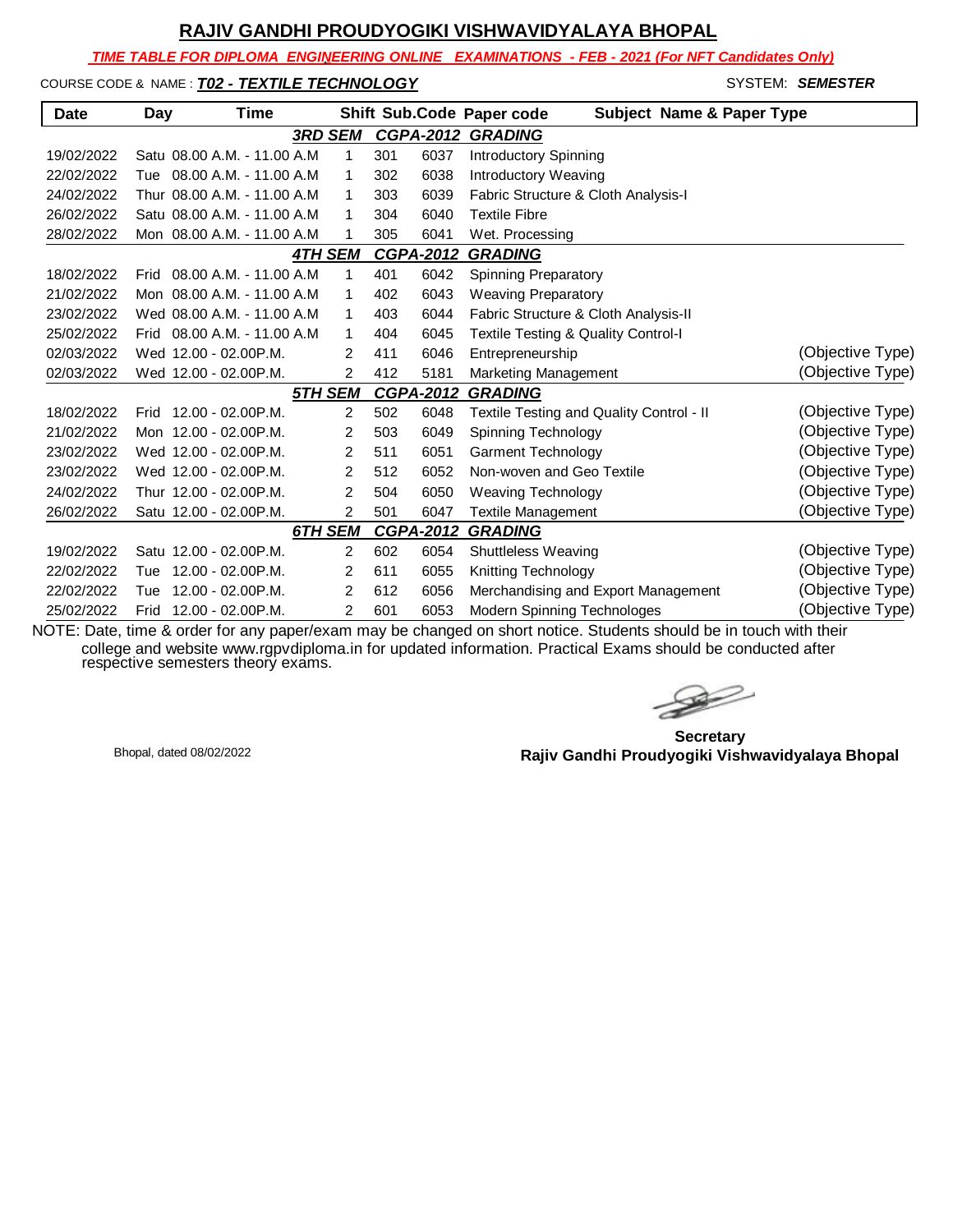# RAJIV GANDHI PROUDYOGIKI VISHWAVIDYALAYA BHOPAL

***TIME TABLE FOR DIPLOMA ENGINEERING ONLINE EXAMINATIONS - FEB - 2021 (For NFT Candidates Only)***

COURSE CODE & NAME : ***T02 - TEXTILE TECHNOLOGY*** SYSTEM: ***SEMESTER***

| Date | Day | Time | Shift | Sub.Code | Paper code | Subject Name & Paper Type | |
|---|---|---|---|---|---|---|---|
| | | | ***3RD SEM*** | ***CGPA-2012*** | ***GRADING*** | | |
| 19/02/2022 | Satu | 08.00 A.M. - 11.00 A.M | 1 | 301 | 6037 | Introductory Spinning | |
| 22/02/2022 | Tue | 08.00 A.M. - 11.00 A.M | 1 | 302 | 6038 | Introductory Weaving | |
| 24/02/2022 | Thur | 08.00 A.M. - 11.00 A.M | 1 | 303 | 6039 | Fabric Structure & Cloth Analysis-I | |
| 26/02/2022 | Satu | 08.00 A.M. - 11.00 A.M | 1 | 304 | 6040 | Textile Fibre | |
| 28/02/2022 | Mon | 08.00 A.M. - 11.00 A.M | 1 | 305 | 6041 | Wet. Processing | |
| | | | ***4TH SEM*** | ***CGPA-2012*** | ***GRADING*** | | |
| 18/02/2022 | Frid | 08.00 A.M. - 11.00 A.M | 1 | 401 | 6042 | Spinning Preparatory | |
| 21/02/2022 | Mon | 08.00 A.M. - 11.00 A.M | 1 | 402 | 6043 | Weaving Preparatory | |
| 23/02/2022 | Wed | 08.00 A.M. - 11.00 A.M | 1 | 403 | 6044 | Fabric Structure & Cloth Analysis-II | |
| 25/02/2022 | Frid | 08.00 A.M. - 11.00 A.M | 1 | 404 | 6045 | Textile Testing & Quality Control-I | |
| 02/03/2022 | Wed | 12.00 - 02.00P.M. | 2 | 411 | 6046 | Entrepreneurship | (Objective Type) |
| 02/03/2022 | Wed | 12.00 - 02.00P.M. | 2 | 412 | 5181 | Marketing Management | (Objective Type) |
| | | | ***5TH SEM*** | ***CGPA-2012*** | ***GRADING*** | | |
| 18/02/2022 | Frid | 12.00 - 02.00P.M. | 2 | 502 | 6048 | Textile Testing and Quality Control - II | (Objective Type) |
| 21/02/2022 | Mon | 12.00 - 02.00P.M. | 2 | 503 | 6049 | Spinning Technology | (Objective Type) |
| 23/02/2022 | Wed | 12.00 - 02.00P.M. | 2 | 511 | 6051 | Garment Technology | (Objective Type) |
| 23/02/2022 | Wed | 12.00 - 02.00P.M. | 2 | 512 | 6052 | Non-woven and Geo Textile | (Objective Type) |
| 24/02/2022 | Thur | 12.00 - 02.00P.M. | 2 | 504 | 6050 | Weaving Technology | (Objective Type) |
| 26/02/2022 | Satu | 12.00 - 02.00P.M. | 2 | 501 | 6047 | Textile Management | (Objective Type) |
| | | | ***6TH SEM*** | ***CGPA-2012*** | ***GRADING*** | | |
| 19/02/2022 | Satu | 12.00 - 02.00P.M. | 2 | 602 | 6054 | Shuttleless Weaving | (Objective Type) |
| 22/02/2022 | Tue | 12.00 - 02.00P.M. | 2 | 611 | 6055 | Knitting Technology | (Objective Type) |
| 22/02/2022 | Tue | 12.00 - 02.00P.M. | 2 | 612 | 6056 | Merchandising and Export Management | (Objective Type) |
| 25/02/2022 | Frid | 12.00 - 02.00P.M. | 2 | 601 | 6053 | Modern Spinning Technologes | (Objective Type) |

NOTE: Date, time & order for any paper/exam may be changed on short notice. Students should be in touch with their college and website www.rgpvdiploma.in for updated information. Practical Exams should be conducted after respective semesters theory exams.

Bhopal, dated 08/02/2022

**Secretary**
**Rajiv Gandhi Proudyogiki Vishwavidyalaya Bhopal**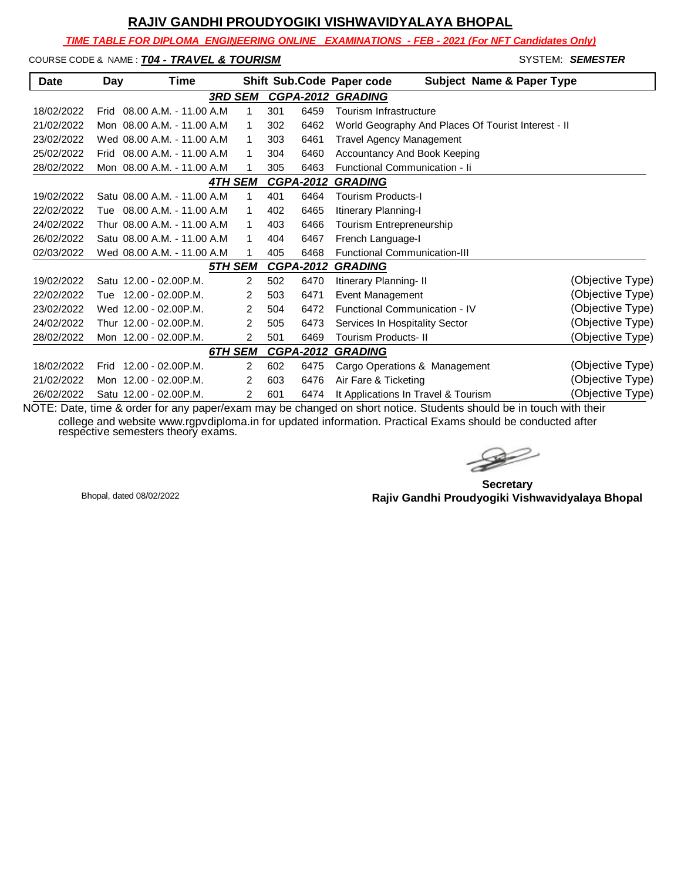# RAJIV GANDHI PROUDYOGIKI VISHWAVIDYALAYA BHOPAL

***TIME TABLE FOR DIPLOMA ENGINEERING ONLINE EXAMINATIONS - FEB - 2021 (For NFT Candidates Only)***

COURSE CODE & NAME : ***T04 - TRAVEL & TOURISM*** SYSTEM: ***SEMESTER***

| Date | Day | Time | Shift | Sub.Code | Paper code | Subject Name & Paper Type | |
|---|---|---|---|---|---|---|---|
| | | | ***3RD SEM*** | ***CGPA-2012*** | ***GRADING*** | | |
| 18/02/2022 | Frid | 08.00 A.M. - 11.00 A.M | 1 | 301 | 6459 | Tourism Infrastructure | |
| 21/02/2022 | Mon | 08.00 A.M. - 11.00 A.M | 1 | 302 | 6462 | World Geography And Places Of Tourist Interest - II | |
| 23/02/2022 | Wed | 08.00 A.M. - 11.00 A.M | 1 | 303 | 6461 | Travel Agency Management | |
| 25/02/2022 | Frid | 08.00 A.M. - 11.00 A.M | 1 | 304 | 6460 | Accountancy And Book Keeping | |
| 28/02/2022 | Mon | 08.00 A.M. - 11.00 A.M | 1 | 305 | 6463 | Functional Communication - Ii | |
| | | | ***4TH SEM*** | ***CGPA-2012*** | ***GRADING*** | | |
| 19/02/2022 | Satu | 08.00 A.M. - 11.00 A.M | 1 | 401 | 6464 | Tourism Products-I | |
| 22/02/2022 | Tue | 08.00 A.M. - 11.00 A.M | 1 | 402 | 6465 | Itinerary Planning-I | |
| 24/02/2022 | Thur | 08.00 A.M. - 11.00 A.M | 1 | 403 | 6466 | Tourism Entrepreneurship | |
| 26/02/2022 | Satu | 08.00 A.M. - 11.00 A.M | 1 | 404 | 6467 | French Language-I | |
| 02/03/2022 | Wed | 08.00 A.M. - 11.00 A.M | 1 | 405 | 6468 | Functional Communication-III | |
| | | | ***5TH SEM*** | ***CGPA-2012*** | ***GRADING*** | | |
| 19/02/2022 | Satu | 12.00 - 02.00P.M. | 2 | 502 | 6470 | Itinerary Planning- II | (Objective Type) |
| 22/02/2022 | Tue | 12.00 - 02.00P.M. | 2 | 503 | 6471 | Event Management | (Objective Type) |
| 23/02/2022 | Wed | 12.00 - 02.00P.M. | 2 | 504 | 6472 | Functional Communication - IV | (Objective Type) |
| 24/02/2022 | Thur | 12.00 - 02.00P.M. | 2 | 505 | 6473 | Services In Hospitality Sector | (Objective Type) |
| 28/02/2022 | Mon | 12.00 - 02.00P.M. | 2 | 501 | 6469 | Tourism Products- II | (Objective Type) |
| | | | ***6TH SEM*** | ***CGPA-2012*** | ***GRADING*** | | |
| 18/02/2022 | Frid | 12.00 - 02.00P.M. | 2 | 602 | 6475 | Cargo Operations & Management | (Objective Type) |
| 21/02/2022 | Mon | 12.00 - 02.00P.M. | 2 | 603 | 6476 | Air Fare & Ticketing | (Objective Type) |
| 26/02/2022 | Satu | 12.00 - 02.00P.M. | 2 | 601 | 6474 | It Applications In Travel & Tourism | (Objective Type) |

NOTE: Date, time & order for any paper/exam may be changed on short notice. Students should be in touch with their college and website www.rgpvdiploma.in for updated information. Practical Exams should be conducted after respective semesters theory exams.

Bhopal, dated 08/02/2022

**Secretary**
**Rajiv Gandhi Proudyogiki Vishwavidyalaya Bhopal**